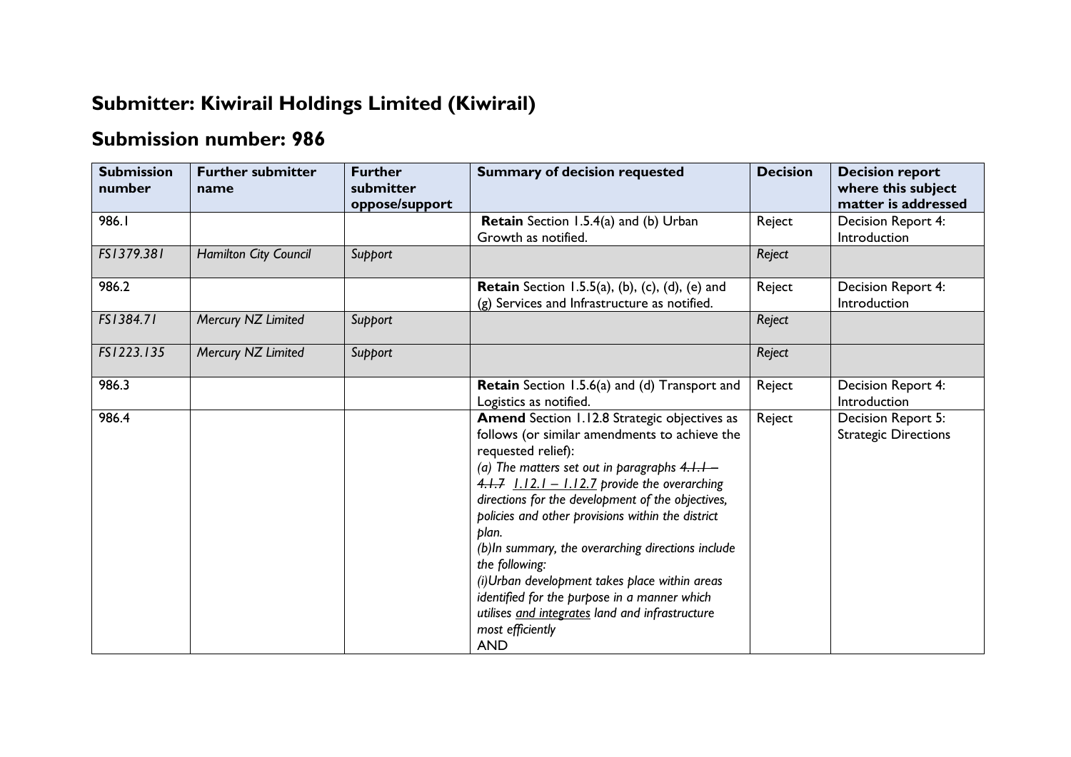# Submitter: Kiwirail Holdings Limited (Kiwirail)

# Submission number: 986

| Submission number | Further submitter name | Further submitter oppose/support | Summary of decision requested | Decision | Decision report where this subject matter is addressed |
|---|---|---|---|---|---|
| 986.1 | | | **Retain** Section 1.5.4(a) and (b) Urban Growth as notified. | Reject | Decision Report 4: Introduction |
| *FS1379.381* | *Hamilton City Council* | *Support* | | *Reject* | |
| 986.2 | | | **Retain** Section 1.5.5(a), (b), (c), (d), (e) and (g) Services and Infrastructure as notified. | Reject | Decision Report 4: Introduction |
| *FS1384.71* | *Mercury NZ Limited* | *Support* | | *Reject* | |
| *FS1223.135* | *Mercury NZ Limited* | *Support* | | *Reject* | |
| 986.3 | | | **Retain** Section 1.5.6(a) and (d) Transport and Logistics as notified. | Reject | Decision Report 4: Introduction |
| 986.4 | | | **Amend** Section 1.12.8 Strategic objectives as follows (or similar amendments to achieve the requested relief): *(a) The matters set out in paragraphs ~~4.1.1 – 4.1.7~~ 1.12.1 – 1.12.7 provide the overarching directions for the development of the objectives, policies and other provisions within the district plan.* *(b)In summary, the overarching directions include the following:* *(i)Urban development takes place within areas identified for the purpose in a manner which utilises and integrates land and infrastructure most efficiently* AND | Reject | Decision Report 5: Strategic Directions |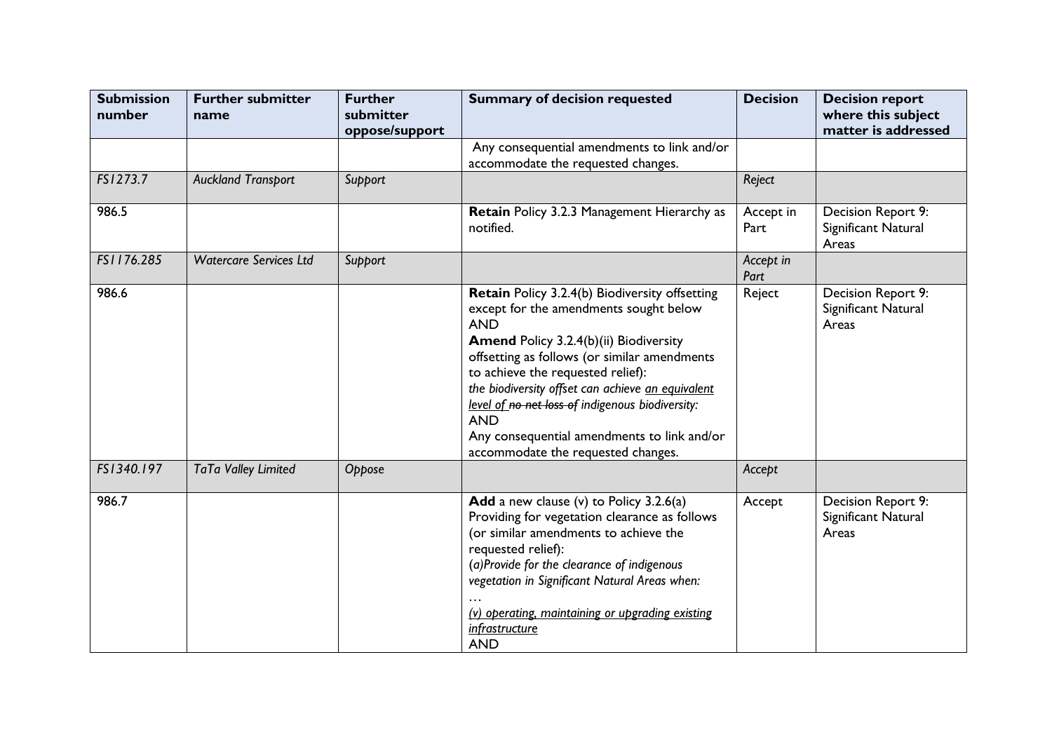| Submission number | Further submitter name | Further submitter oppose/support | Summary of decision requested | Decision | Decision report where this subject matter is addressed |
|---|---|---|---|---|---|
| | | | Any consequential amendments to link and/or accommodate the requested changes. | | |
| *FS1273.7* | *Auckland Transport* | *Support* | | *Reject* | |
| 986.5 | | | **Retain** Policy 3.2.3 Management Hierarchy as notified. | Accept in Part | Decision Report 9: Significant Natural Areas |
| *FS1176.285* | *Watercare Services Ltd* | *Support* | | *Accept in Part* | |
| 986.6 | | | **Retain** Policy 3.2.4(b) Biodiversity offsetting except for the amendments sought below<br>AND<br>**Amend** Policy 3.2.4(b)(ii) Biodiversity offsetting as follows (or similar amendments to achieve the requested relief):<br>*the biodiversity offset can achieve <u>an equivalent level of</u> ~~no net loss of~~ indigenous biodiversity:*<br>AND<br>Any consequential amendments to link and/or accommodate the requested changes. | Reject | Decision Report 9: Significant Natural Areas |
| *FS1340.197* | *TaTa Valley Limited* | *Oppose* | | *Accept* | |
| 986.7 | | | **Add** a new clause (v) to Policy 3.2.6(a) Providing for vegetation clearance as follows (or similar amendments to achieve the requested relief):<br>*(a)Provide for the clearance of indigenous vegetation in Significant Natural Areas when:*<br>…<br>*<u>(v) operating, maintaining or upgrading existing infrastructure</u>*<br>AND | Accept | Decision Report 9: Significant Natural Areas |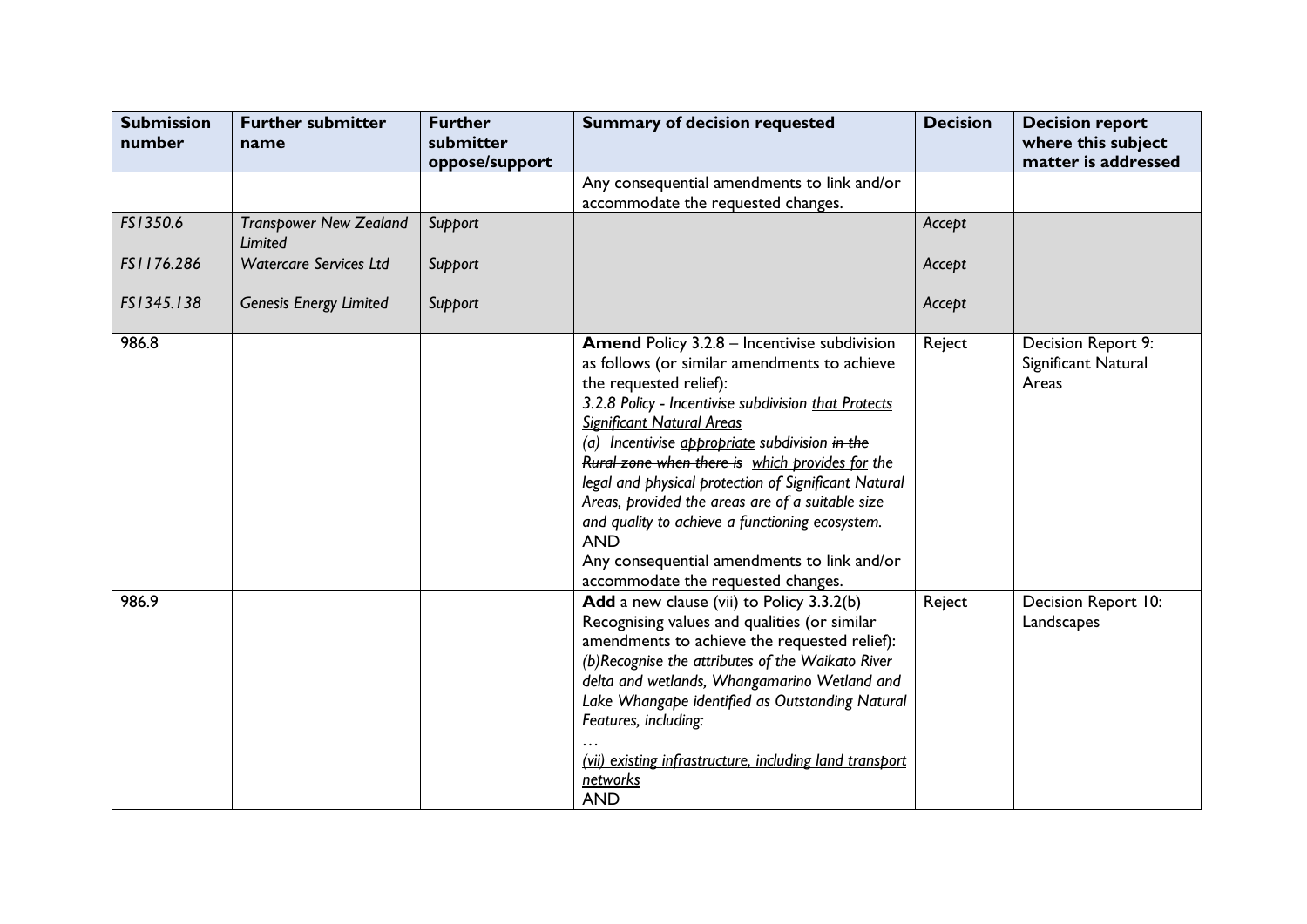| Submission number | Further submitter name | Further submitter oppose/support | Summary of decision requested | Decision | Decision report where this subject matter is addressed |
|---|---|---|---|---|---|
| | | | Any consequential amendments to link and/or accommodate the requested changes. | | |
| *FS1350.6* | *Transpower New Zealand Limited* | *Support* | | *Accept* | |
| *FS1176.286* | *Watercare Services Ltd* | *Support* | | *Accept* | |
| *FS1345.138* | *Genesis Energy Limited* | *Support* | | *Accept* | |
| 986.8 | | | **Amend** Policy 3.2.8 – Incentivise subdivision as follows (or similar amendments to achieve the requested relief):<br>*3.2.8 Policy - Incentivise subdivision <u>that Protects Significant Natural Areas</u>*<br>*(a) Incentivise <u>appropriate</u> subdivision ~~in the Rural zone when there is~~ <u>which provides for</u> the legal and physical protection of Significant Natural Areas, provided the areas are of a suitable size and quality to achieve a functioning ecosystem.*<br>AND<br>Any consequential amendments to link and/or accommodate the requested changes. | Reject | Decision Report 9: Significant Natural Areas |
| 986.9 | | | **Add** a new clause (vii) to Policy 3.3.2(b) Recognising values and qualities (or similar amendments to achieve the requested relief):<br>*(b)Recognise the attributes of the Waikato River delta and wetlands, Whangamarino Wetland and Lake Whangape identified as Outstanding Natural Features, including:*<br>*…*<br>*<u>(vii) existing infrastructure, including land transport networks</u>*<br>AND | Reject | Decision Report 10: Landscapes |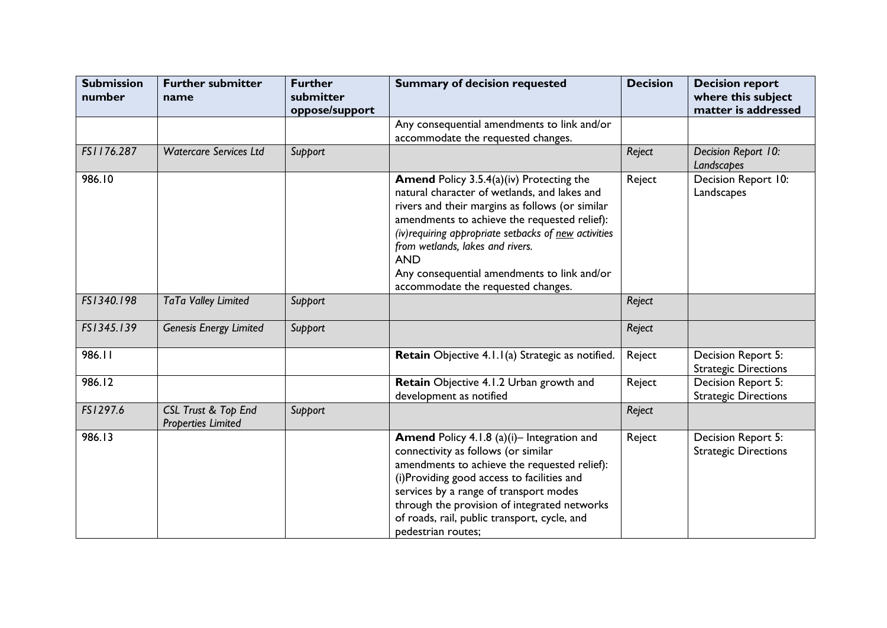| Submission number | Further submitter name | Further submitter oppose/support | Summary of decision requested | Decision | Decision report where this subject matter is addressed |
|---|---|---|---|---|---|
| | | | Any consequential amendments to link and/or accommodate the requested changes. | | |
| *FS1176.287* | *Watercare Services Ltd* | *Support* | | *Reject* | *Decision Report 10: Landscapes* |
| 986.10 | | | **Amend** Policy 3.5.4(a)(iv) Protecting the natural character of wetlands, and lakes and rivers and their margins as follows (or similar amendments to achieve the requested relief): *(iv)requiring appropriate setbacks of new activities from wetlands, lakes and rivers.* AND Any consequential amendments to link and/or accommodate the requested changes. | Reject | Decision Report 10: Landscapes |
| *FS1340.198* | *TaTa Valley Limited* | *Support* | | *Reject* | |
| *FS1345.139* | *Genesis Energy Limited* | *Support* | | *Reject* | |
| 986.11 | | | **Retain** Objective 4.1.1(a) Strategic as notified. | Reject | Decision Report 5: Strategic Directions |
| 986.12 | | | **Retain** Objective 4.1.2 Urban growth and development as notified | Reject | Decision Report 5: Strategic Directions |
| *FS1297.6* | *CSL Trust & Top End Properties Limited* | *Support* | | *Reject* | |
| 986.13 | | | **Amend** Policy 4.1.8 (a)(i)– Integration and connectivity as follows (or similar amendments to achieve the requested relief): (i)Providing good access to facilities and services by a range of transport modes through the provision of integrated networks of roads, rail, public transport, cycle, and pedestrian routes; | Reject | Decision Report 5: Strategic Directions |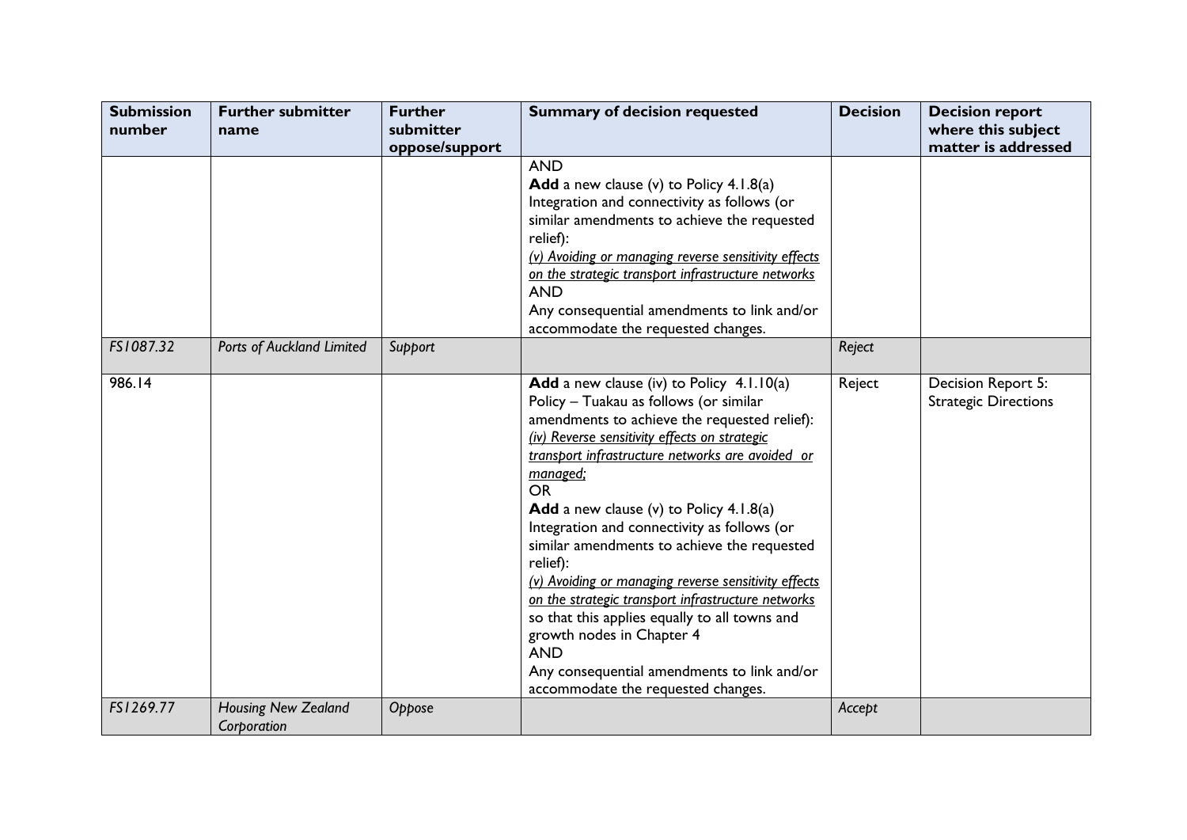| Submission number | Further submitter name | Further submitter oppose/support | Summary of decision requested | Decision | Decision report where this subject matter is addressed |
|---|---|---|---|---|---|
| | | | AND<br>**Add** a new clause (v) to Policy 4.1.8(a) Integration and connectivity as follows (or similar amendments to achieve the requested relief):<br>*(v) Avoiding or managing reverse sensitivity effects on the strategic transport infrastructure networks*<br>AND<br>Any consequential amendments to link and/or accommodate the requested changes. | | |
| *FS1087.32* | *Ports of Auckland Limited* | *Support* | | *Reject* | |
| 986.14 | | | **Add** a new clause (iv) to Policy 4.1.10(a) Policy – Tuakau as follows (or similar amendments to achieve the requested relief):<br>*(iv) Reverse sensitivity effects on strategic transport infrastructure networks are avoided or managed;*<br>OR<br>**Add** a new clause (v) to Policy 4.1.8(a) Integration and connectivity as follows (or similar amendments to achieve the requested relief):<br>*(v) Avoiding or managing reverse sensitivity effects on the strategic transport infrastructure networks* so that this applies equally to all towns and growth nodes in Chapter 4<br>AND<br>Any consequential amendments to link and/or accommodate the requested changes. | Reject | Decision Report 5: Strategic Directions |
| *FS1269.77* | *Housing New Zealand Corporation* | *Oppose* | | *Accept* | |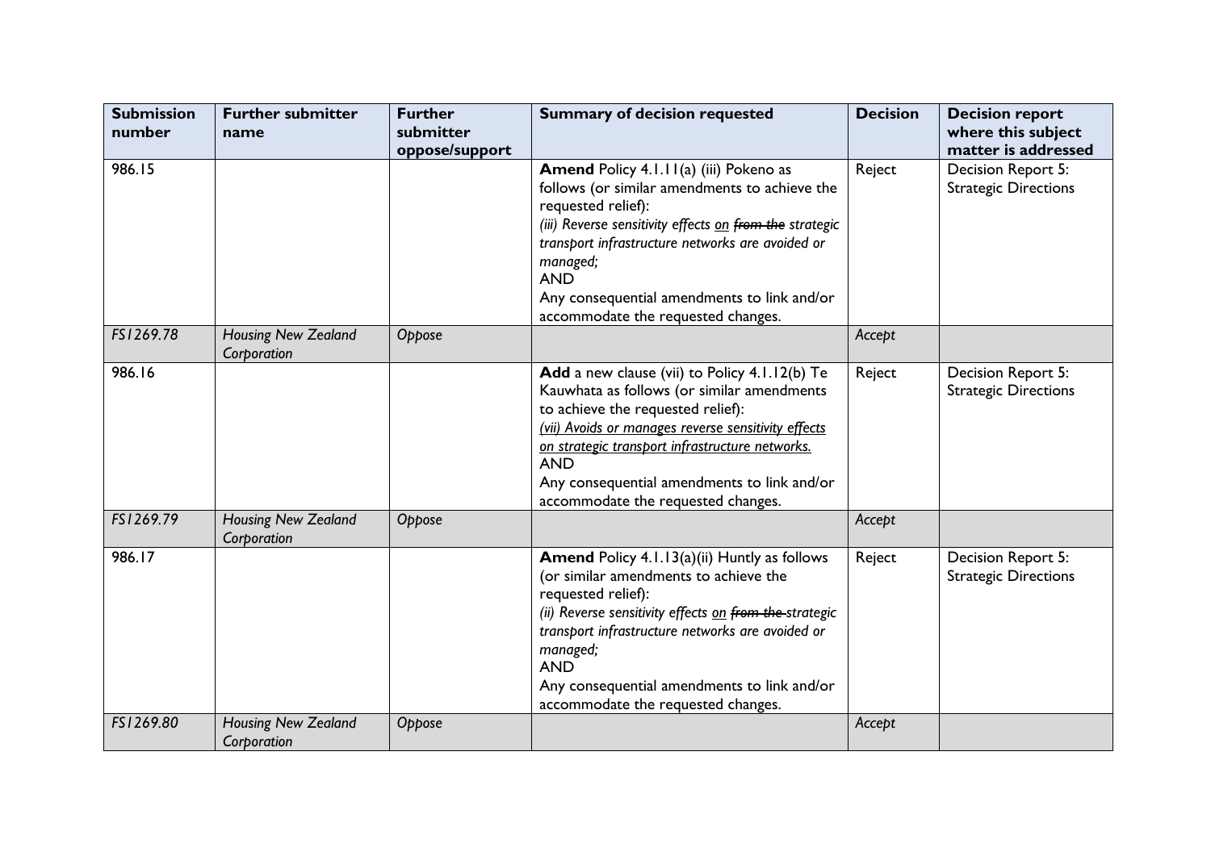| Submission number | Further submitter name | Further submitter oppose/support | Summary of decision requested | Decision | Decision report where this subject matter is addressed |
|---|---|---|---|---|---|
| 986.15 | | | **Amend** Policy 4.1.11(a) (iii) Pokeno as follows (or similar amendments to achieve the requested relief):<br>*(iii) Reverse sensitivity effects <u>on</u> ~~from the~~ strategic transport infrastructure networks are avoided or managed;*<br>AND<br>Any consequential amendments to link and/or accommodate the requested changes. | Reject | Decision Report 5: Strategic Directions |
| *FS1269.78* | *Housing New Zealand Corporation* | *Oppose* | | *Accept* | |
| 986.16 | | | **Add** a new clause (vii) to Policy 4.1.12(b) Te Kauwhata as follows (or similar amendments to achieve the requested relief):<br>*<u>(vii) Avoids or manages reverse sensitivity effects on strategic transport infrastructure networks.</u>*<br>AND<br>Any consequential amendments to link and/or accommodate the requested changes. | Reject | Decision Report 5: Strategic Directions |
| *FS1269.79* | *Housing New Zealand Corporation* | *Oppose* | | *Accept* | |
| 986.17 | | | **Amend** Policy 4.1.13(a)(ii) Huntly as follows (or similar amendments to achieve the requested relief):<br>*(ii) Reverse sensitivity effects <u>on</u> ~~from the~~ strategic transport infrastructure networks are avoided or managed;*<br>AND<br>Any consequential amendments to link and/or accommodate the requested changes. | Reject | Decision Report 5: Strategic Directions |
| *FS1269.80* | *Housing New Zealand Corporation* | *Oppose* | | *Accept* | |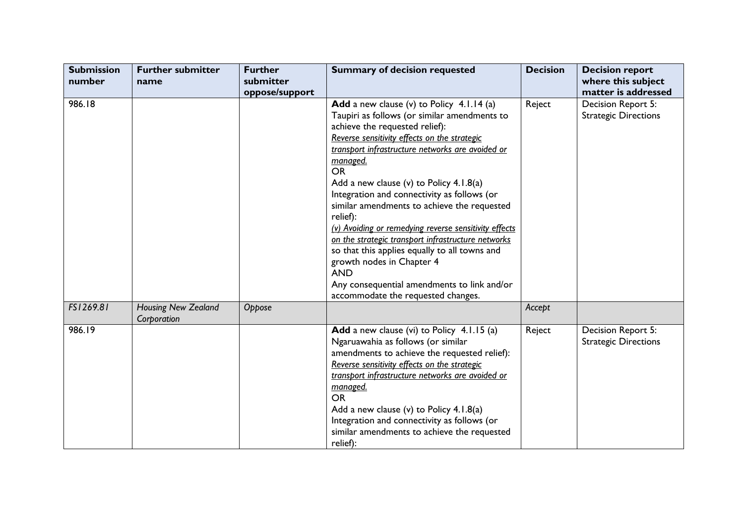| Submission number | Further submitter name | Further submitter oppose/support | Summary of decision requested | Decision | Decision report where this subject matter is addressed |
|---|---|---|---|---|---|
| 986.18 | | | **Add** a new clause (v) to Policy 4.1.14 (a) Taupiri as follows (or similar amendments to achieve the requested relief):<br>*Reverse sensitivity effects on the strategic transport infrastructure networks are avoided or managed.*<br>OR<br>Add a new clause (v) to Policy 4.1.8(a) Integration and connectivity as follows (or similar amendments to achieve the requested relief):<br>*(v) Avoiding or remedying reverse sensitivity effects on the strategic transport infrastructure networks*<br>so that this applies equally to all towns and growth nodes in Chapter 4<br>AND<br>Any consequential amendments to link and/or accommodate the requested changes. | Reject | Decision Report 5: Strategic Directions |
| *FS1269.81* | *Housing New Zealand Corporation* | *Oppose* | | *Accept* | |
| 986.19 | | | **Add** a new clause (vi) to Policy 4.1.15 (a) Ngaruawahia as follows (or similar amendments to achieve the requested relief):<br>*Reverse sensitivity effects on the strategic transport infrastructure networks are avoided or managed.*<br>OR<br>Add a new clause (v) to Policy 4.1.8(a) Integration and connectivity as follows (or similar amendments to achieve the requested relief): | Reject | Decision Report 5: Strategic Directions |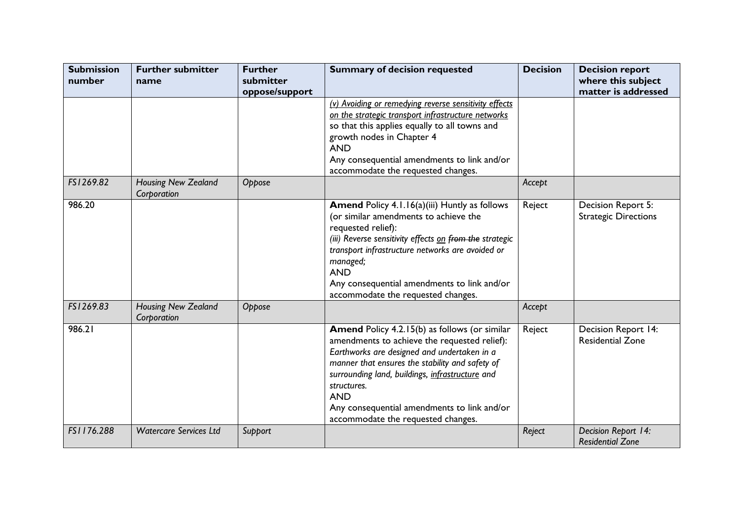| Submission number | Further submitter name | Further submitter oppose/support | Summary of decision requested | Decision | Decision report where this subject matter is addressed |
|---|---|---|---|---|---|
| | | | *(v) Avoiding or remedying reverse sensitivity effects on the strategic transport infrastructure networks* so that this applies equally to all towns and growth nodes in Chapter 4<br>AND<br>Any consequential amendments to link and/or accommodate the requested changes. | | |
| *FS1269.82* | *Housing New Zealand Corporation* | *Oppose* | | *Accept* | |
| 986.20 | | | **Amend** Policy 4.1.16(a)(iii) Huntly as follows (or similar amendments to achieve the requested relief):<br>*(iii) Reverse sensitivity effects on ~~from the~~ strategic transport infrastructure networks are avoided or managed;*<br>AND<br>Any consequential amendments to link and/or accommodate the requested changes. | Reject | Decision Report 5: Strategic Directions |
| *FS1269.83* | *Housing New Zealand Corporation* | *Oppose* | | *Accept* | |
| 986.21 | | | **Amend** Policy 4.2.15(b) as follows (or similar amendments to achieve the requested relief):<br>*Earthworks are designed and undertaken in a manner that ensures the stability and safety of surrounding land, buildings, infrastructure and structures.*<br>AND<br>Any consequential amendments to link and/or accommodate the requested changes. | Reject | Decision Report 14: Residential Zone |
| *FS1176.288* | *Watercare Services Ltd* | *Support* | | *Reject* | *Decision Report 14: Residential Zone* |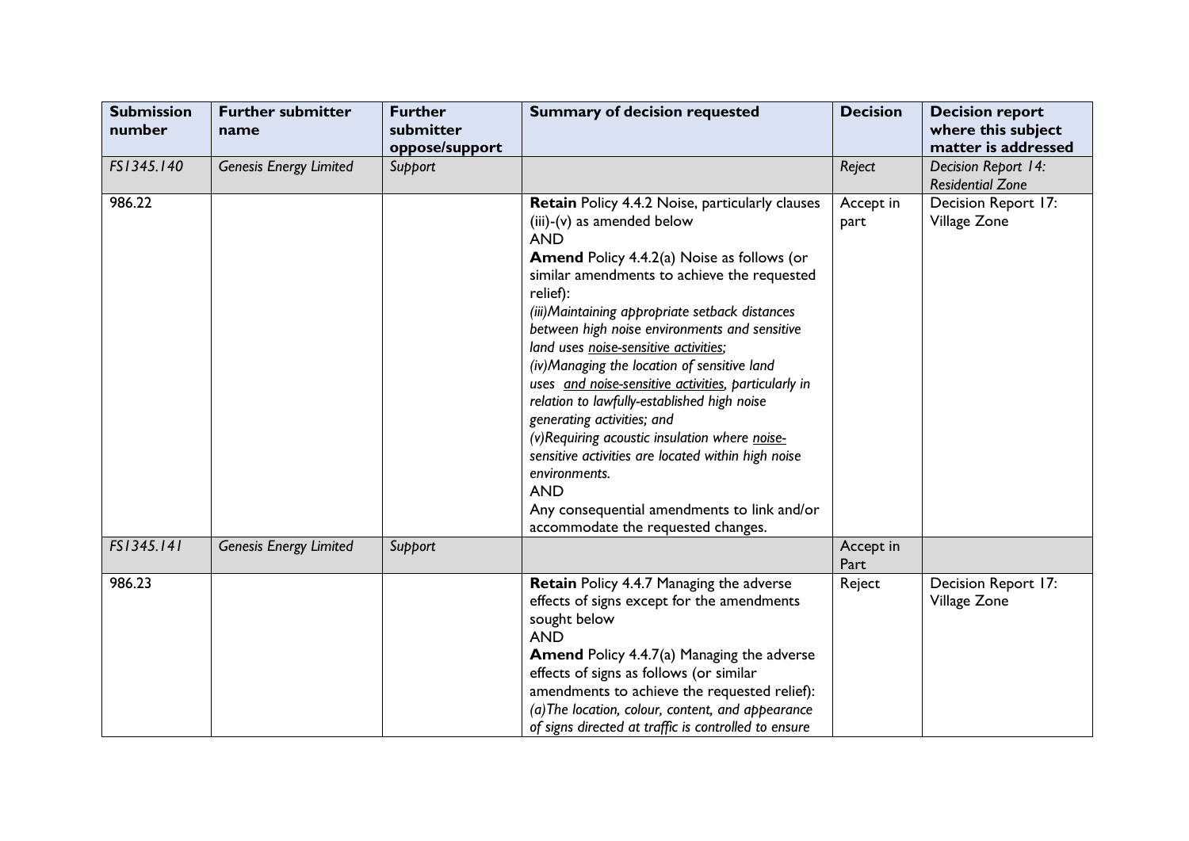| Submission number | Further submitter name | Further submitter oppose/support | Summary of decision requested | Decision | Decision report where this subject matter is addressed |
|---|---|---|---|---|---|
| *FS1345.140* | *Genesis Energy Limited* | *Support* | | *Reject* | *Decision Report 14: Residential Zone* |
| 986.22 | | | **Retain** Policy 4.4.2 Noise, particularly clauses (iii)-(v) as amended below<br>AND<br>**Amend** Policy 4.4.2(a) Noise as follows (or similar amendments to achieve the requested relief):<br>*(iii)Maintaining appropriate setback distances between high noise environments and sensitive land uses <u>noise-sensitive activities</u>;*<br>*(iv)Managing the location of sensitive land uses <u>and noise-sensitive activities</u>, particularly in relation to lawfully-established high noise generating activities; and*<br>*(v)Requiring acoustic insulation where <u>noise-sensitive activities</u> are located within high noise environments.*<br>AND<br>Any consequential amendments to link and/or accommodate the requested changes. | Accept in part | Decision Report 17: Village Zone |
| *FS1345.141* | *Genesis Energy Limited* | *Support* | | Accept in Part | |
| 986.23 | | | **Retain** Policy 4.4.7 Managing the adverse effects of signs except for the amendments sought below<br>AND<br>**Amend** Policy 4.4.7(a) Managing the adverse effects of signs as follows (or similar amendments to achieve the requested relief):<br>*(a)The location, colour, content, and appearance of signs directed at traffic is controlled to ensure* | Reject | Decision Report 17: Village Zone |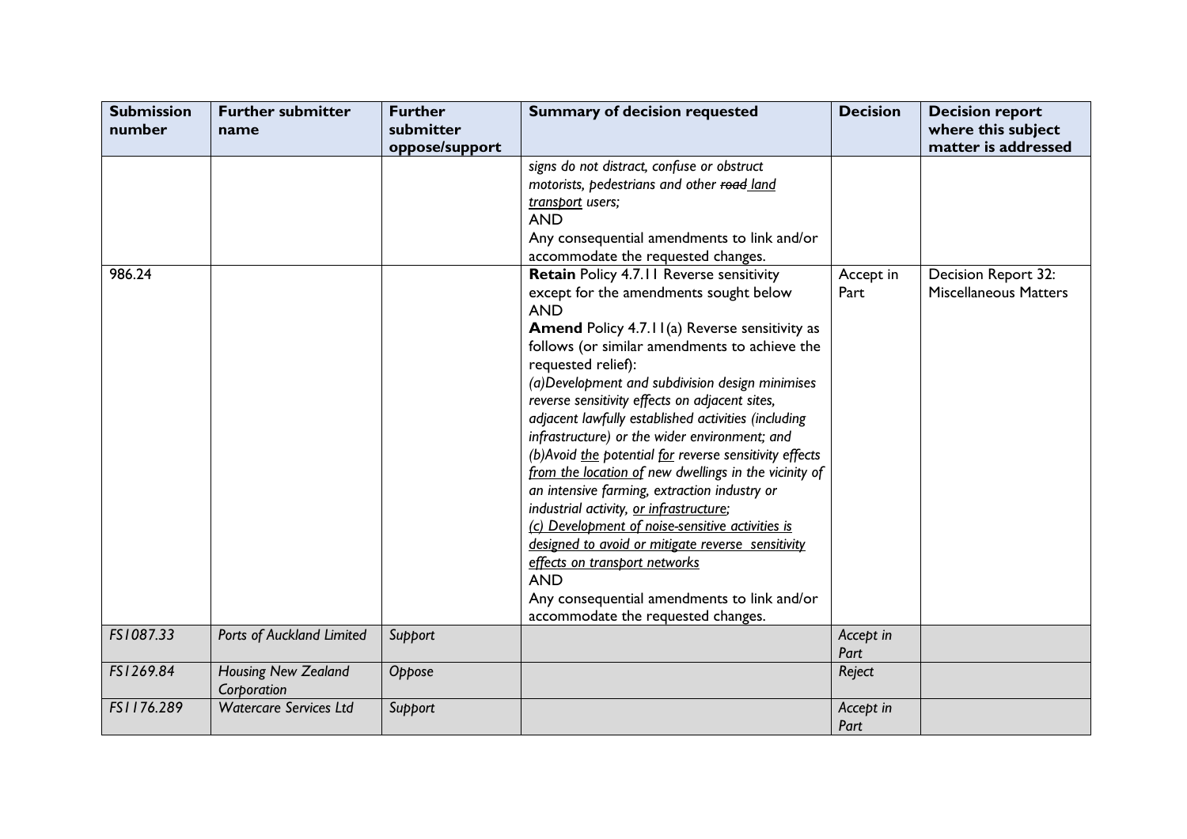| Submission number | Further submitter name | Further submitter oppose/support | Summary of decision requested | Decision | Decision report where this subject matter is addressed |
|---|---|---|---|---|---|
| | | | *signs do not distract, confuse or obstruct motorists, pedestrians and other ~~road~~ <u>land transport</u> users;*<br>AND<br>Any consequential amendments to link and/or accommodate the requested changes. | | |
| 986.24 | | | **Retain** Policy 4.7.11 Reverse sensitivity except for the amendments sought below<br>AND<br>**Amend** Policy 4.7.11(a) Reverse sensitivity as follows (or similar amendments to achieve the requested relief):<br>*(a)Development and subdivision design minimises reverse sensitivity effects on adjacent sites, adjacent lawfully established activities (including infrastructure) or the wider environment; and*<br>*(b)Avoid <u>the</u> potential <u>for</u> reverse sensitivity effects <u>from the location of</u> new dwellings in the vicinity of an intensive farming, extraction industry or industrial activity, <u>or infrastructure</u>;*<br>*<u>(c) Development of noise-sensitive activities is designed to avoid or mitigate reverse sensitivity effects on transport networks</u>*<br>AND<br>Any consequential amendments to link and/or accommodate the requested changes. | Accept in Part | Decision Report 32: Miscellaneous Matters |
| *FS1087.33* | *Ports of Auckland Limited* | *Support* | | *Accept in Part* | |
| *FS1269.84* | *Housing New Zealand Corporation* | *Oppose* | | *Reject* | |
| *FS1176.289* | *Watercare Services Ltd* | *Support* | | *Accept in Part* | |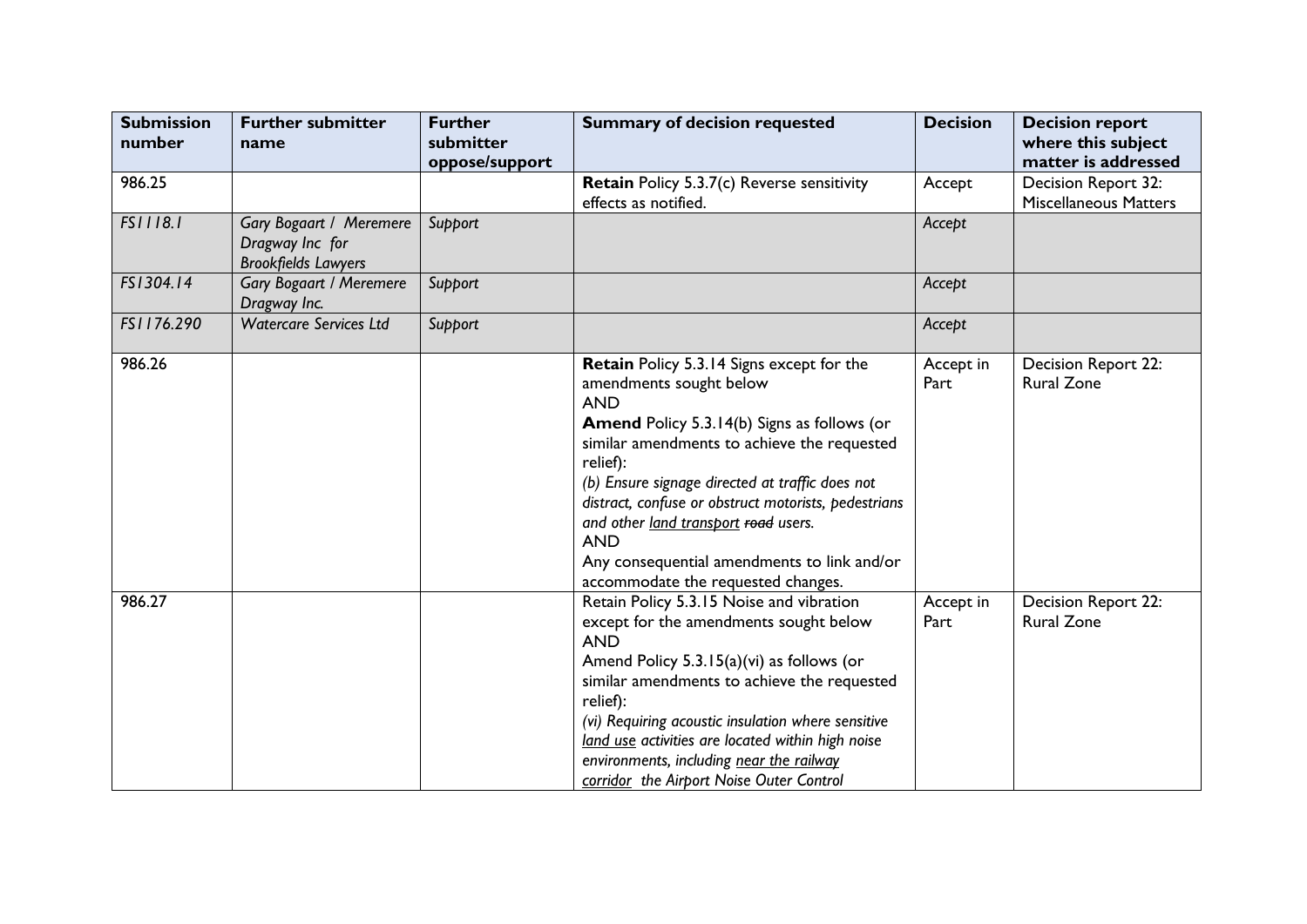| Submission number | Further submitter name | Further submitter oppose/support | Summary of decision requested | Decision | Decision report where this subject matter is addressed |
|---|---|---|---|---|---|
| 986.25 | | | **Retain** Policy 5.3.7(c) Reverse sensitivity effects as notified. | Accept | Decision Report 32: Miscellaneous Matters |
| *FS1118.1* | *Gary Bogaart / Meremere Dragway Inc for Brookfields Lawyers* | *Support* | | *Accept* | |
| *FS1304.14* | *Gary Bogaart / Meremere Dragway Inc.* | *Support* | | *Accept* | |
| *FS1176.290* | *Watercare Services Ltd* | *Support* | | *Accept* | |
| 986.26 | | | **Retain** Policy 5.3.14 Signs except for the amendments sought below<br>AND<br>**Amend** Policy 5.3.14(b) Signs as follows (or similar amendments to achieve the requested relief):<br>*(b) Ensure signage directed at traffic does not distract, confuse or obstruct motorists, pedestrians and other <u>land transport</u> ~~road~~ users.*<br>AND<br>Any consequential amendments to link and/or accommodate the requested changes. | Accept in Part | Decision Report 22: Rural Zone |
| 986.27 | | | Retain Policy 5.3.15 Noise and vibration except for the amendments sought below<br>AND<br>Amend Policy 5.3.15(a)(vi) as follows (or similar amendments to achieve the requested relief):<br>*(vi) Requiring acoustic insulation where sensitive <u>land use</u> activities are located within high noise environments, including <u>near the railway corridor</u> the Airport Noise Outer Control* | Accept in Part | Decision Report 22: Rural Zone |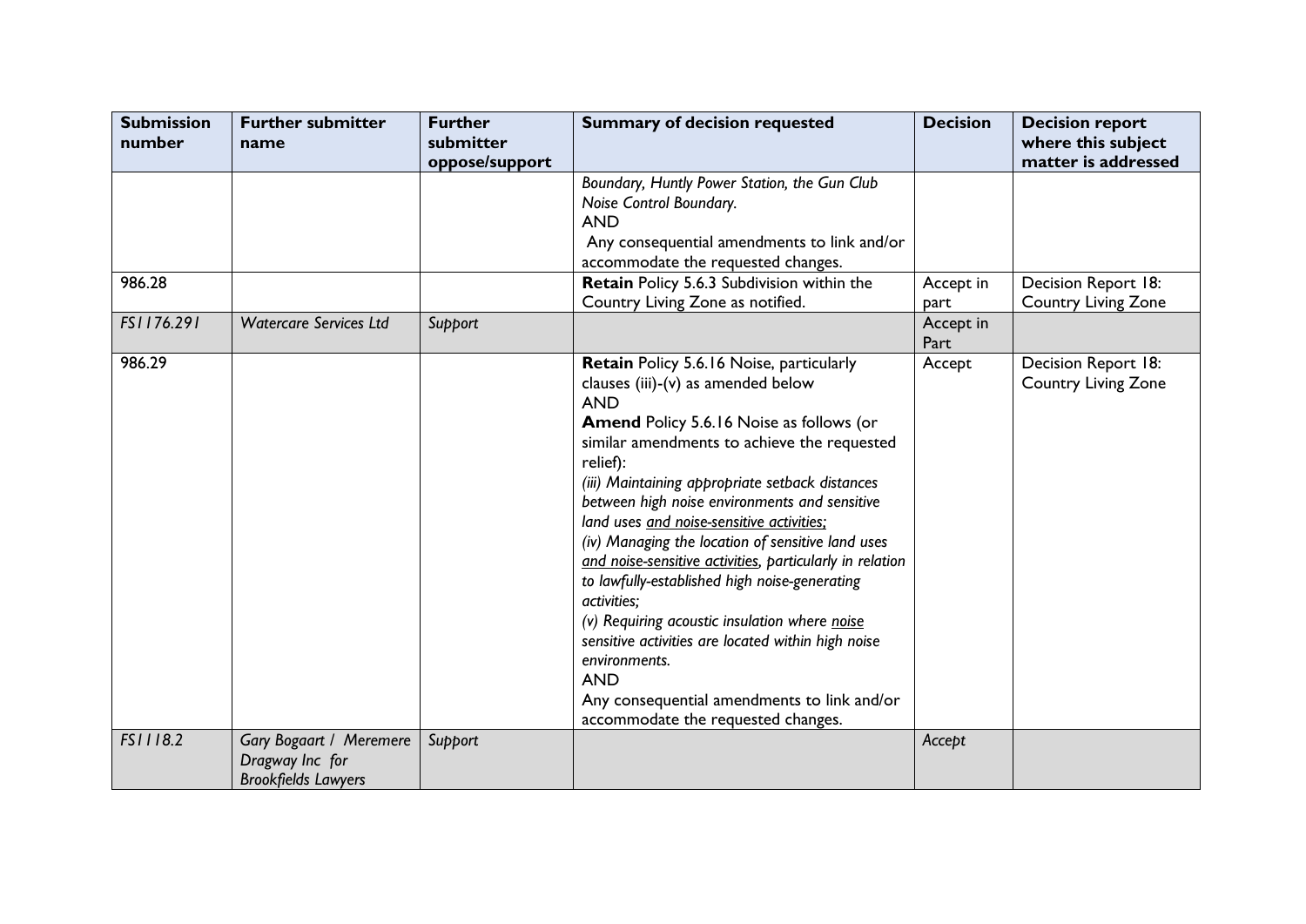| Submission number | Further submitter name | Further submitter oppose/support | Summary of decision requested | Decision | Decision report where this subject matter is addressed |
|---|---|---|---|---|---|
| | | | *Boundary, Huntly Power Station, the Gun Club Noise Control Boundary.*<br>AND<br>Any consequential amendments to link and/or accommodate the requested changes. | | |
| 986.28 | | | **Retain** Policy 5.6.3 Subdivision within the Country Living Zone as notified. | Accept in part | Decision Report 18: Country Living Zone |
| *FS1176.291* | *Watercare Services Ltd* | *Support* | | Accept in Part | |
| 986.29 | | | **Retain** Policy 5.6.16 Noise, particularly clauses (iii)-(v) as amended below<br>AND<br>**Amend** Policy 5.6.16 Noise as follows (or similar amendments to achieve the requested relief):<br>*(iii) Maintaining appropriate setback distances between high noise environments and sensitive land uses <u>and noise-sensitive activities;</u>*<br>*(iv) Managing the location of sensitive land uses <u>and noise-sensitive activities</u>, particularly in relation to lawfully-established high noise-generating activities;*<br>*(v) Requiring acoustic insulation where <u>noise</u> sensitive activities are located within high noise environments.*<br>AND<br>Any consequential amendments to link and/or accommodate the requested changes. | Accept | Decision Report 18: Country Living Zone |
| *FS1118.2* | *Gary Bogaart / Meremere Dragway Inc for Brookfields Lawyers* | *Support* | | *Accept* | |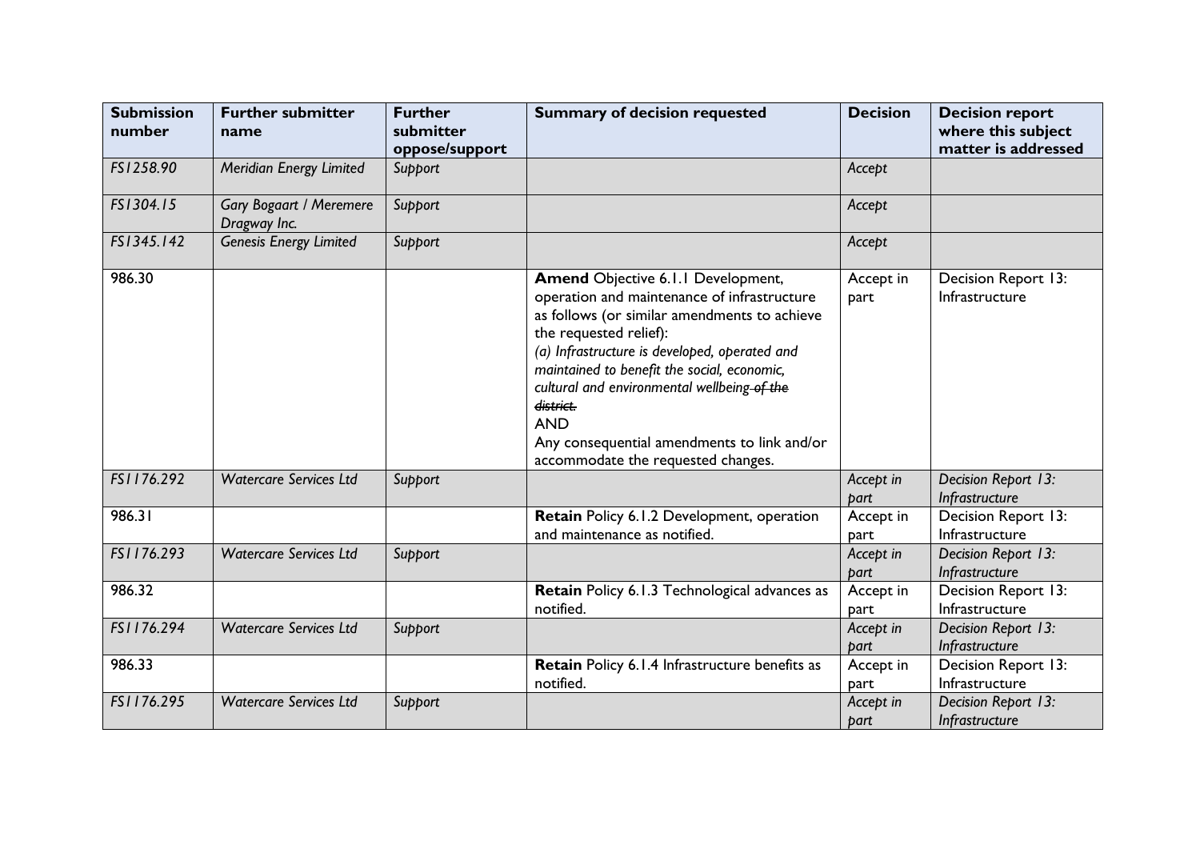| Submission number | Further submitter name | Further submitter oppose/support | Summary of decision requested | Decision | Decision report where this subject matter is addressed |
|---|---|---|---|---|---|
| *FS1258.90* | *Meridian Energy Limited* | *Support* | | *Accept* | |
| *FS1304.15* | *Gary Bogaart / Meremere Dragway Inc.* | *Support* | | *Accept* | |
| *FS1345.142* | *Genesis Energy Limited* | *Support* | | *Accept* | |
| 986.30 | | | **Amend** Objective 6.1.1 Development, operation and maintenance of infrastructure as follows (or similar amendments to achieve the requested relief): *(a) Infrastructure is developed, operated and maintained to benefit the social, economic, cultural and environmental wellbeing ~~of the district.~~* AND Any consequential amendments to link and/or accommodate the requested changes. | Accept in part | Decision Report 13: Infrastructure |
| *FS1176.292* | *Watercare Services Ltd* | *Support* | | *Accept in part* | *Decision Report 13: Infrastructure* |
| 986.31 | | | **Retain** Policy 6.1.2 Development, operation and maintenance as notified. | Accept in part | Decision Report 13: Infrastructure |
| *FS1176.293* | *Watercare Services Ltd* | *Support* | | *Accept in part* | *Decision Report 13: Infrastructure* |
| 986.32 | | | **Retain** Policy 6.1.3 Technological advances as notified. | Accept in part | Decision Report 13: Infrastructure |
| *FS1176.294* | *Watercare Services Ltd* | *Support* | | *Accept in part* | *Decision Report 13: Infrastructure* |
| 986.33 | | | **Retain** Policy 6.1.4 Infrastructure benefits as notified. | Accept in part | Decision Report 13: Infrastructure |
| *FS1176.295* | *Watercare Services Ltd* | *Support* | | *Accept in part* | *Decision Report 13: Infrastructure* |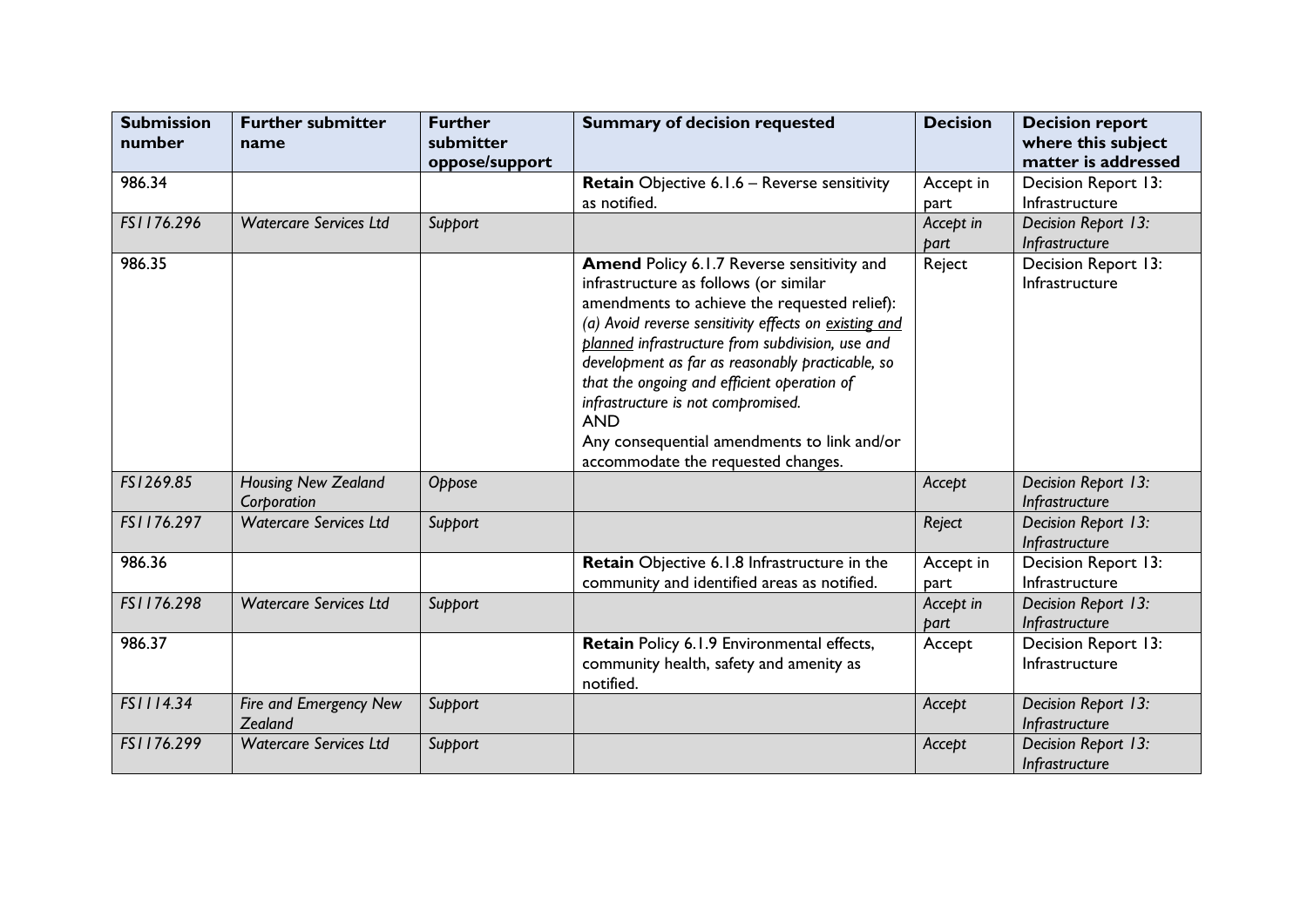| Submission number | Further submitter name | Further submitter oppose/support | Summary of decision requested | Decision | Decision report where this subject matter is addressed |
|---|---|---|---|---|---|
| 986.34 | | | **Retain** Objective 6.1.6 – Reverse sensitivity as notified. | Accept in part | Decision Report 13: Infrastructure |
| *FS1176.296* | *Watercare Services Ltd* | *Support* | | *Accept in part* | *Decision Report 13: Infrastructure* |
| 986.35 | | | **Amend** Policy 6.1.7 Reverse sensitivity and infrastructure as follows (or similar amendments to achieve the requested relief): *(a) Avoid reverse sensitivity effects on <u>existing and planned</u> infrastructure from subdivision, use and development as far as reasonably practicable, so that the ongoing and efficient operation of infrastructure is not compromised.* AND Any consequential amendments to link and/or accommodate the requested changes. | Reject | Decision Report 13: Infrastructure |
| *FS1269.85* | *Housing New Zealand Corporation* | *Oppose* | | *Accept* | *Decision Report 13: Infrastructure* |
| *FS1176.297* | *Watercare Services Ltd* | *Support* | | *Reject* | *Decision Report 13: Infrastructure* |
| 986.36 | | | **Retain** Objective 6.1.8 Infrastructure in the community and identified areas as notified. | Accept in part | Decision Report 13: Infrastructure |
| *FS1176.298* | *Watercare Services Ltd* | *Support* | | *Accept in part* | *Decision Report 13: Infrastructure* |
| 986.37 | | | **Retain** Policy 6.1.9 Environmental effects, community health, safety and amenity as notified. | Accept | Decision Report 13: Infrastructure |
| *FS1114.34* | *Fire and Emergency New Zealand* | *Support* | | *Accept* | *Decision Report 13: Infrastructure* |
| *FS1176.299* | *Watercare Services Ltd* | *Support* | | *Accept* | *Decision Report 13: Infrastructure* |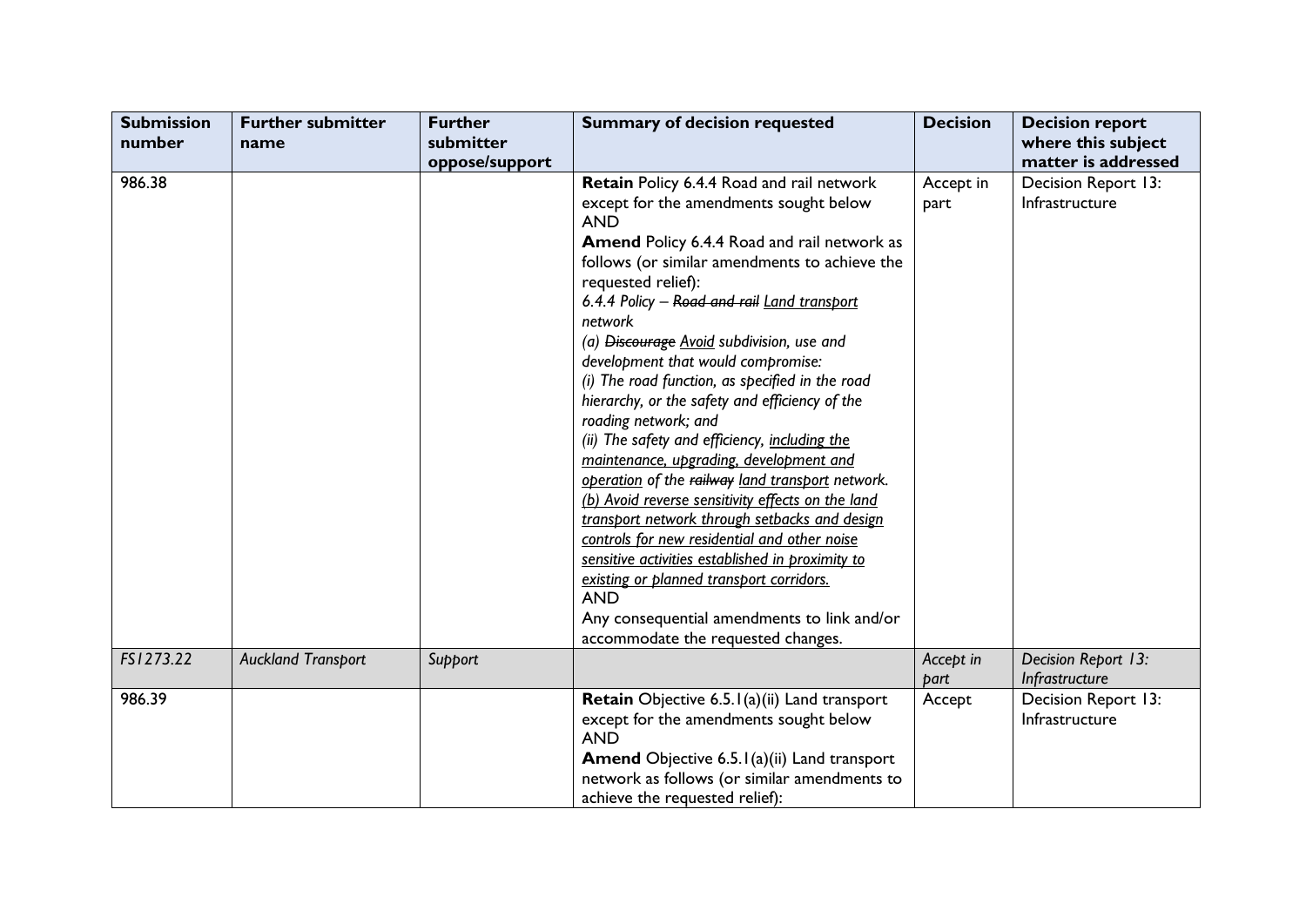| Submission number | Further submitter name | Further submitter oppose/support | Summary of decision requested | Decision | Decision report where this subject matter is addressed |
|---|---|---|---|---|---|
| 986.38 | | | **Retain** Policy 6.4.4 Road and rail network except for the amendments sought below<br>AND<br>**Amend** Policy 6.4.4 Road and rail network as follows (or similar amendments to achieve the requested relief):<br>*6.4.4 Policy – ~~Road and rail~~ <u>Land transport</u> network*<br>*(a) ~~Discourage~~ <u>Avoid</u> subdivision, use and development that would compromise:*<br>*(i) The road function, as specified in the road hierarchy, or the safety and efficiency of the roading network; and*<br>*(ii) The safety and efficiency, <u>including the maintenance, upgrading, development and operation</u> of the ~~railway~~ <u>land transport</u> network.*<br>*<u>(b) Avoid reverse sensitivity effects on the land transport network through setbacks and design controls for new residential and other noise sensitive activities established in proximity to existing or planned transport corridors.</u>*<br>AND<br>Any consequential amendments to link and/or accommodate the requested changes. | Accept in part | Decision Report 13: Infrastructure |
| *FS1273.22* | *Auckland Transport* | *Support* | | *Accept in part* | *Decision Report 13: Infrastructure* |
| 986.39 | | | **Retain** Objective 6.5.1(a)(ii) Land transport except for the amendments sought below<br>AND<br>**Amend** Objective 6.5.1(a)(ii) Land transport network as follows (or similar amendments to achieve the requested relief): | Accept | Decision Report 13: Infrastructure |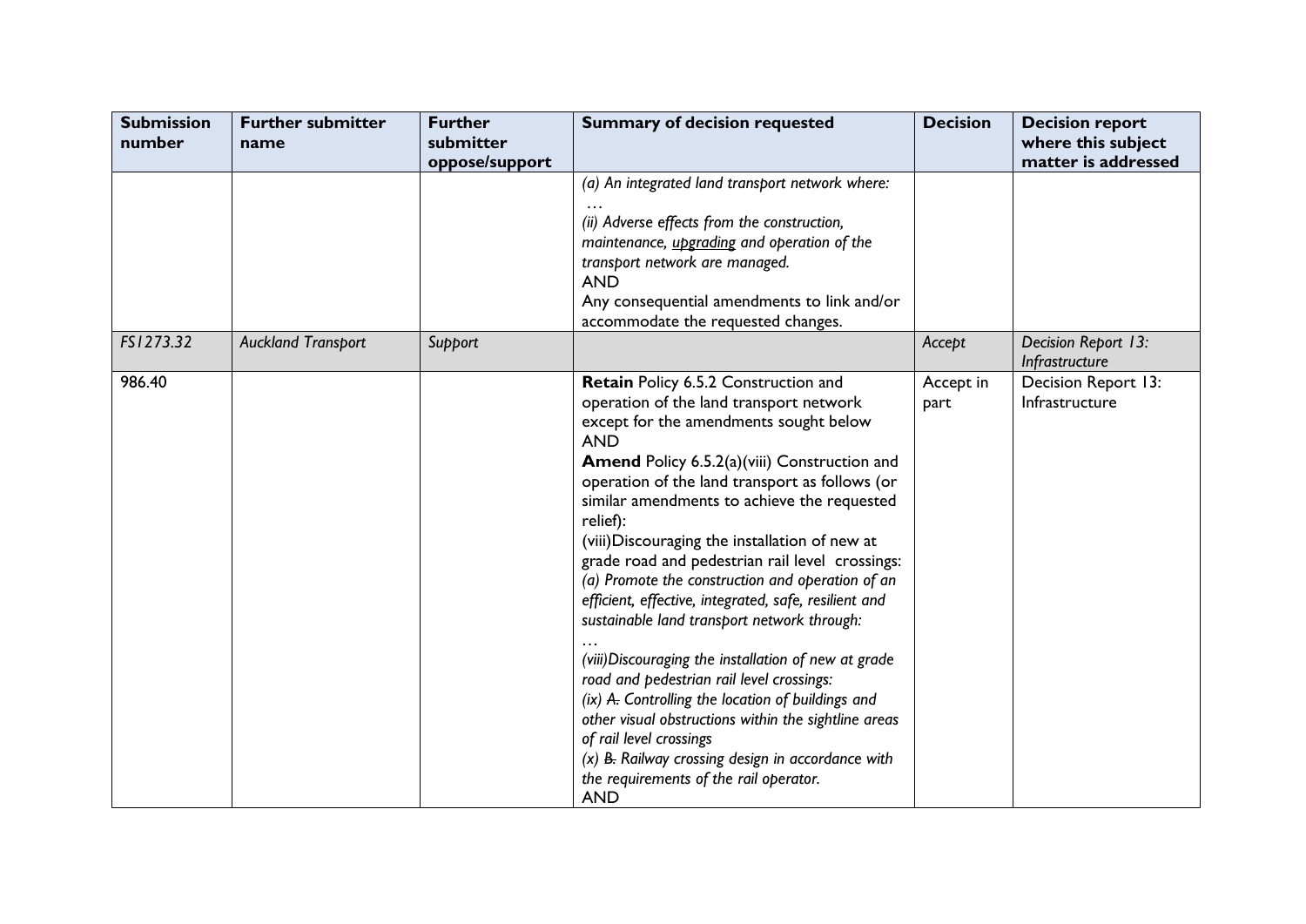| Submission number | Further submitter name | Further submitter oppose/support | Summary of decision requested | Decision | Decision report where this subject matter is addressed |
|---|---|---|---|---|---|
| | | | *(a) An integrated land transport network where:* <br> … <br> *(ii) Adverse effects from the construction, maintenance, upgrading and operation of the transport network are managed.* <br> AND <br> Any consequential amendments to link and/or accommodate the requested changes. | | |
| *FS1273.32* | *Auckland Transport* | *Support* | | *Accept* | *Decision Report 13: Infrastructure* |
| 986.40 | | | **Retain** Policy 6.5.2 Construction and operation of the land transport network except for the amendments sought below <br> AND <br> **Amend** Policy 6.5.2(a)(viii) Construction and operation of the land transport as follows (or similar amendments to achieve the requested relief): <br> (viii)Discouraging the installation of new at grade road and pedestrian rail level crossings: <br> *(a) Promote the construction and operation of an efficient, effective, integrated, safe, resilient and sustainable land transport network through:* <br> … <br> *(viii)Discouraging the installation of new at grade road and pedestrian rail level crossings:* <br> *(ix) ~~A.~~ Controlling the location of buildings and other visual obstructions within the sightline areas of rail level crossings* <br> *(x) ~~B.~~ Railway crossing design in accordance with the requirements of the rail operator.* <br> AND | Accept in part | Decision Report 13: Infrastructure |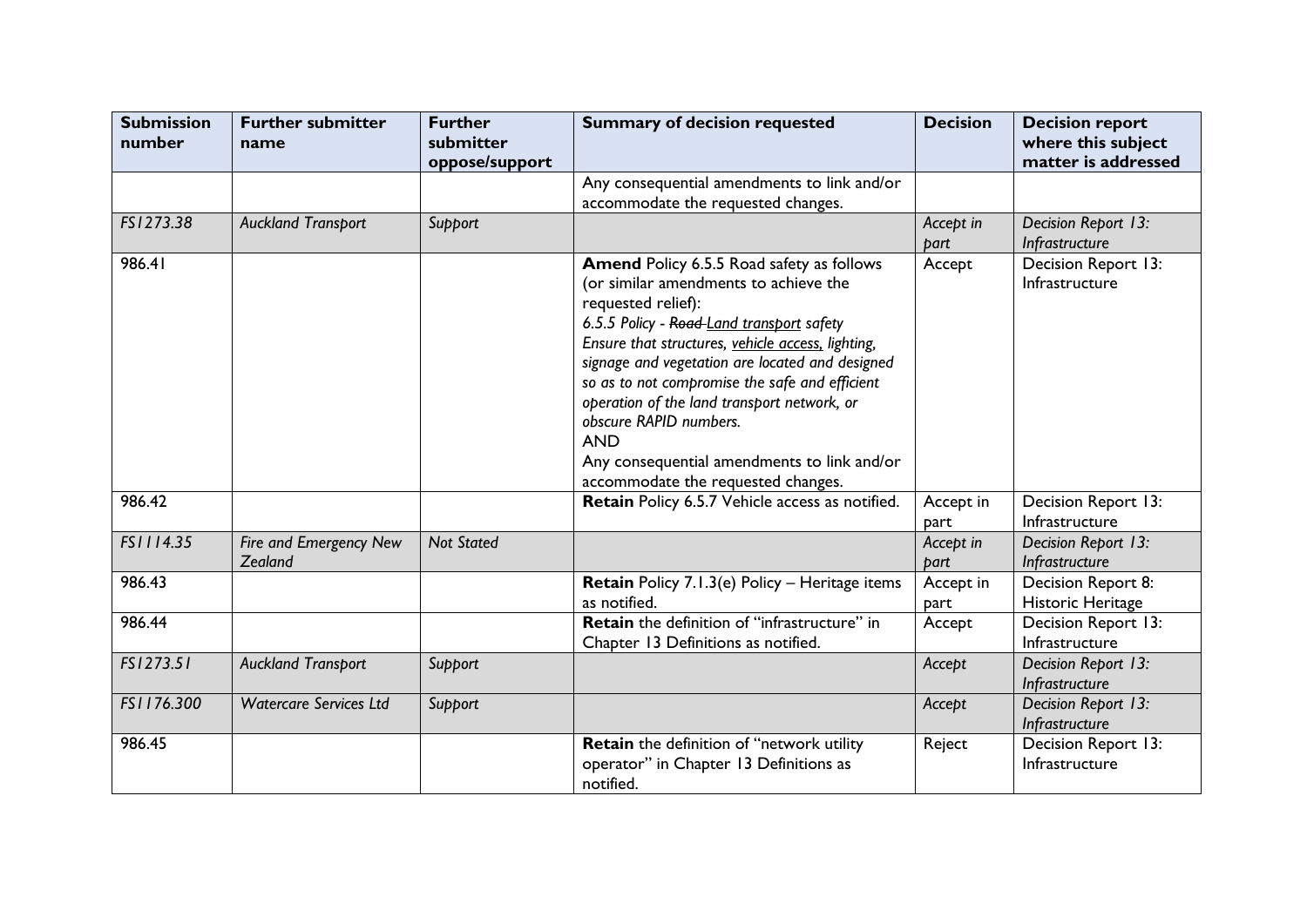| Submission number | Further submitter name | Further submitter oppose/support | Summary of decision requested | Decision | Decision report where this subject matter is addressed |
|---|---|---|---|---|---|
| | | | Any consequential amendments to link and/or accommodate the requested changes. | | |
| *FS1273.38* | *Auckland Transport* | *Support* | | *Accept in part* | *Decision Report 13: Infrastructure* |
| 986.41 | | | **Amend** Policy 6.5.5 Road safety as follows (or similar amendments to achieve the requested relief):<br>*6.5.5 Policy - ~~Road~~ Land transport safety*<br>*Ensure that structures, vehicle access, lighting, signage and vegetation are located and designed so as to not compromise the safe and efficient operation of the land transport network, or obscure RAPID numbers.*<br>AND<br>Any consequential amendments to link and/or accommodate the requested changes. | Accept | Decision Report 13: Infrastructure |
| 986.42 | | | **Retain** Policy 6.5.7 Vehicle access as notified. | Accept in part | Decision Report 13: Infrastructure |
| *FS1114.35* | *Fire and Emergency New Zealand* | *Not Stated* | | *Accept in part* | *Decision Report 13: Infrastructure* |
| 986.43 | | | **Retain** Policy 7.1.3(e) Policy – Heritage items as notified. | Accept in part | Decision Report 8: Historic Heritage |
| 986.44 | | | **Retain** the definition of "infrastructure" in Chapter 13 Definitions as notified. | Accept | Decision Report 13: Infrastructure |
| *FS1273.51* | *Auckland Transport* | *Support* | | *Accept* | *Decision Report 13: Infrastructure* |
| *FS1176.300* | *Watercare Services Ltd* | *Support* | | *Accept* | *Decision Report 13: Infrastructure* |
| 986.45 | | | **Retain** the definition of "network utility operator" in Chapter 13 Definitions as notified. | Reject | Decision Report 13: Infrastructure |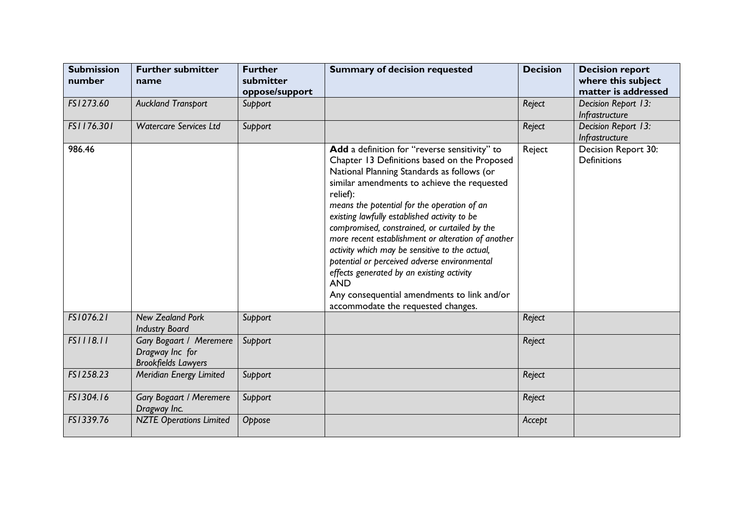| Submission number | Further submitter name | Further submitter oppose/support | Summary of decision requested | Decision | Decision report where this subject matter is addressed |
|---|---|---|---|---|---|
| *FS1273.60* | *Auckland Transport* | *Support* | | *Reject* | *Decision Report 13: Infrastructure* |
| *FS1176.301* | *Watercare Services Ltd* | *Support* | | *Reject* | *Decision Report 13: Infrastructure* |
| 986.46 | | | **Add** a definition for "reverse sensitivity" to Chapter 13 Definitions based on the Proposed National Planning Standards as follows (or similar amendments to achieve the requested relief): *means the potential for the operation of an existing lawfully established activity to be compromised, constrained, or curtailed by the more recent establishment or alteration of another activity which may be sensitive to the actual, potential or perceived adverse environmental effects generated by an existing activity* AND Any consequential amendments to link and/or accommodate the requested changes. | Reject | Decision Report 30: Definitions |
| *FS1076.21* | *New Zealand Pork Industry Board* | *Support* | | *Reject* | |
| *FS1118.11* | *Gary Bogaart / Meremere Dragway Inc for Brookfields Lawyers* | *Support* | | *Reject* | |
| *FS1258.23* | *Meridian Energy Limited* | *Support* | | *Reject* | |
| *FS1304.16* | *Gary Bogaart / Meremere Dragway Inc.* | *Support* | | *Reject* | |
| *FS1339.76* | *NZTE Operations Limited* | *Oppose* | | *Accept* | |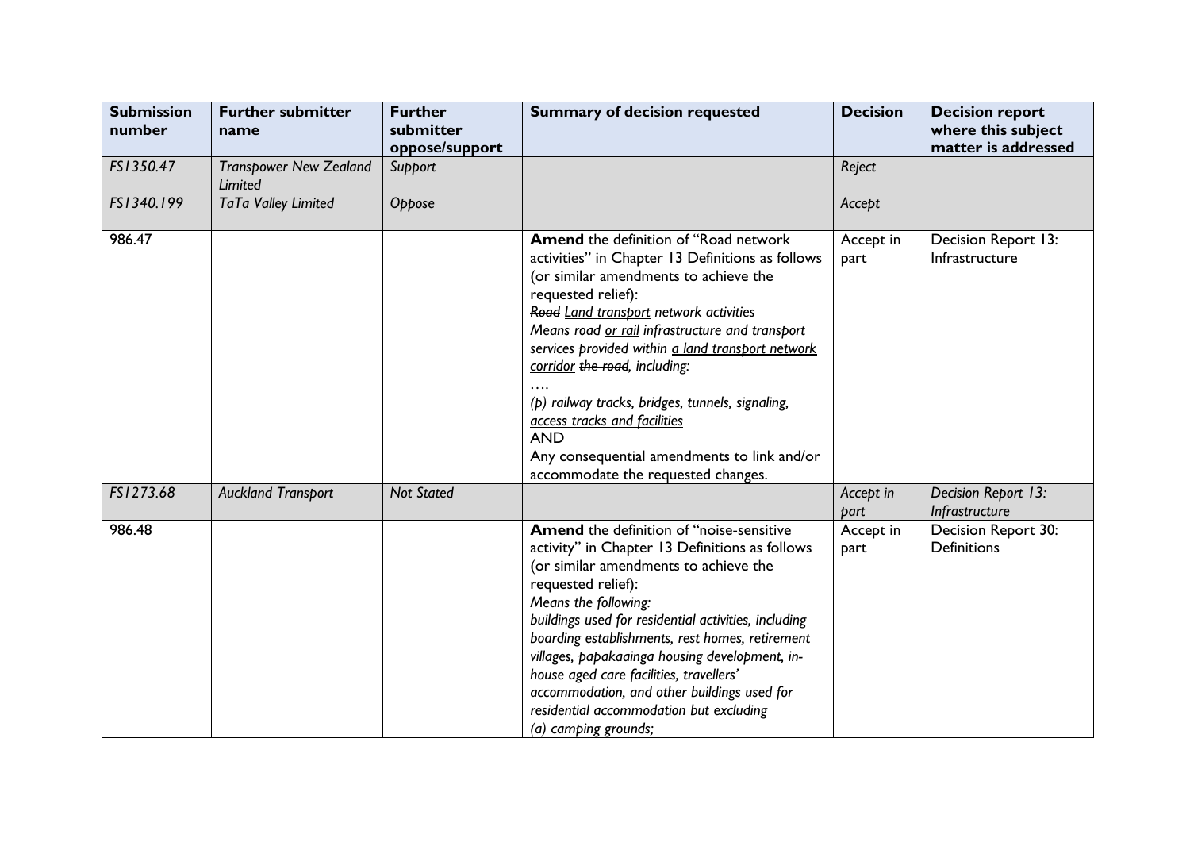| Submission number | Further submitter name | Further submitter oppose/support | Summary of decision requested | Decision | Decision report where this subject matter is addressed |
|---|---|---|---|---|---|
| *FS1350.47* | *Transpower New Zealand Limited* | *Support* | | *Reject* | |
| *FS1340.199* | *TaTa Valley Limited* | *Oppose* | | *Accept* | |
| 986.47 | | | **Amend** the definition of "Road network activities" in Chapter 13 Definitions as follows (or similar amendments to achieve the requested relief):<br>*~~Road~~ <u>Land transport</u> network activities*<br>*Means road <u>or rail</u> infrastructure and transport services provided within <u>a land transport network corridor</u> ~~the road~~, including:*<br>*….*<br>*<u>(p) railway tracks, bridges, tunnels, signaling, access tracks and facilities</u>*<br>AND<br>Any consequential amendments to link and/or accommodate the requested changes. | Accept in part | Decision Report 13: Infrastructure |
| *FS1273.68* | *Auckland Transport* | *Not Stated* | | *Accept in part* | *Decision Report 13: Infrastructure* |
| 986.48 | | | **Amend** the definition of "noise-sensitive activity" in Chapter 13 Definitions as follows (or similar amendments to achieve the requested relief):<br>*Means the following:*<br>*buildings used for residential activities, including boarding establishments, rest homes, retirement villages, papakaainga housing development, in-house aged care facilities, travellers' accommodation, and other buildings used for residential accommodation but excluding*<br>*(a) camping grounds;* | Accept in part | Decision Report 30: Definitions |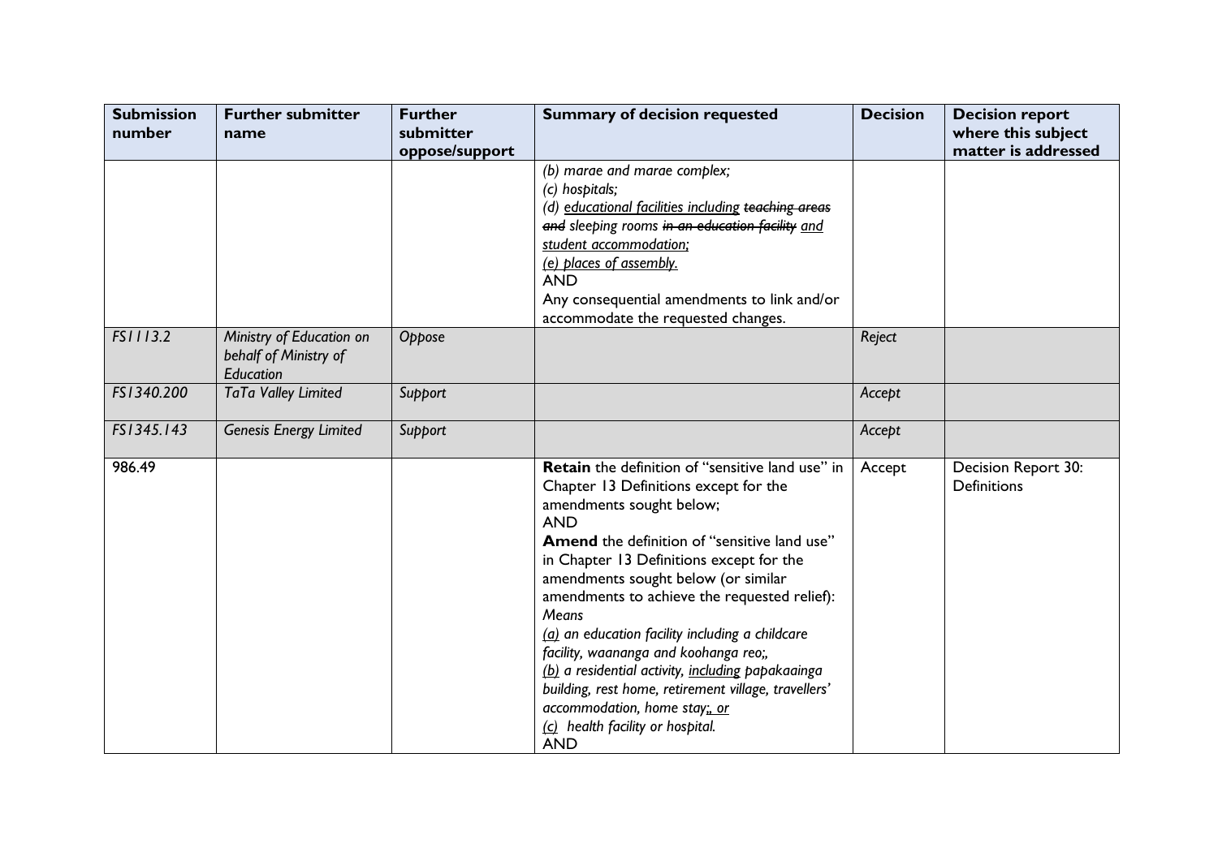| Submission number | Further submitter name | Further submitter oppose/support | Summary of decision requested | Decision | Decision report where this subject matter is addressed |
|---|---|---|---|---|---|
| | | | *(b) marae and marae complex;*<br>*(c) hospitals;*<br>*(d) <u>educational facilities including</u> ~~teaching areas and~~ sleeping rooms ~~in an education facility~~ <u>and student accommodation;</u>*<br>*<u>(e) places of assembly.</u>*<br>AND<br>Any consequential amendments to link and/or accommodate the requested changes. | | |
| *FS1113.2* | *Ministry of Education on behalf of Ministry of Education* | *Oppose* | | *Reject* | |
| *FS1340.200* | *TaTa Valley Limited* | *Support* | | *Accept* | |
| *FS1345.143* | *Genesis Energy Limited* | *Support* | | *Accept* | |
| 986.49 | | | **Retain** the definition of "sensitive land use" in Chapter 13 Definitions except for the amendments sought below;<br>AND<br>**Amend** the definition of "sensitive land use" in Chapter 13 Definitions except for the amendments sought below (or similar amendments to achieve the requested relief):<br>*Means*<br>*<u>(a)</u> an education facility including a childcare facility, waananga and koohanga reo;,*<br>*<u>(b)</u> a residential activity, <u>including</u> papakaainga building, rest home, retirement village, travellers' accommodation, home stay;<u>, or</u>*<br>*<u>(c)</u> health facility or hospital.*<br>AND | Accept | Decision Report 30: Definitions |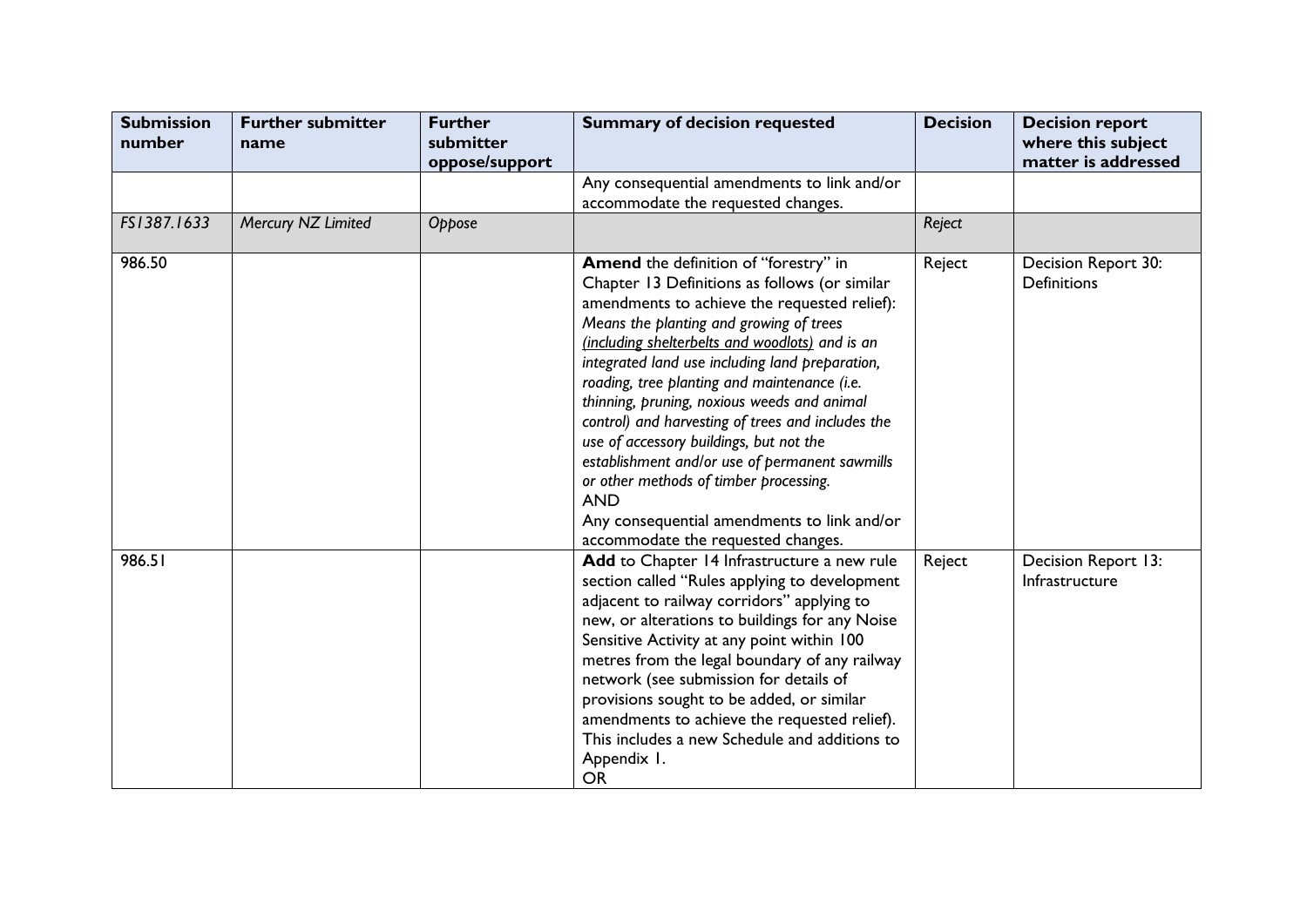| Submission number | Further submitter name | Further submitter oppose/support | Summary of decision requested | Decision | Decision report where this subject matter is addressed |
|---|---|---|---|---|---|
| | | | Any consequential amendments to link and/or accommodate the requested changes. | | |
| *FS1387.1633* | *Mercury NZ Limited* | *Oppose* | | *Reject* | |
| 986.50 | | | **Amend** the definition of "forestry" in Chapter 13 Definitions as follows (or similar amendments to achieve the requested relief): *Means the planting and growing of trees <u>(including shelterbelts and woodlots)</u> and is an integrated land use including land preparation, roading, tree planting and maintenance (i.e. thinning, pruning, noxious weeds and animal control) and harvesting of trees and includes the use of accessory buildings, but not the establishment and/or use of permanent sawmills or other methods of timber processing.* AND Any consequential amendments to link and/or accommodate the requested changes. | Reject | Decision Report 30: Definitions |
| 986.51 | | | **Add** to Chapter 14 Infrastructure a new rule section called "Rules applying to development adjacent to railway corridors" applying to new, or alterations to buildings for any Noise Sensitive Activity at any point within 100 metres from the legal boundary of any railway network (see submission for details of provisions sought to be added, or similar amendments to achieve the requested relief). This includes a new Schedule and additions to Appendix 1. OR | Reject | Decision Report 13: Infrastructure |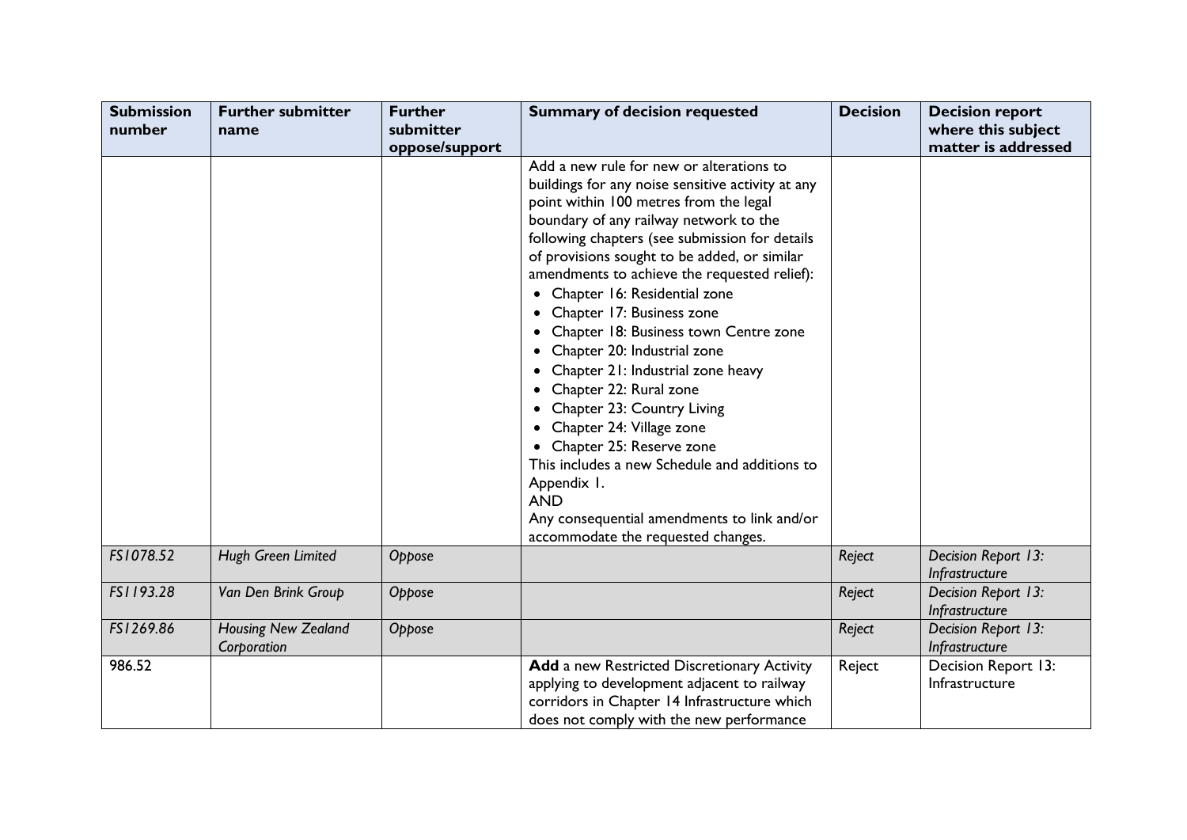| Submission number | Further submitter name | Further submitter oppose/support | Summary of decision requested | Decision | Decision report where this subject matter is addressed |
|---|---|---|---|---|---|
| | | | Add a new rule for new or alterations to buildings for any noise sensitive activity at any point within 100 metres from the legal boundary of any railway network to the following chapters (see submission for details of provisions sought to be added, or similar amendments to achieve the requested relief):<br>• Chapter 16: Residential zone<br>• Chapter 17: Business zone<br>• Chapter 18: Business town Centre zone<br>• Chapter 20: Industrial zone<br>• Chapter 21: Industrial zone heavy<br>• Chapter 22: Rural zone<br>• Chapter 23: Country Living<br>• Chapter 24: Village zone<br>• Chapter 25: Reserve zone<br>This includes a new Schedule and additions to Appendix 1.<br>AND<br>Any consequential amendments to link and/or accommodate the requested changes. | | |
| *FS1078.52* | *Hugh Green Limited* | *Oppose* | | *Reject* | *Decision Report 13: Infrastructure* |
| *FS1193.28* | *Van Den Brink Group* | *Oppose* | | *Reject* | *Decision Report 13: Infrastructure* |
| *FS1269.86* | *Housing New Zealand Corporation* | *Oppose* | | *Reject* | *Decision Report 13: Infrastructure* |
| 986.52 | | | **Add** a new Restricted Discretionary Activity applying to development adjacent to railway corridors in Chapter 14 Infrastructure which does not comply with the new performance | Reject | Decision Report 13: Infrastructure |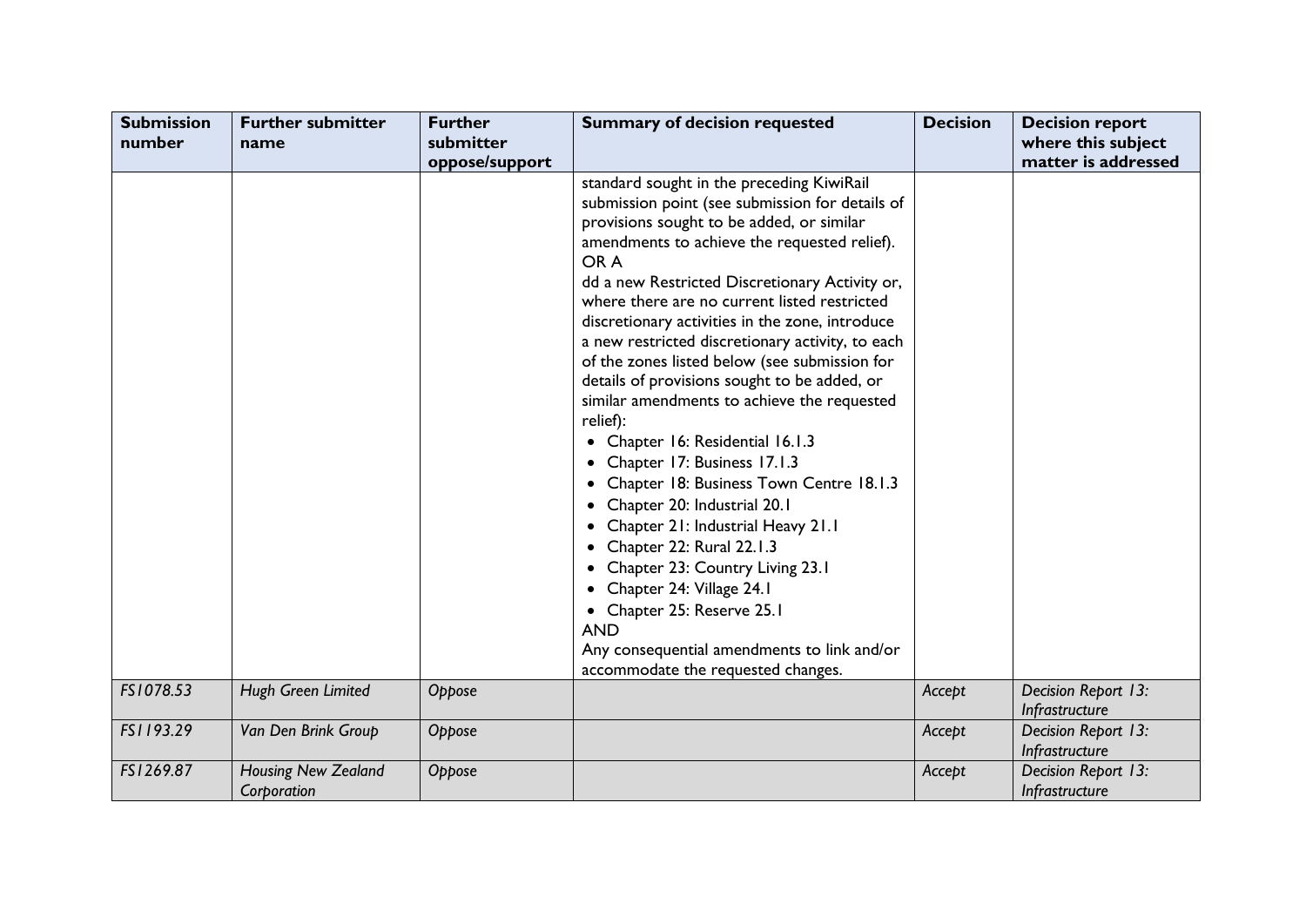| Submission number | Further submitter name | Further submitter oppose/support | Summary of decision requested | Decision | Decision report where this subject matter is addressed |
|---|---|---|---|---|---|
| | | | standard sought in the preceding KiwiRail submission point (see submission for details of provisions sought to be added, or similar amendments to achieve the requested relief). OR A dd a new Restricted Discretionary Activity or, where there are no current listed restricted discretionary activities in the zone, introduce a new restricted discretionary activity, to each of the zones listed below (see submission for details of provisions sought to be added, or similar amendments to achieve the requested relief): <br>• Chapter 16: Residential 16.1.3 <br>• Chapter 17: Business 17.1.3 <br>• Chapter 18: Business Town Centre 18.1.3 <br>• Chapter 20: Industrial 20.1 <br>• Chapter 21: Industrial Heavy 21.1 <br>• Chapter 22: Rural 22.1.3 <br>• Chapter 23: Country Living 23.1 <br>• Chapter 24: Village 24.1 <br>• Chapter 25: Reserve 25.1 <br>AND <br>Any consequential amendments to link and/or accommodate the requested changes. | | |
| *FS1078.53* | *Hugh Green Limited* | *Oppose* | | *Accept* | *Decision Report 13: Infrastructure* |
| *FS1193.29* | *Van Den Brink Group* | *Oppose* | | *Accept* | *Decision Report 13: Infrastructure* |
| *FS1269.87* | *Housing New Zealand Corporation* | *Oppose* | | *Accept* | *Decision Report 13: Infrastructure* |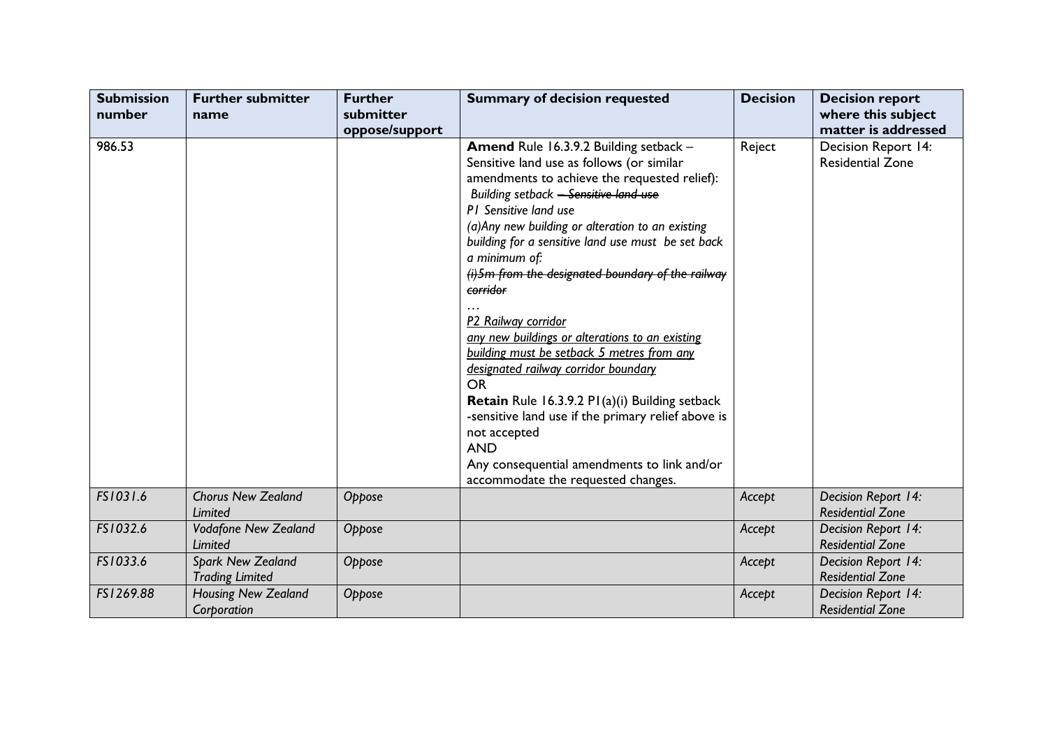| Submission number | Further submitter name | Further submitter oppose/support | Summary of decision requested | Decision | Decision report where this subject matter is addressed |
|---|---|---|---|---|---|
| 986.53 | | | **Amend** Rule 16.3.9.2 Building setback – Sensitive land use as follows (or similar amendments to achieve the requested relief):<br>*Building setback ~~– Sensitive land use~~*<br>*P1 Sensitive land use*<br>*(a)Any new building or alteration to an existing building for a sensitive land use must be set back a minimum of:*<br>*~~(i)5m from the designated boundary of the railway corridor~~*<br>…<br>*<u>P2 Railway corridor</u>*<br>*<u>any new buildings or alterations to an existing building must be setback 5 metres from any designated railway corridor boundary</u>*<br>OR<br>**Retain** Rule 16.3.9.2 P1(a)(i) Building setback -sensitive land use if the primary relief above is not accepted<br>AND<br>Any consequential amendments to link and/or accommodate the requested changes. | Reject | Decision Report 14: Residential Zone |
| *FS1031.6* | *Chorus New Zealand Limited* | *Oppose* | | *Accept* | *Decision Report 14: Residential Zone* |
| *FS1032.6* | *Vodafone New Zealand Limited* | *Oppose* | | *Accept* | *Decision Report 14: Residential Zone* |
| *FS1033.6* | *Spark New Zealand Trading Limited* | *Oppose* | | *Accept* | *Decision Report 14: Residential Zone* |
| *FS1269.88* | *Housing New Zealand Corporation* | *Oppose* | | *Accept* | *Decision Report 14: Residential Zone* |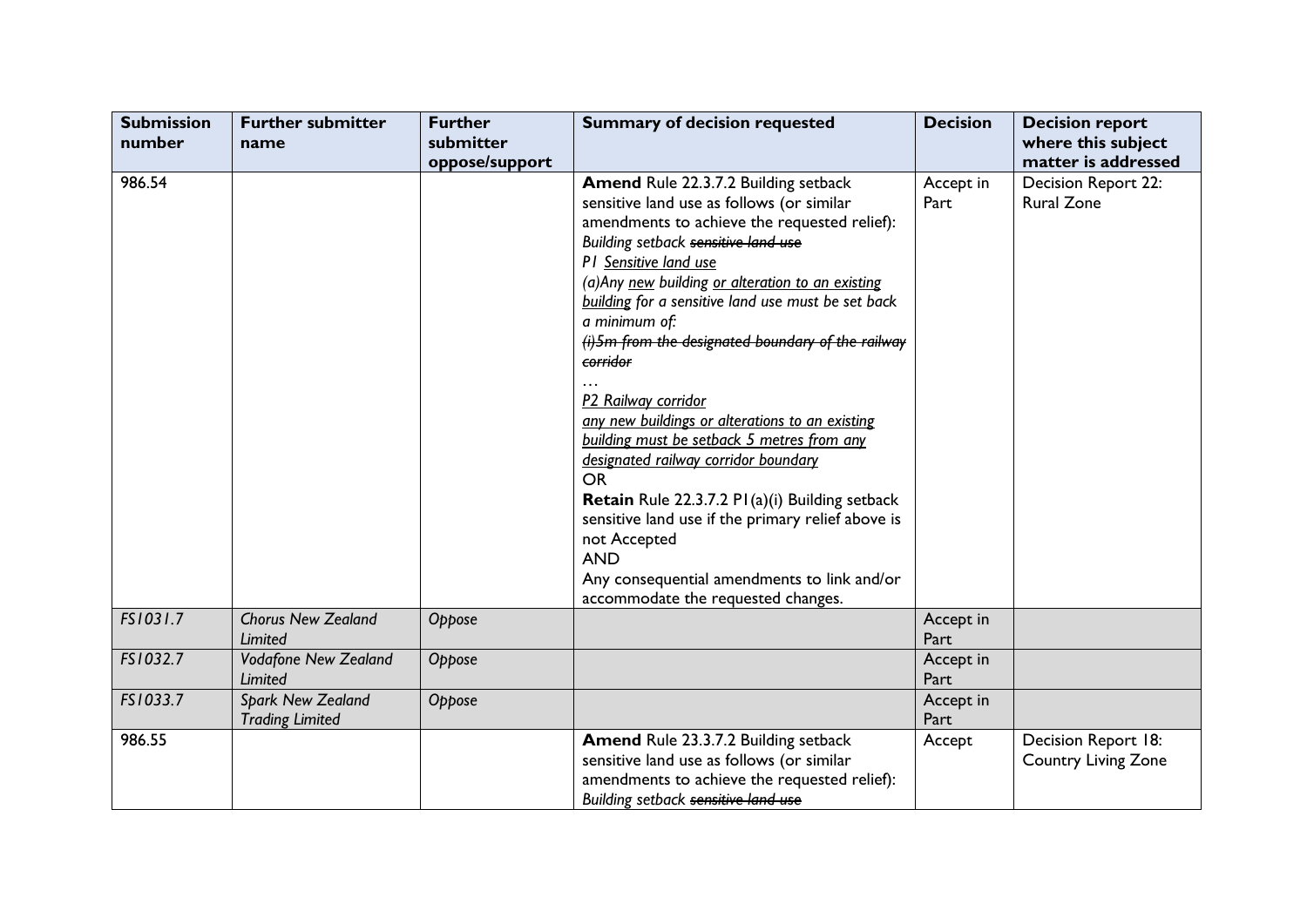| Submission number | Further submitter name | Further submitter oppose/support | Summary of decision requested | Decision | Decision report where this subject matter is addressed |
|---|---|---|---|---|---|
| 986.54 | | | **Amend** Rule 22.3.7.2 Building setback sensitive land use as follows (or similar amendments to achieve the requested relief):<br>*Building setback ~~sensitive land use~~*<br>*P1 <u>Sensitive land use</u>*<br>*(a)Any <u>new</u> building <u>or alteration to an existing building</u> for a sensitive land use must be set back a minimum of:*<br>*~~(i)5m from the designated boundary of the railway corridor~~*<br>…<br>*<u>P2 Railway corridor</u>*<br>*<u>any new buildings or alterations to an existing building must be setback 5 metres from any designated railway corridor boundary</u>*<br>OR<br>**Retain** Rule 22.3.7.2 P1(a)(i) Building setback sensitive land use if the primary relief above is not Accepted<br>**AND**<br>Any consequential amendments to link and/or accommodate the requested changes. | Accept in Part | Decision Report 22: Rural Zone |
| *FS1031.7* | *Chorus New Zealand Limited* | *Oppose* | | Accept in Part | |
| *FS1032.7* | *Vodafone New Zealand Limited* | *Oppose* | | Accept in Part | |
| *FS1033.7* | *Spark New Zealand Trading Limited* | *Oppose* | | Accept in Part | |
| 986.55 | | | **Amend** Rule 23.3.7.2 Building setback sensitive land use as follows (or similar amendments to achieve the requested relief):<br>*Building setback ~~sensitive land use~~* | Accept | Decision Report 18: Country Living Zone |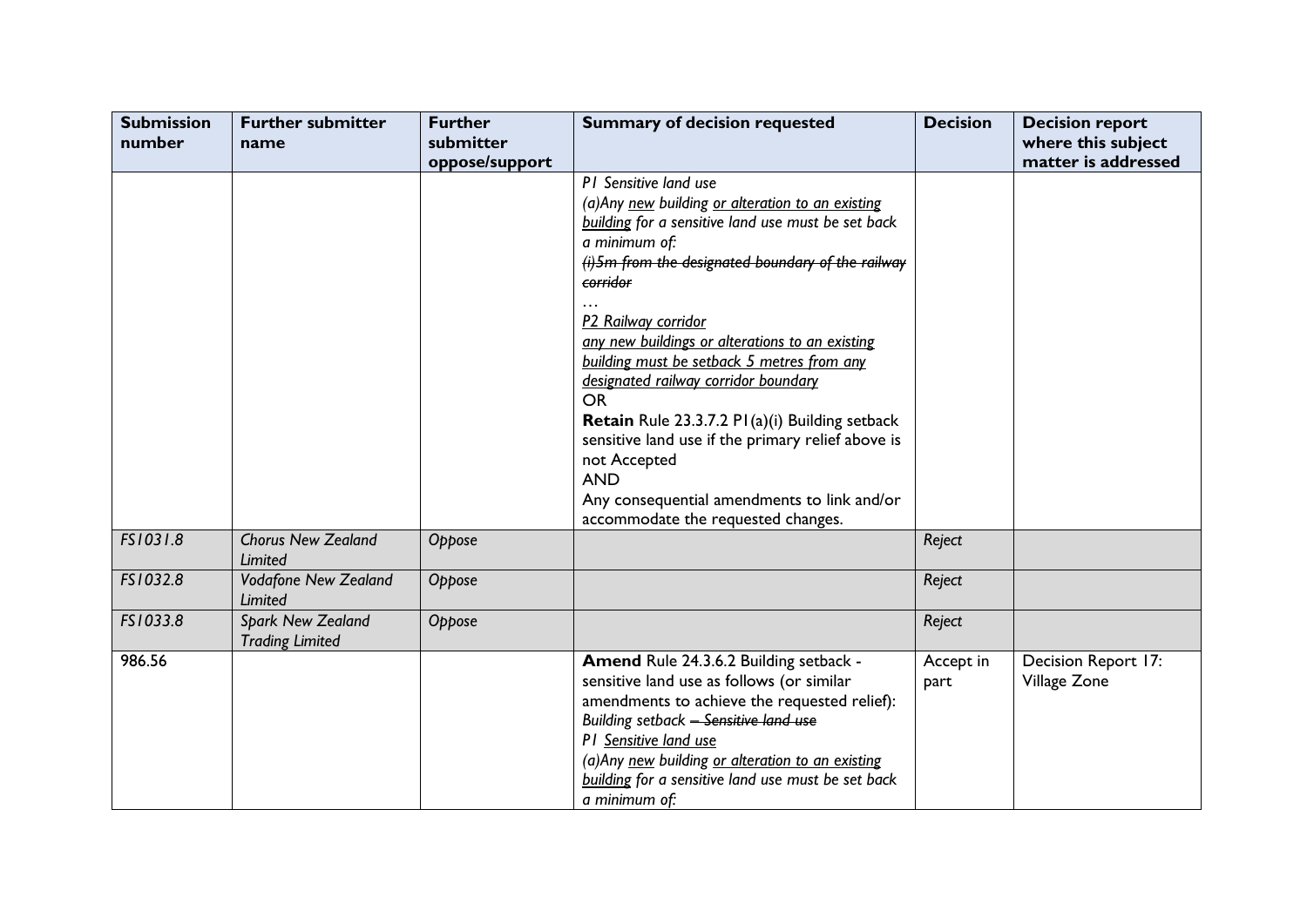| Submission number | Further submitter name | Further submitter oppose/support | Summary of decision requested | Decision | Decision report where this subject matter is addressed |
|---|---|---|---|---|---|
| | | | *P1 Sensitive land use*<br>*(a)Any new building or alteration to an existing building for a sensitive land use must be set back a minimum of:*<br>*~~(i)5m from the designated boundary of the railway corridor~~*<br>…<br>*P2 Railway corridor*<br>*any new buildings or alterations to an existing building must be setback 5 metres from any designated railway corridor boundary*<br>OR<br>**Retain** Rule 23.3.7.2 P1(a)(i) Building setback sensitive land use if the primary relief above is not Accepted<br>AND<br>Any consequential amendments to link and/or accommodate the requested changes. | | |
| *FS1031.8* | *Chorus New Zealand Limited* | *Oppose* | | *Reject* | |
| *FS1032.8* | *Vodafone New Zealand Limited* | *Oppose* | | *Reject* | |
| *FS1033.8* | *Spark New Zealand Trading Limited* | *Oppose* | | *Reject* | |
| 986.56 | | | **Amend** Rule 24.3.6.2 Building setback - sensitive land use as follows (or similar amendments to achieve the requested relief):<br>*Building setback ~~– Sensitive land use~~*<br>*P1 Sensitive land use*<br>*(a)Any new building or alteration to an existing building for a sensitive land use must be set back a minimum of:* | Accept in part | Decision Report 17: Village Zone |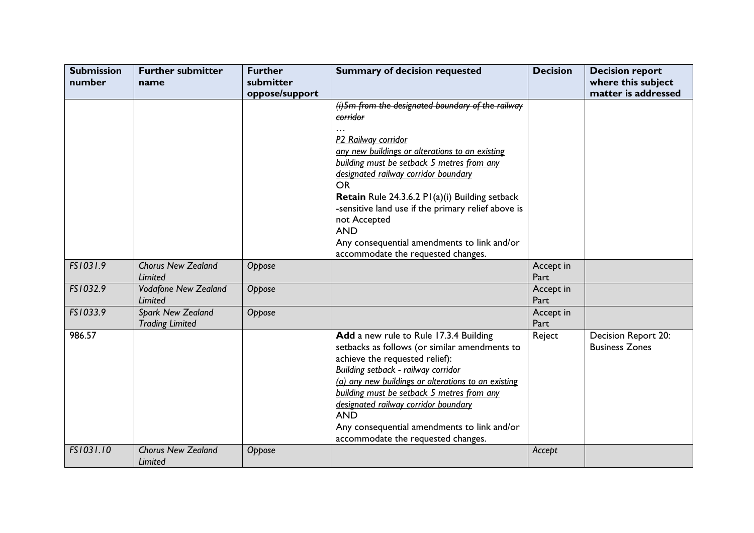| Submission number | Further submitter name | Further submitter oppose/support | Summary of decision requested | Decision | Decision report where this subject matter is addressed |
|---|---|---|---|---|---|
| | | | ~~*(i)5m from the designated boundary of the railway corridor*~~<br>…<br><u>*P2 Railway corridor*</u><br><u>*any new buildings or alterations to an existing building must be setback 5 metres from any designated railway corridor boundary*</u><br>OR<br>**Retain** Rule 24.3.6.2 P1(a)(i) Building setback -sensitive land use if the primary relief above is not Accepted<br>AND<br>Any consequential amendments to link and/or accommodate the requested changes. | | |
| *FS1031.9* | *Chorus New Zealand Limited* | *Oppose* | | Accept in Part | |
| *FS1032.9* | *Vodafone New Zealand Limited* | *Oppose* | | Accept in Part | |
| *FS1033.9* | *Spark New Zealand Trading Limited* | *Oppose* | | Accept in Part | |
| 986.57 | | | **Add** a new rule to Rule 17.3.4 Building setbacks as follows (or similar amendments to achieve the requested relief):<br><u>*Building setback - railway corridor*</u><br><u>*(a) any new buildings or alterations to an existing building must be setback 5 metres from any designated railway corridor boundary*</u><br>AND<br>Any consequential amendments to link and/or accommodate the requested changes. | Reject | Decision Report 20: Business Zones |
| *FS1031.10* | *Chorus New Zealand Limited* | *Oppose* | | *Accept* | |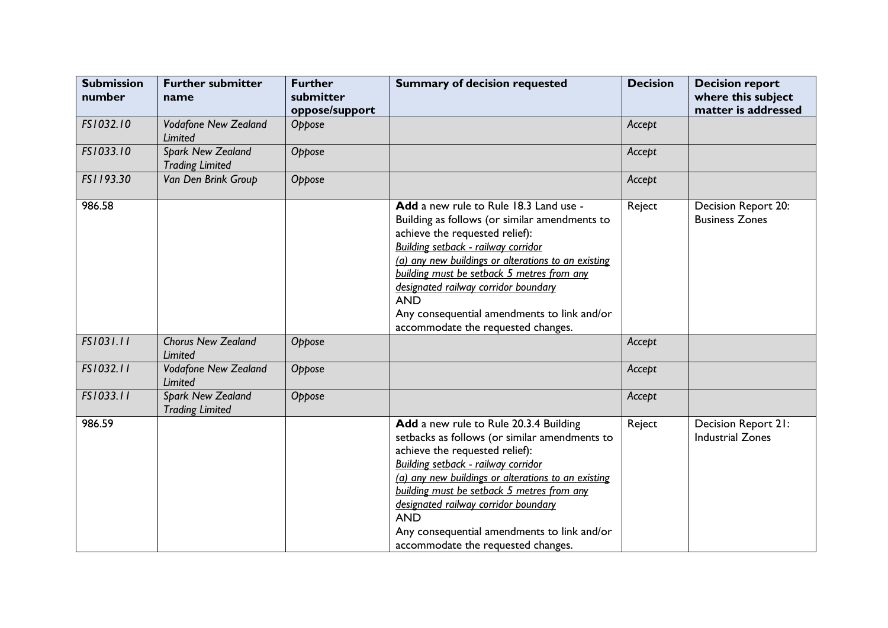| Submission number | Further submitter name | Further submitter oppose/support | Summary of decision requested | Decision | Decision report where this subject matter is addressed |
|---|---|---|---|---|---|
| *FS1032.10* | *Vodafone New Zealand Limited* | *Oppose* | | *Accept* | |
| *FS1033.10* | *Spark New Zealand Trading Limited* | *Oppose* | | *Accept* | |
| *FS1193.30* | *Van Den Brink Group* | *Oppose* | | *Accept* | |
| 986.58 | | | **Add** a new rule to Rule 18.3 Land use - Building as follows (or similar amendments to achieve the requested relief):<br>*Building setback - railway corridor*<br>*(a) any new buildings or alterations to an existing building must be setback 5 metres from any designated railway corridor boundary*<br>AND<br>Any consequential amendments to link and/or accommodate the requested changes. | Reject | Decision Report 20: Business Zones |
| *FS1031.11* | *Chorus New Zealand Limited* | *Oppose* | | *Accept* | |
| *FS1032.11* | *Vodafone New Zealand Limited* | *Oppose* | | *Accept* | |
| *FS1033.11* | *Spark New Zealand Trading Limited* | *Oppose* | | *Accept* | |
| 986.59 | | | **Add** a new rule to Rule 20.3.4 Building setbacks as follows (or similar amendments to achieve the requested relief):<br>*Building setback - railway corridor*<br>*(a) any new buildings or alterations to an existing building must be setback 5 metres from any designated railway corridor boundary*<br>AND<br>Any consequential amendments to link and/or accommodate the requested changes. | Reject | Decision Report 21: Industrial Zones |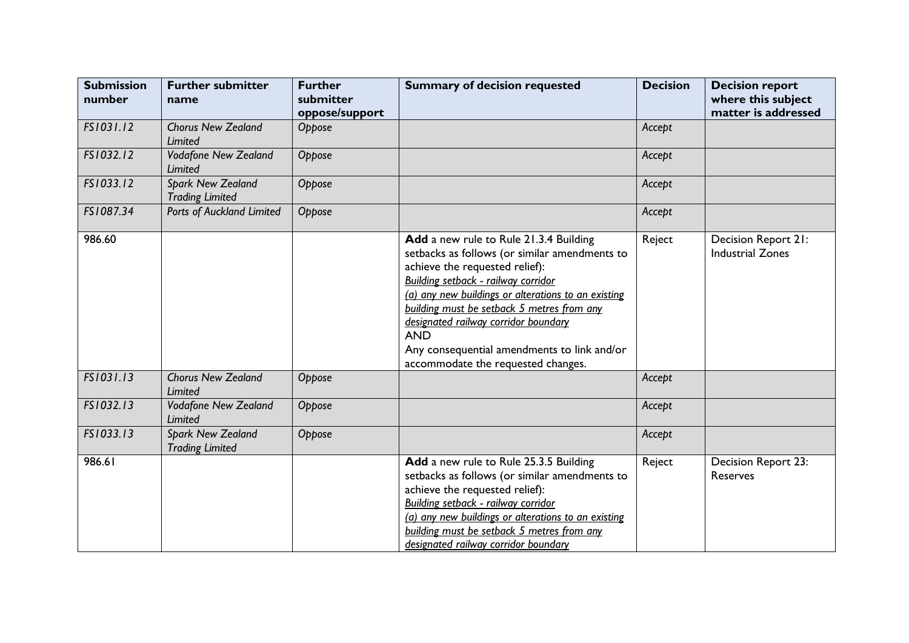| Submission number | Further submitter name | Further submitter oppose/support | Summary of decision requested | Decision | Decision report where this subject matter is addressed |
|---|---|---|---|---|---|
| *FS1031.12* | *Chorus New Zealand Limited* | *Oppose* | | *Accept* | |
| *FS1032.12* | *Vodafone New Zealand Limited* | *Oppose* | | *Accept* | |
| *FS1033.12* | *Spark New Zealand Trading Limited* | *Oppose* | | *Accept* | |
| *FS1087.34* | *Ports of Auckland Limited* | *Oppose* | | *Accept* | |
| 986.60 | | | **Add** a new rule to Rule 21.3.4 Building setbacks as follows (or similar amendments to achieve the requested relief):<br>*Building setback - railway corridor*<br>*(a) any new buildings or alterations to an existing building must be setback 5 metres from any designated railway corridor boundary*<br>AND<br>Any consequential amendments to link and/or accommodate the requested changes. | Reject | Decision Report 21: Industrial Zones |
| *FS1031.13* | *Chorus New Zealand Limited* | *Oppose* | | *Accept* | |
| *FS1032.13* | *Vodafone New Zealand Limited* | *Oppose* | | *Accept* | |
| *FS1033.13* | *Spark New Zealand Trading Limited* | *Oppose* | | *Accept* | |
| 986.61 | | | **Add** a new rule to Rule 25.3.5 Building setbacks as follows (or similar amendments to achieve the requested relief):<br>*Building setback - railway corridor*<br>*(a) any new buildings or alterations to an existing building must be setback 5 metres from any designated railway corridor boundary* | Reject | Decision Report 23: Reserves |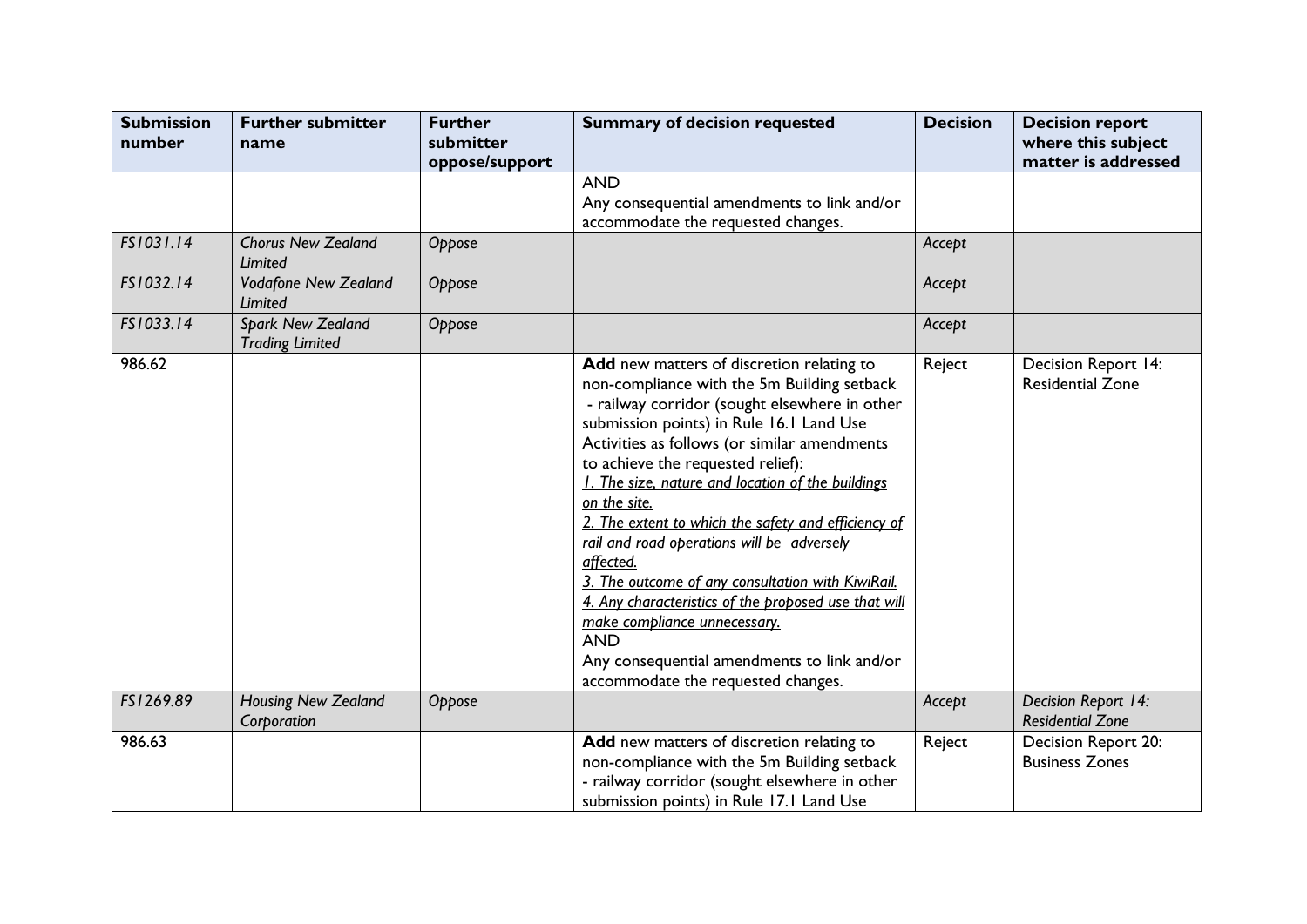| Submission number | Further submitter name | Further submitter oppose/support | Summary of decision requested | Decision | Decision report where this subject matter is addressed |
|---|---|---|---|---|---|
| | | | AND<br>Any consequential amendments to link and/or accommodate the requested changes. | | |
| *FS1031.14* | *Chorus New Zealand Limited* | *Oppose* | | *Accept* | |
| *FS1032.14* | *Vodafone New Zealand Limited* | *Oppose* | | *Accept* | |
| *FS1033.14* | *Spark New Zealand Trading Limited* | *Oppose* | | *Accept* | |
| 986.62 | | | **Add** new matters of discretion relating to non-compliance with the 5m Building setback - railway corridor (sought elsewhere in other submission points) in Rule 16.1 Land Use Activities as follows (or similar amendments to achieve the requested relief):<br>*1. The size, nature and location of the buildings on the site.*<br>*2. The extent to which the safety and efficiency of rail and road operations will be adversely affected.*<br>*3. The outcome of any consultation with KiwiRail.*<br>*4. Any characteristics of the proposed use that will make compliance unnecessary.*<br>AND<br>Any consequential amendments to link and/or accommodate the requested changes. | Reject | Decision Report 14: Residential Zone |
| *FS1269.89* | *Housing New Zealand Corporation* | *Oppose* | | *Accept* | *Decision Report 14: Residential Zone* |
| 986.63 | | | **Add** new matters of discretion relating to non-compliance with the 5m Building setback - railway corridor (sought elsewhere in other submission points) in Rule 17.1 Land Use | Reject | Decision Report 20: Business Zones |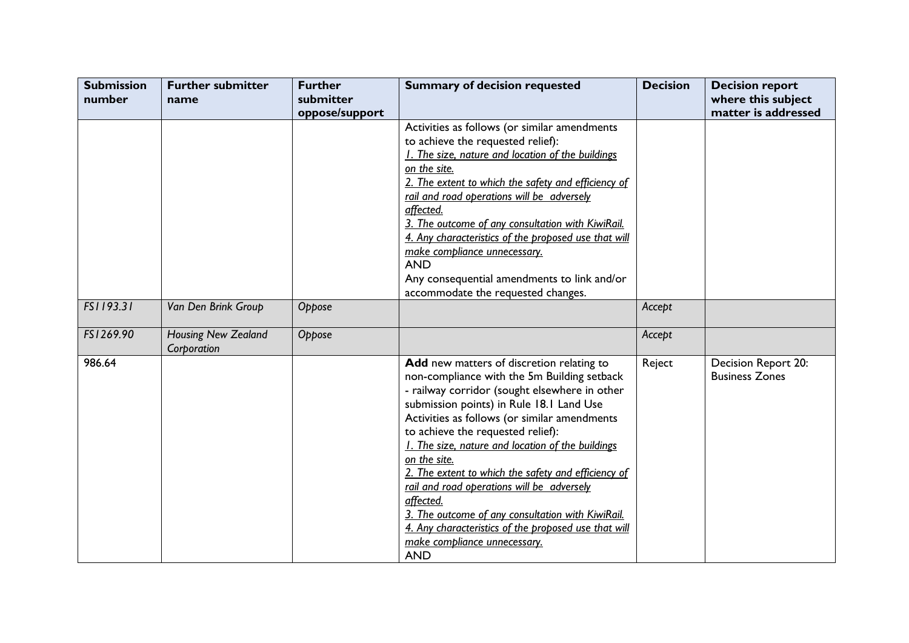| Submission number | Further submitter name | Further submitter oppose/support | Summary of decision requested | Decision | Decision report where this subject matter is addressed |
|---|---|---|---|---|---|
| | | | Activities as follows (or similar amendments to achieve the requested relief):<br>*1. The size, nature and location of the buildings on the site.*<br>*2. The extent to which the safety and efficiency of rail and road operations will be adversely affected.*<br>*3. The outcome of any consultation with KiwiRail.*<br>*4. Any characteristics of the proposed use that will make compliance unnecessary.*<br>AND<br>Any consequential amendments to link and/or accommodate the requested changes. | | |
| *FS1193.31* | *Van Den Brink Group* | *Oppose* | | *Accept* | |
| *FS1269.90* | *Housing New Zealand Corporation* | *Oppose* | | *Accept* | |
| 986.64 | | | **Add** new matters of discretion relating to non-compliance with the 5m Building setback - railway corridor (sought elsewhere in other submission points) in Rule 18.1 Land Use Activities as follows (or similar amendments to achieve the requested relief):<br>*1. The size, nature and location of the buildings on the site.*<br>*2. The extent to which the safety and efficiency of rail and road operations will be adversely affected.*<br>*3. The outcome of any consultation with KiwiRail.*<br>*4. Any characteristics of the proposed use that will make compliance unnecessary.*<br>AND | Reject | Decision Report 20: Business Zones |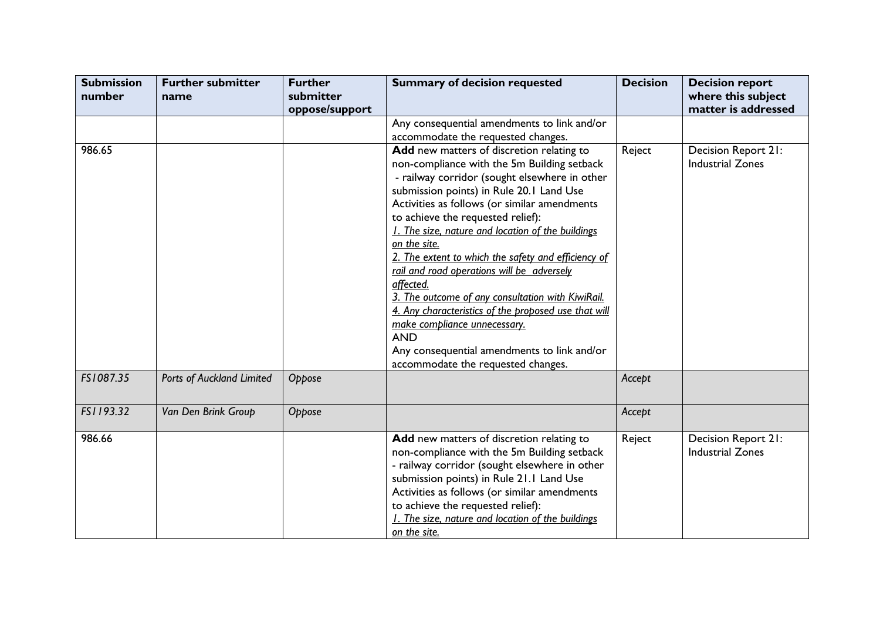| Submission number | Further submitter name | Further submitter oppose/support | Summary of decision requested | Decision | Decision report where this subject matter is addressed |
|---|---|---|---|---|---|
| | | | Any consequential amendments to link and/or accommodate the requested changes. | | |
| 986.65 | | | **Add** new matters of discretion relating to non-compliance with the 5m Building setback - railway corridor (sought elsewhere in other submission points) in Rule 20.1 Land Use Activities as follows (or similar amendments to achieve the requested relief):<br>*1. The size, nature and location of the buildings on the site.*<br>*2. The extent to which the safety and efficiency of rail and road operations will be adversely affected.*<br>*3. The outcome of any consultation with KiwiRail.*<br>*4. Any characteristics of the proposed use that will make compliance unnecessary.*<br>AND<br>Any consequential amendments to link and/or accommodate the requested changes. | Reject | Decision Report 21: Industrial Zones |
| *FS1087.35* | *Ports of Auckland Limited* | *Oppose* | | *Accept* | |
| *FS1193.32* | *Van Den Brink Group* | *Oppose* | | *Accept* | |
| 986.66 | | | **Add** new matters of discretion relating to non-compliance with the 5m Building setback - railway corridor (sought elsewhere in other submission points) in Rule 21.1 Land Use Activities as follows (or similar amendments to achieve the requested relief):<br>*1. The size, nature and location of the buildings on the site.* | Reject | Decision Report 21: Industrial Zones |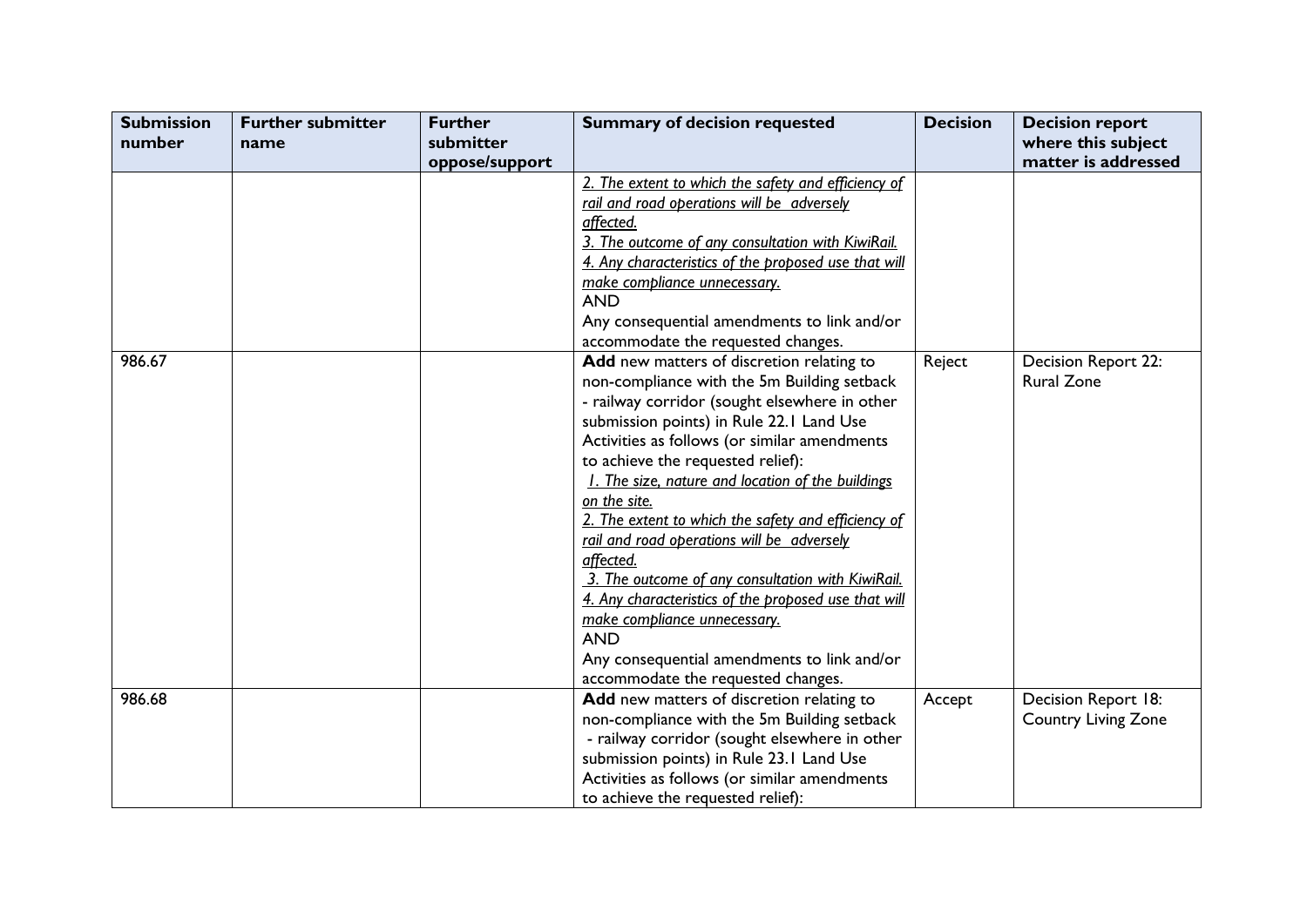| Submission number | Further submitter name | Further submitter oppose/support | Summary of decision requested | Decision | Decision report where this subject matter is addressed |
|---|---|---|---|---|---|
| | | | <u>*2. The extent to which the safety and efficiency of rail and road operations will be adversely affected.*</u><br><u>*3. The outcome of any consultation with KiwiRail.*</u><br><u>*4. Any characteristics of the proposed use that will make compliance unnecessary.*</u><br>AND<br>Any consequential amendments to link and/or accommodate the requested changes. | | |
| 986.67 | | | **Add** new matters of discretion relating to non-compliance with the 5m Building setback - railway corridor (sought elsewhere in other submission points) in Rule 22.1 Land Use Activities as follows (or similar amendments to achieve the requested relief):<br><u>*1. The size, nature and location of the buildings on the site.*</u><br><u>*2. The extent to which the safety and efficiency of rail and road operations will be adversely affected.*</u><br><u>*3. The outcome of any consultation with KiwiRail.*</u><br><u>*4. Any characteristics of the proposed use that will make compliance unnecessary.*</u><br>AND<br>Any consequential amendments to link and/or accommodate the requested changes. | Reject | Decision Report 22: Rural Zone |
| 986.68 | | | **Add** new matters of discretion relating to non-compliance with the 5m Building setback - railway corridor (sought elsewhere in other submission points) in Rule 23.1 Land Use Activities as follows (or similar amendments to achieve the requested relief): | Accept | Decision Report 18: Country Living Zone |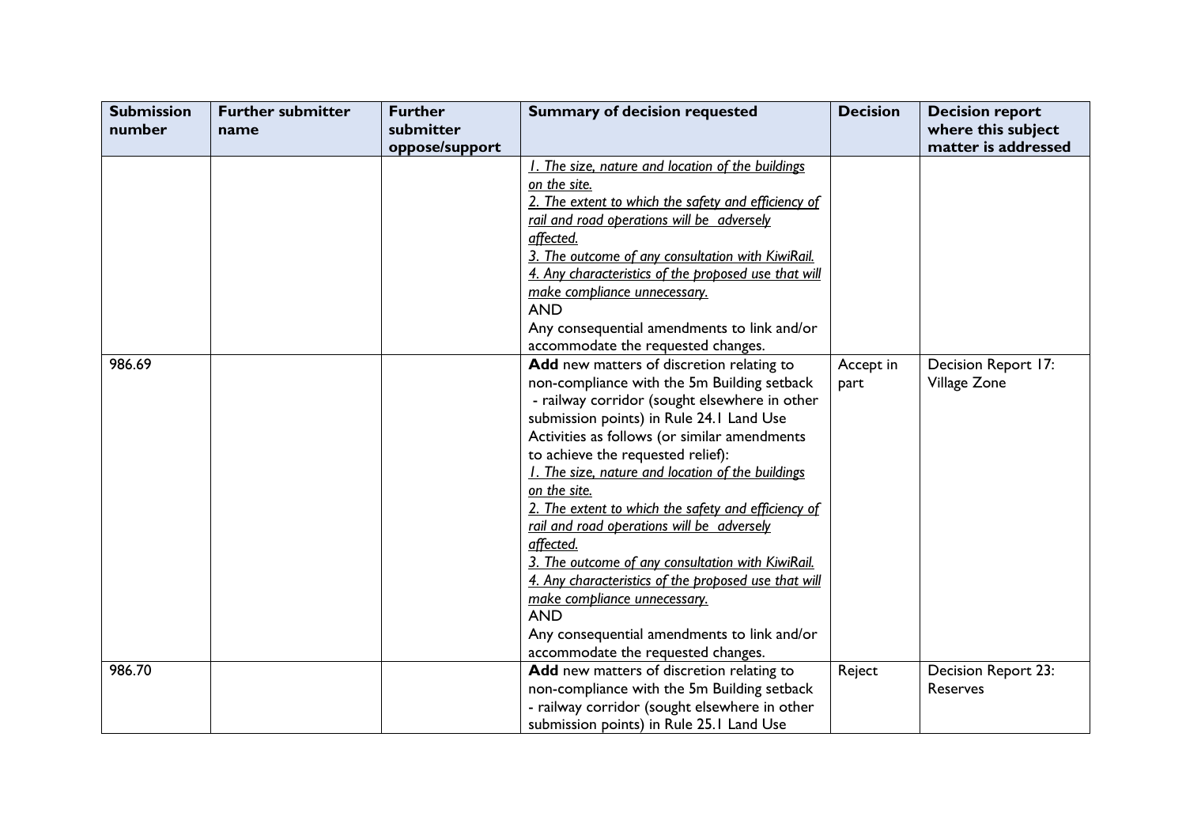| Submission number | Further submitter name | Further submitter oppose/support | Summary of decision requested | Decision | Decision report where this subject matter is addressed |
|---|---|---|---|---|---|
| | | | <u>*1. The size, nature and location of the buildings on the site.*</u><br><u>*2. The extent to which the safety and efficiency of rail and road operations will be adversely affected.*</u><br><u>*3. The outcome of any consultation with KiwiRail.*</u><br><u>*4. Any characteristics of the proposed use that will make compliance unnecessary.*</u><br>AND<br>Any consequential amendments to link and/or accommodate the requested changes. | | |
| 986.69 | | | **Add** new matters of discretion relating to non-compliance with the 5m Building setback - railway corridor (sought elsewhere in other submission points) in Rule 24.1 Land Use Activities as follows (or similar amendments to achieve the requested relief):<br><u>*1. The size, nature and location of the buildings on the site.*</u><br><u>*2. The extent to which the safety and efficiency of rail and road operations will be adversely affected.*</u><br><u>*3. The outcome of any consultation with KiwiRail.*</u><br><u>*4. Any characteristics of the proposed use that will make compliance unnecessary.*</u><br>AND<br>Any consequential amendments to link and/or accommodate the requested changes. | Accept in part | Decision Report 17: Village Zone |
| 986.70 | | | **Add** new matters of discretion relating to non-compliance with the 5m Building setback - railway corridor (sought elsewhere in other submission points) in Rule 25.1 Land Use | Reject | Decision Report 23: Reserves |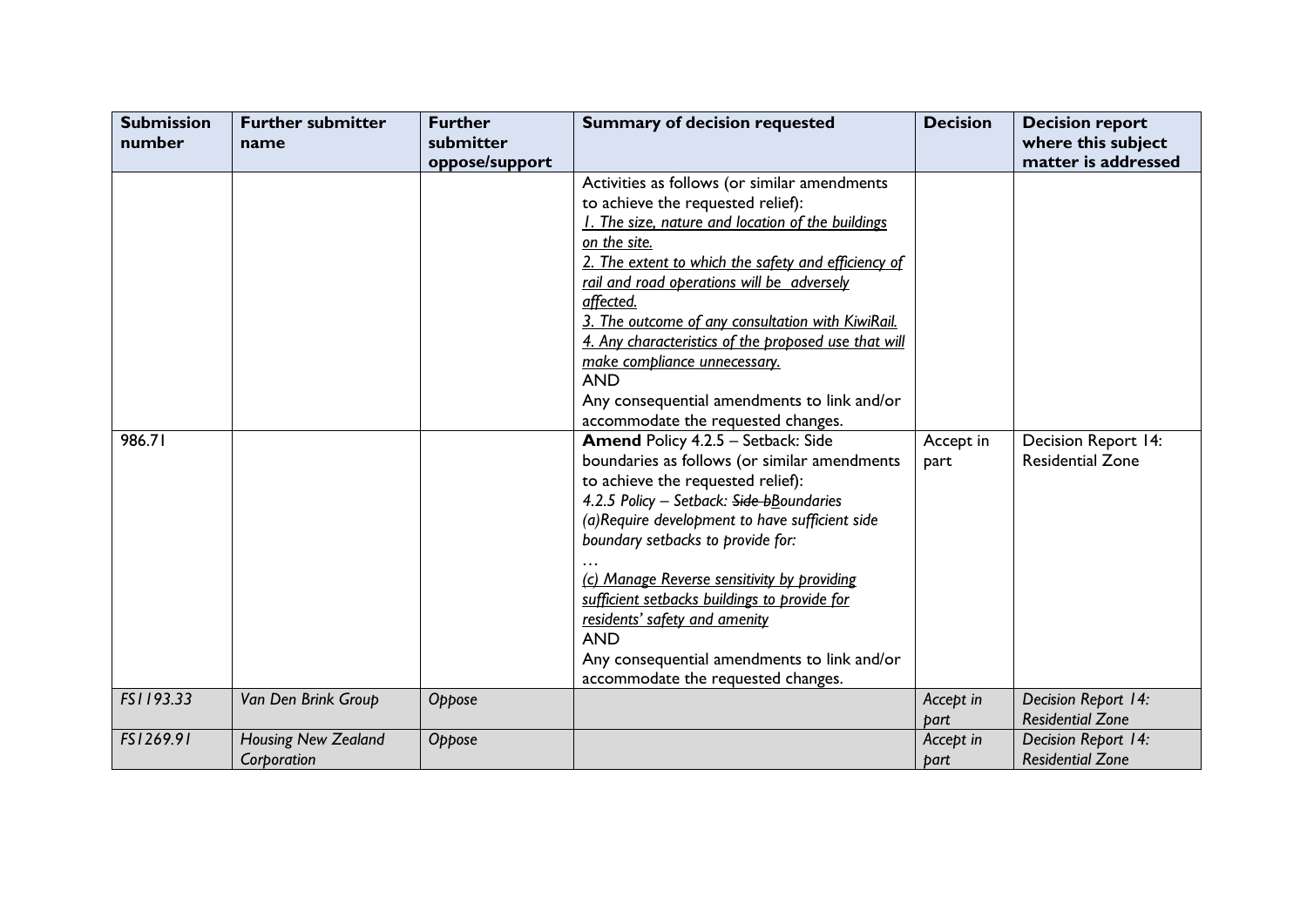| Submission number | Further submitter name | Further submitter oppose/support | Summary of decision requested | Decision | Decision report where this subject matter is addressed |
|---|---|---|---|---|---|
| | | | Activities as follows (or similar amendments to achieve the requested relief):<br>*1. The size, nature and location of the buildings on the site.*<br>*2. The extent to which the safety and efficiency of rail and road operations will be adversely affected.*<br>*3. The outcome of any consultation with KiwiRail.*<br>*4. Any characteristics of the proposed use that will make compliance unnecessary.*<br>AND<br>Any consequential amendments to link and/or accommodate the requested changes. | | |
| 986.71 | | | **Amend** Policy 4.2.5 – Setback: Side boundaries as follows (or similar amendments to achieve the requested relief):<br>*4.2.5 Policy – Setback: ~~Side b~~Boundaries*<br>*(a)Require development to have sufficient side boundary setbacks to provide for:*<br>…<br>*(c) Manage Reverse sensitivity by providing sufficient setbacks buildings to provide for residents' safety and amenity*<br>AND<br>Any consequential amendments to link and/or accommodate the requested changes. | Accept in part | Decision Report 14: Residential Zone |
| *FS1193.33* | *Van Den Brink Group* | *Oppose* | | *Accept in part* | *Decision Report 14: Residential Zone* |
| *FS1269.91* | *Housing New Zealand Corporation* | *Oppose* | | *Accept in part* | *Decision Report 14: Residential Zone* |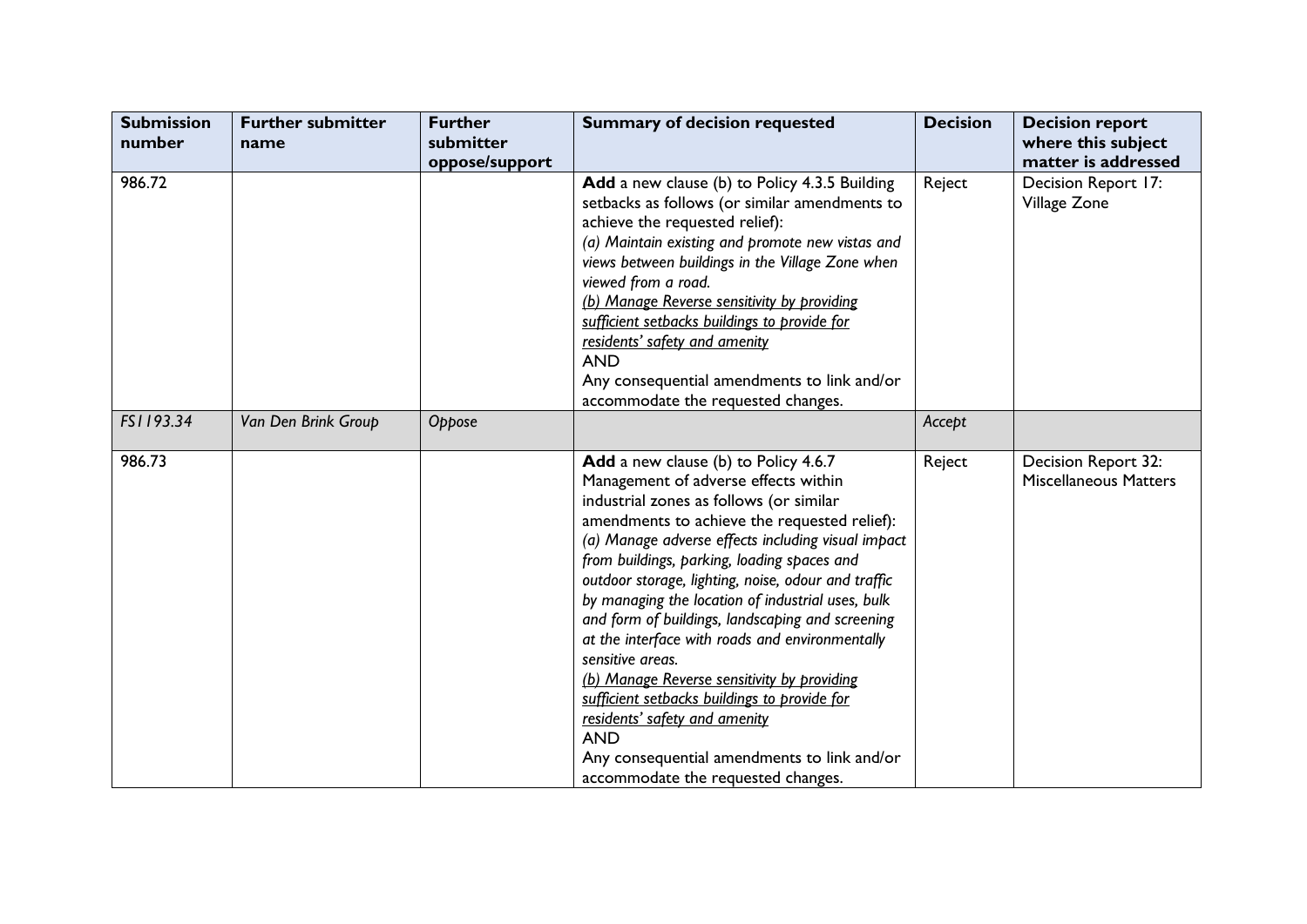| Submission number | Further submitter name | Further submitter oppose/support | Summary of decision requested | Decision | Decision report where this subject matter is addressed |
|---|---|---|---|---|---|
| 986.72 | | | **Add** a new clause (b) to Policy 4.3.5 Building setbacks as follows (or similar amendments to achieve the requested relief):<br>*(a) Maintain existing and promote new vistas and views between buildings in the Village Zone when viewed from a road.*<br><u>*(b) Manage Reverse sensitivity by providing sufficient setbacks buildings to provide for residents' safety and amenity*</u><br>AND<br>Any consequential amendments to link and/or accommodate the requested changes. | Reject | Decision Report 17: Village Zone |
| *FS1193.34* | *Van Den Brink Group* | *Oppose* | | *Accept* | |
| 986.73 | | | **Add** a new clause (b) to Policy 4.6.7 Management of adverse effects within industrial zones as follows (or similar amendments to achieve the requested relief):<br>*(a) Manage adverse effects including visual impact from buildings, parking, loading spaces and outdoor storage, lighting, noise, odour and traffic by managing the location of industrial uses, bulk and form of buildings, landscaping and screening at the interface with roads and environmentally sensitive areas.*<br><u>*(b) Manage Reverse sensitivity by providing sufficient setbacks buildings to provide for residents' safety and amenity*</u><br>AND<br>Any consequential amendments to link and/or accommodate the requested changes. | Reject | Decision Report 32: Miscellaneous Matters |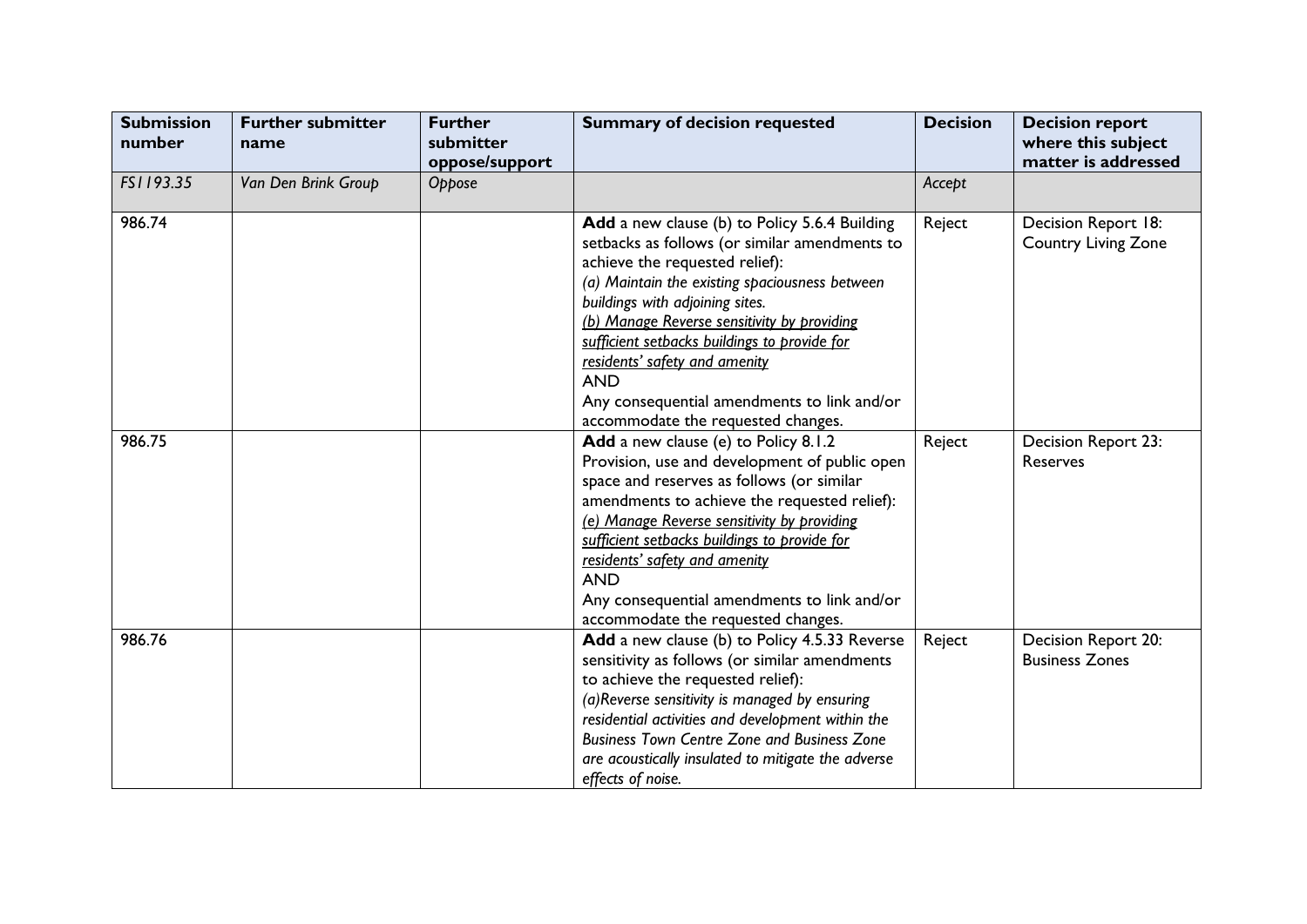| Submission number | Further submitter name | Further submitter oppose/support | Summary of decision requested | Decision | Decision report where this subject matter is addressed |
|---|---|---|---|---|---|
| *FS1193.35* | *Van Den Brink Group* | *Oppose* | | *Accept* | |
| 986.74 | | | **Add** a new clause (b) to Policy 5.6.4 Building setbacks as follows (or similar amendments to achieve the requested relief):<br>*(a) Maintain the existing spaciousness between buildings with adjoining sites.*<br><u>*(b) Manage Reverse sensitivity by providing sufficient setbacks buildings to provide for residents' safety and amenity*</u><br>AND<br>Any consequential amendments to link and/or accommodate the requested changes. | Reject | Decision Report 18: Country Living Zone |
| 986.75 | | | **Add** a new clause (e) to Policy 8.1.2 Provision, use and development of public open space and reserves as follows (or similar amendments to achieve the requested relief):<br><u>*(e) Manage Reverse sensitivity by providing sufficient setbacks buildings to provide for residents' safety and amenity*</u><br>AND<br>Any consequential amendments to link and/or accommodate the requested changes. | Reject | Decision Report 23: Reserves |
| 986.76 | | | **Add** a new clause (b) to Policy 4.5.33 Reverse sensitivity as follows (or similar amendments to achieve the requested relief):<br>*(a)Reverse sensitivity is managed by ensuring residential activities and development within the Business Town Centre Zone and Business Zone are acoustically insulated to mitigate the adverse effects of noise.* | Reject | Decision Report 20: Business Zones |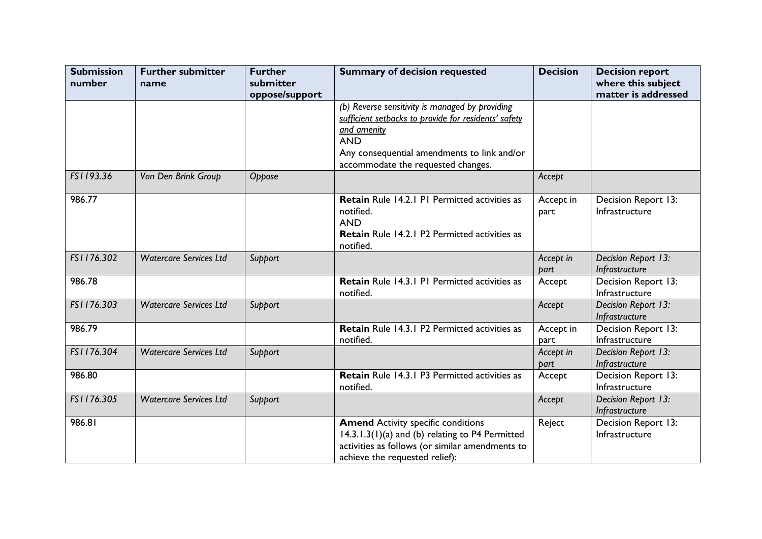| Submission number | Further submitter name | Further submitter oppose/support | Summary of decision requested | Decision | Decision report where this subject matter is addressed |
|---|---|---|---|---|---|
| | | | <u>*(b) Reverse sensitivity is managed by providing sufficient setbacks to provide for residents' safety and amenity*</u><br>AND<br>Any consequential amendments to link and/or accommodate the requested changes. | | |
| *FS1193.36* | *Van Den Brink Group* | *Oppose* | | *Accept* | |
| 986.77 | | | **Retain** Rule 14.2.1 P1 Permitted activities as notified.<br>AND<br>**Retain** Rule 14.2.1 P2 Permitted activities as notified. | Accept in part | Decision Report 13: Infrastructure |
| *FS1176.302* | *Watercare Services Ltd* | *Support* | | *Accept in part* | *Decision Report 13: Infrastructure* |
| 986.78 | | | **Retain** Rule 14.3.1 P1 Permitted activities as notified. | Accept | Decision Report 13: Infrastructure |
| *FS1176.303* | *Watercare Services Ltd* | *Support* | | *Accept* | *Decision Report 13: Infrastructure* |
| 986.79 | | | **Retain** Rule 14.3.1 P2 Permitted activities as notified. | Accept in part | Decision Report 13: Infrastructure |
| *FS1176.304* | *Watercare Services Ltd* | *Support* | | *Accept in part* | *Decision Report 13: Infrastructure* |
| 986.80 | | | **Retain** Rule 14.3.1 P3 Permitted activities as notified. | Accept | Decision Report 13: Infrastructure |
| *FS1176.305* | *Watercare Services Ltd* | *Support* | | *Accept* | *Decision Report 13: Infrastructure* |
| 986.81 | | | **Amend** Activity specific conditions 14.3.1.3(1)(a) and (b) relating to P4 Permitted activities as follows (or similar amendments to achieve the requested relief): | Reject | Decision Report 13: Infrastructure |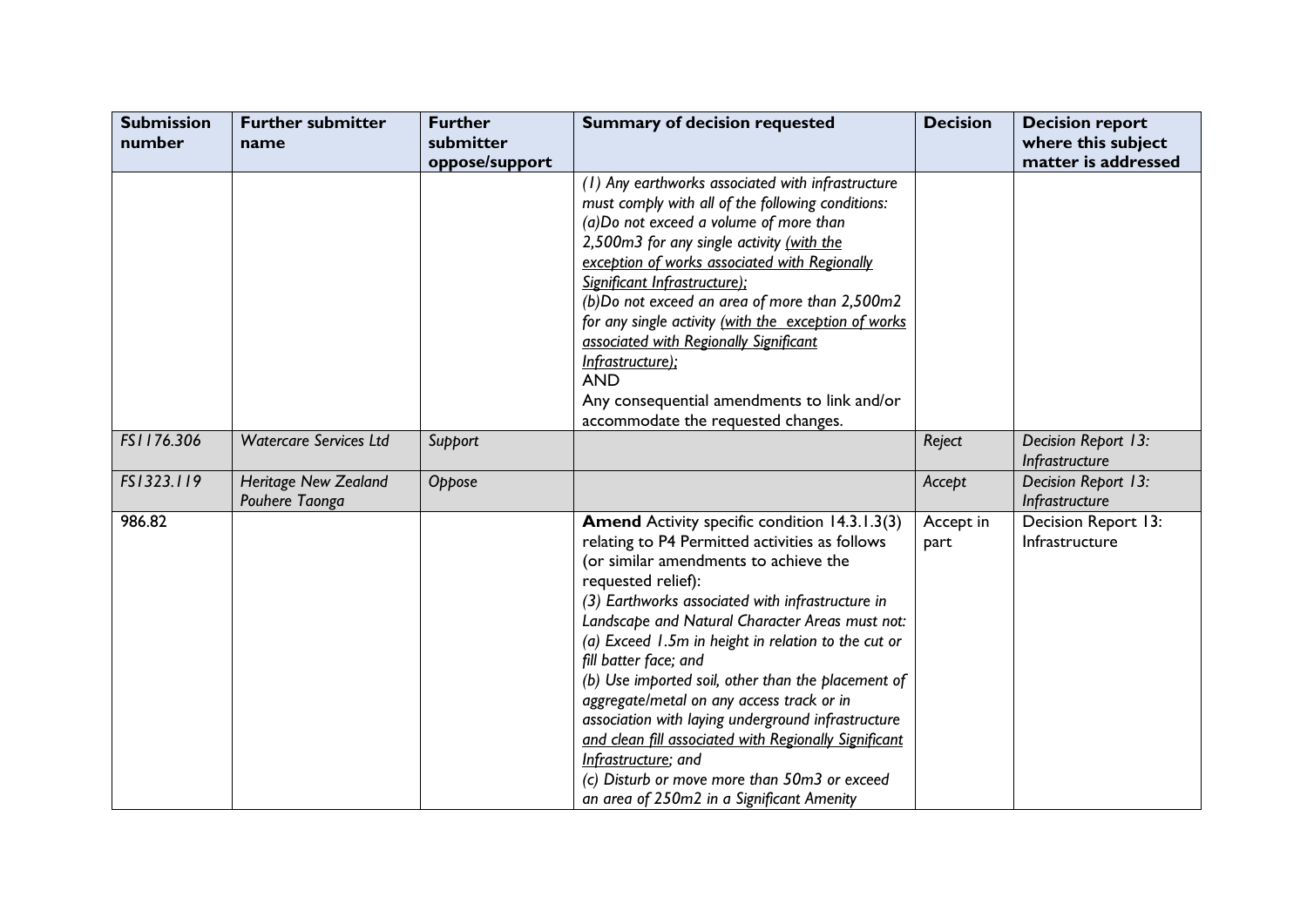| Submission number | Further submitter name | Further submitter oppose/support | Summary of decision requested | Decision | Decision report where this subject matter is addressed |
|---|---|---|---|---|---|
| | | | *(1) Any earthworks associated with infrastructure must comply with all of the following conditions:*<br>*(a)Do not exceed a volume of more than 2,500m3 for any single activity* <u>*(with the exception of works associated with Regionally Significant Infrastructure);*</u><br>*(b)Do not exceed an area of more than 2,500m2 for any single activity* <u>*(with the exception of works associated with Regionally Significant Infrastructure);*</u><br>AND<br>Any consequential amendments to link and/or accommodate the requested changes. | | |
| *FS1176.306* | *Watercare Services Ltd* | *Support* | | *Reject* | *Decision Report 13: Infrastructure* |
| *FS1323.119* | *Heritage New Zealand Pouhere Taonga* | *Oppose* | | *Accept* | *Decision Report 13: Infrastructure* |
| 986.82 | | | **Amend** Activity specific condition 14.3.1.3(3) relating to P4 Permitted activities as follows (or similar amendments to achieve the requested relief):<br>*(3) Earthworks associated with infrastructure in Landscape and Natural Character Areas must not:*<br>*(a) Exceed 1.5m in height in relation to the cut or fill batter face; and*<br>*(b) Use imported soil, other than the placement of aggregate/metal on any access track or in association with laying underground infrastructure* <u>*and clean fill associated with Regionally Significant Infrastructure*</u>*; and*<br>*(c) Disturb or move more than 50m3 or exceed an area of 250m2 in a Significant Amenity* | Accept in part | Decision Report 13: Infrastructure |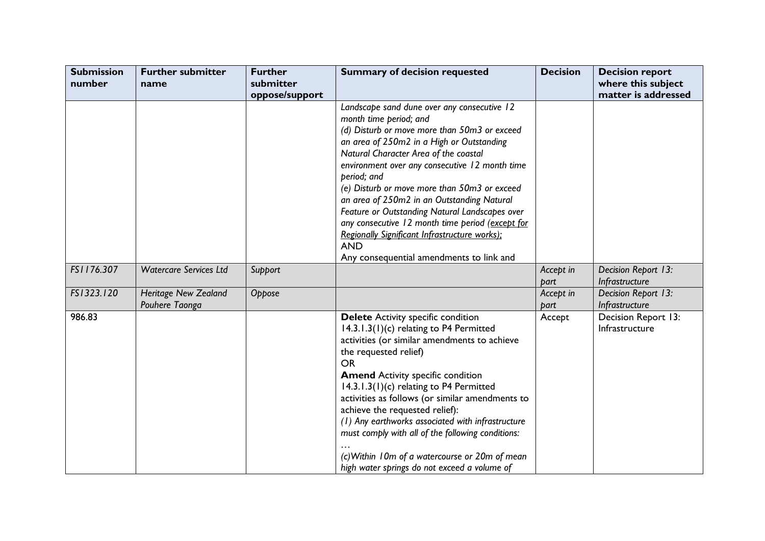| Submission number | Further submitter name | Further submitter oppose/support | Summary of decision requested | Decision | Decision report where this subject matter is addressed |
|---|---|---|---|---|---|
| | | | *Landscape sand dune over any consecutive 12 month time period; and*<br>*(d) Disturb or move more than 50m3 or exceed an area of 250m2 in a High or Outstanding Natural Character Area of the coastal environment over any consecutive 12 month time period; and*<br>*(e) Disturb or move more than 50m3 or exceed an area of 250m2 in an Outstanding Natural Feature or Outstanding Natural Landscapes over any consecutive 12 month time period (<u>except for Regionally Significant Infrastructure works</u>);*<br>AND<br>Any consequential amendments to link and | | |
| *FS1176.307* | *Watercare Services Ltd* | *Support* | | *Accept in part* | *Decision Report 13: Infrastructure* |
| *FS1323.120* | *Heritage New Zealand Pouhere Taonga* | *Oppose* | | *Accept in part* | *Decision Report 13: Infrastructure* |
| 986.83 | | | **Delete** Activity specific condition 14.3.1.3(1)(c) relating to P4 Permitted activities (or similar amendments to achieve the requested relief)<br>OR<br>**Amend** Activity specific condition 14.3.1.3(1)(c) relating to P4 Permitted activities as follows (or similar amendments to achieve the requested relief):<br>*(1) Any earthworks associated with infrastructure must comply with all of the following conditions:*<br>*…*<br>*(c)Within 10m of a watercourse or 20m of mean high water springs do not exceed a volume of* | Accept | Decision Report 13: Infrastructure |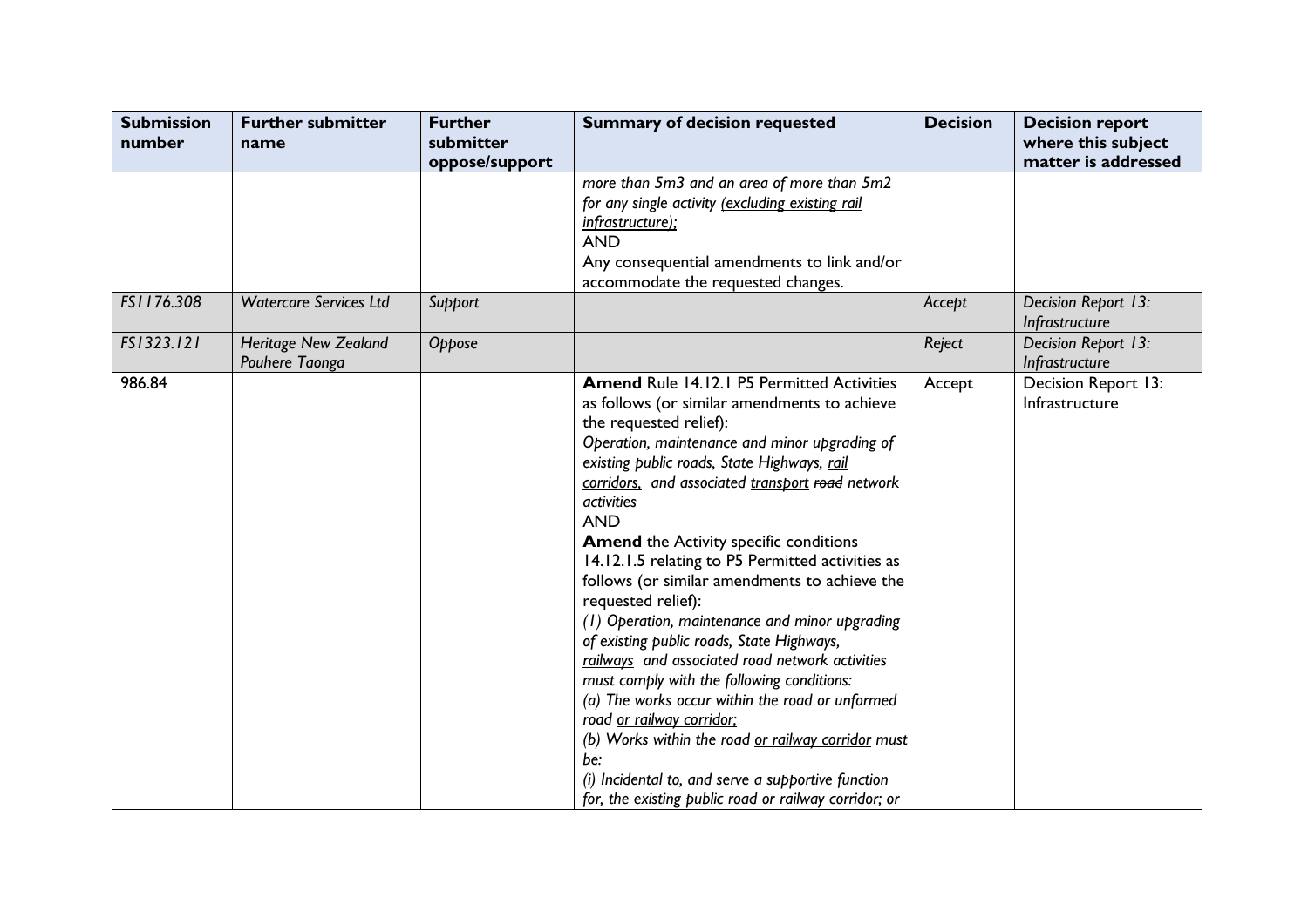| Submission number | Further submitter name | Further submitter oppose/support | Summary of decision requested | Decision | Decision report where this subject matter is addressed |
|---|---|---|---|---|---|
| | | | *more than 5m3 and an area of more than 5m2 for any single activity <u>(excluding existing rail infrastructure);</u>*<br>AND<br>Any consequential amendments to link and/or accommodate the requested changes. | | |
| *FS1176.308* | *Watercare Services Ltd* | *Support* | | *Accept* | *Decision Report 13: Infrastructure* |
| *FS1323.121* | *Heritage New Zealand Pouhere Taonga* | *Oppose* | | *Reject* | *Decision Report 13: Infrastructure* |
| 986.84 | | | **Amend** Rule 14.12.1 P5 Permitted Activities as follows (or similar amendments to achieve the requested relief):<br>*Operation, maintenance and minor upgrading of existing public roads, State Highways, <u>rail corridors,</u> and associated <u>transport</u> ~~road~~ network activities*<br>AND<br>**Amend** the Activity specific conditions 14.12.1.5 relating to P5 Permitted activities as follows (or similar amendments to achieve the requested relief):<br>*(1) Operation, maintenance and minor upgrading of existing public roads, State Highways, <u>railways</u> and associated road network activities must comply with the following conditions:*<br>*(a) The works occur within the road or unformed road <u>or railway corridor;</u>*<br>*(b) Works within the road <u>or railway corridor</u> must be:*<br>*(i) Incidental to, and serve a supportive function for, the existing public road <u>or railway corridor</u>; or* | Accept | Decision Report 13: Infrastructure |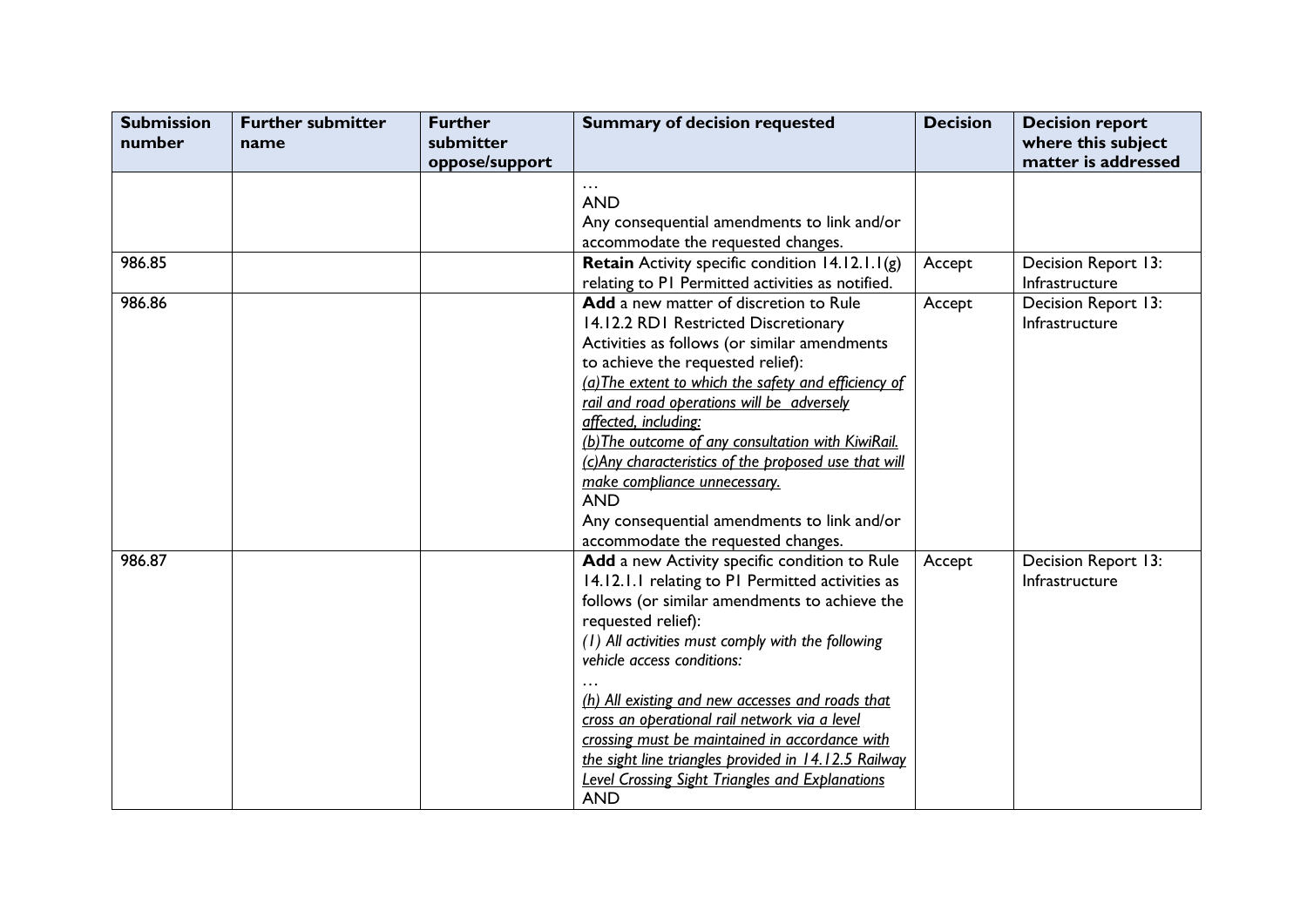| Submission number | Further submitter name | Further submitter oppose/support | Summary of decision requested | Decision | Decision report where this subject matter is addressed |
|---|---|---|---|---|---|
| | | | …<br>AND<br>Any consequential amendments to link and/or accommodate the requested changes. | | |
| 986.85 | | | **Retain** Activity specific condition 14.12.1.1(g) relating to P1 Permitted activities as notified. | Accept | Decision Report 13: Infrastructure |
| 986.86 | | | **Add** a new matter of discretion to Rule 14.12.2 RD1 Restricted Discretionary Activities as follows (or similar amendments to achieve the requested relief):<br>*(a)The extent to which the safety and efficiency of rail and road operations will be adversely affected, including:*<br>*(b)The outcome of any consultation with KiwiRail.*<br>*(c)Any characteristics of the proposed use that will make compliance unnecessary.*<br>AND<br>Any consequential amendments to link and/or accommodate the requested changes. | Accept | Decision Report 13: Infrastructure |
| 986.87 | | | **Add** a new Activity specific condition to Rule 14.12.1.1 relating to P1 Permitted activities as follows (or similar amendments to achieve the requested relief):<br>*(1) All activities must comply with the following vehicle access conditions:*<br>…<br>*(h) All existing and new accesses and roads that cross an operational rail network via a level crossing must be maintained in accordance with the sight line triangles provided in 14.12.5 Railway Level Crossing Sight Triangles and Explanations*<br>AND | Accept | Decision Report 13: Infrastructure |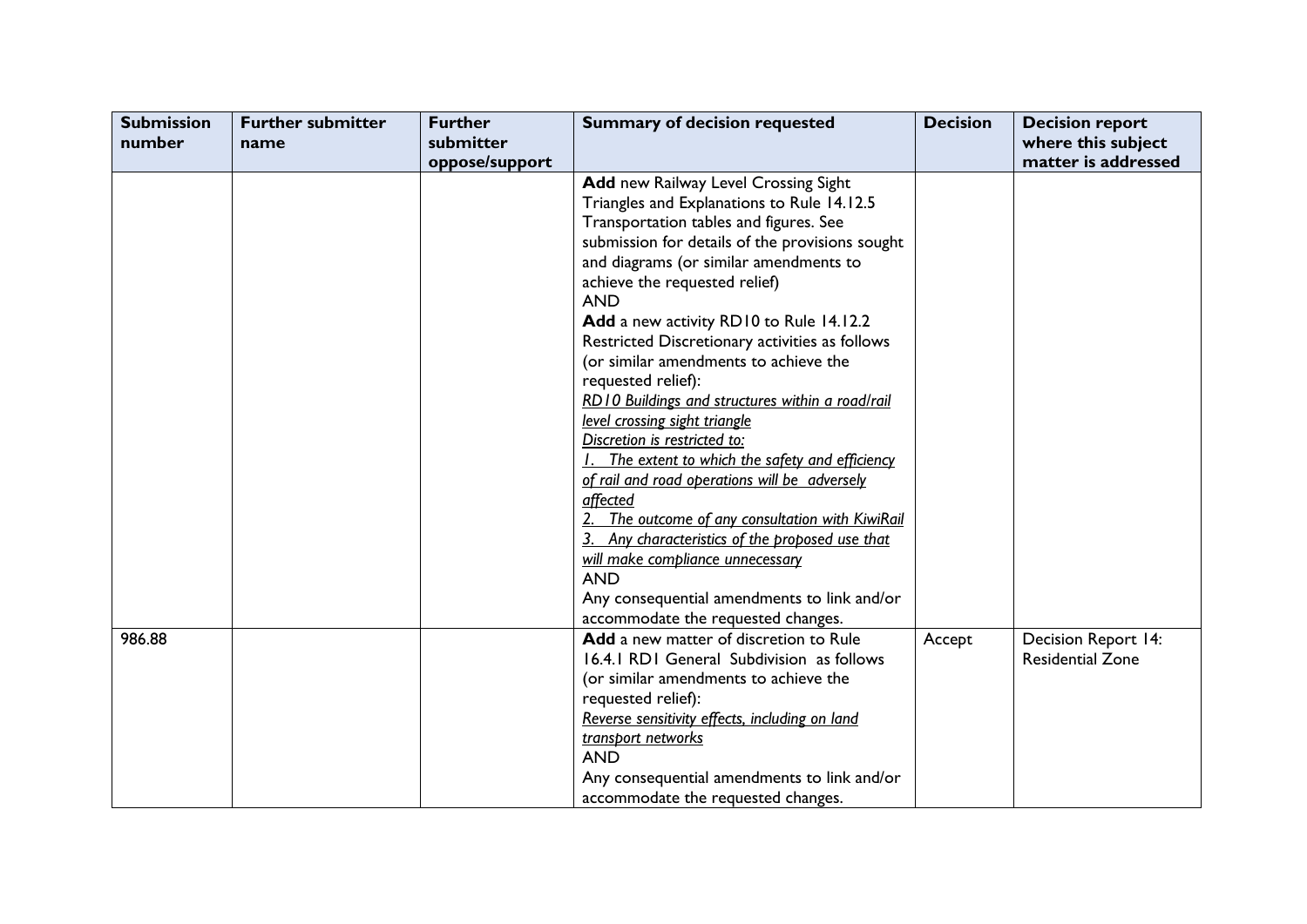| Submission number | Further submitter name | Further submitter oppose/support | Summary of decision requested | Decision | Decision report where this subject matter is addressed |
|---|---|---|---|---|---|
| | | | **Add** new Railway Level Crossing Sight Triangles and Explanations to Rule 14.12.5 Transportation tables and figures. See submission for details of the provisions sought and diagrams (or similar amendments to achieve the requested relief)<br>AND<br>**Add** a new activity RD10 to Rule 14.12.2 Restricted Discretionary activities as follows (or similar amendments to achieve the requested relief):<br>*RD10 Buildings and structures within a road/rail level crossing sight triangle*<br>*Discretion is restricted to:*<br>*1. The extent to which the safety and efficiency of rail and road operations will be adversely affected*<br>*2. The outcome of any consultation with KiwiRail*<br>*3. Any characteristics of the proposed use that will make compliance unnecessary*<br>AND<br>Any consequential amendments to link and/or accommodate the requested changes. | | |
| 986.88 | | | **Add** a new matter of discretion to Rule 16.4.1 RD1 General Subdivision as follows (or similar amendments to achieve the requested relief):<br>*Reverse sensitivity effects, including on land transport networks*<br>AND<br>Any consequential amendments to link and/or accommodate the requested changes. | Accept | Decision Report 14: Residential Zone |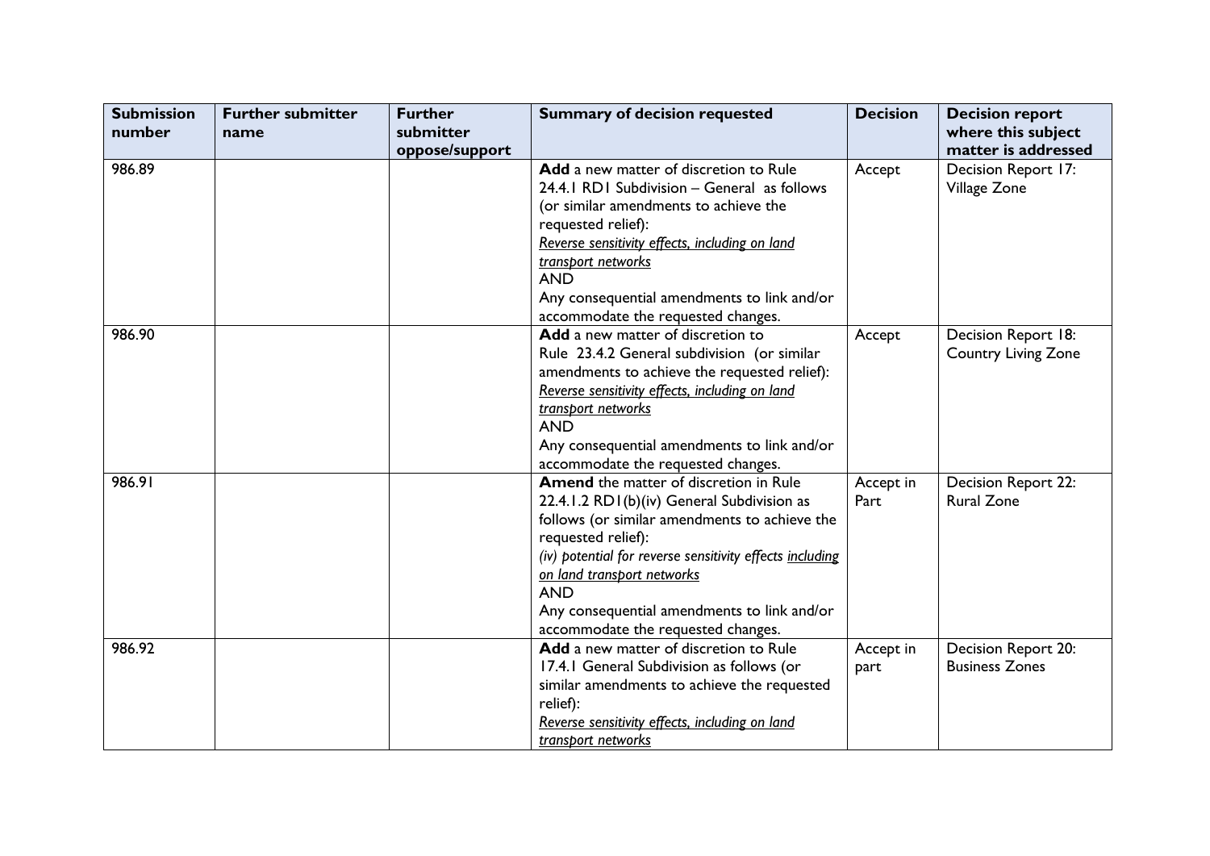| Submission number | Further submitter name | Further submitter oppose/support | Summary of decision requested | Decision | Decision report where this subject matter is addressed |
|---|---|---|---|---|---|
| 986.89 | | | **Add** a new matter of discretion to Rule 24.4.1 RD1 Subdivision – General as follows (or similar amendments to achieve the requested relief): <br> *Reverse sensitivity effects, including on land transport networks* <br> AND <br> Any consequential amendments to link and/or accommodate the requested changes. | Accept | Decision Report 17: Village Zone |
| 986.90 | | | **Add** a new matter of discretion to Rule 23.4.2 General subdivision (or similar amendments to achieve the requested relief): <br> *Reverse sensitivity effects, including on land transport networks* <br> AND <br> Any consequential amendments to link and/or accommodate the requested changes. | Accept | Decision Report 18: Country Living Zone |
| 986.91 | | | **Amend** the matter of discretion in Rule 22.4.1.2 RD1(b)(iv) General Subdivision as follows (or similar amendments to achieve the requested relief): <br> *(iv) potential for reverse sensitivity effects including on land transport networks* <br> AND <br> Any consequential amendments to link and/or accommodate the requested changes. | Accept in Part | Decision Report 22: Rural Zone |
| 986.92 | | | **Add** a new matter of discretion to Rule 17.4.1 General Subdivision as follows (or similar amendments to achieve the requested relief): <br> *Reverse sensitivity effects, including on land transport networks* | Accept in part | Decision Report 20: Business Zones |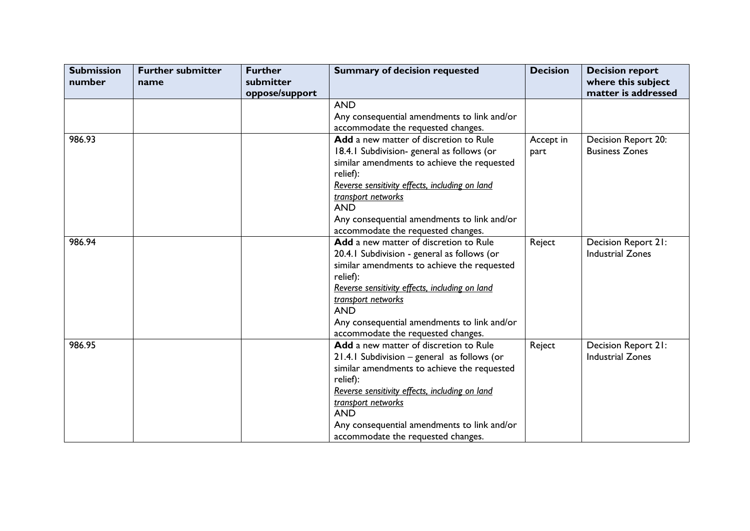| Submission number | Further submitter name | Further submitter oppose/support | Summary of decision requested | Decision | Decision report where this subject matter is addressed |
|---|---|---|---|---|---|
| | | | AND<br>Any consequential amendments to link and/or accommodate the requested changes. | | |
| 986.93 | | | **Add** a new matter of discretion to Rule 18.4.1 Subdivision- general as follows (or similar amendments to achieve the requested relief):<br>*Reverse sensitivity effects, including on land transport networks*<br>AND<br>Any consequential amendments to link and/or accommodate the requested changes. | Accept in part | Decision Report 20: Business Zones |
| 986.94 | | | **Add** a new matter of discretion to Rule 20.4.1 Subdivision - general as follows (or similar amendments to achieve the requested relief):<br>*Reverse sensitivity effects, including on land transport networks*<br>AND<br>Any consequential amendments to link and/or accommodate the requested changes. | Reject | Decision Report 21: Industrial Zones |
| 986.95 | | | **Add** a new matter of discretion to Rule 21.4.1 Subdivision – general as follows (or similar amendments to achieve the requested relief):<br>*Reverse sensitivity effects, including on land transport networks*<br>AND<br>Any consequential amendments to link and/or accommodate the requested changes. | Reject | Decision Report 21: Industrial Zones |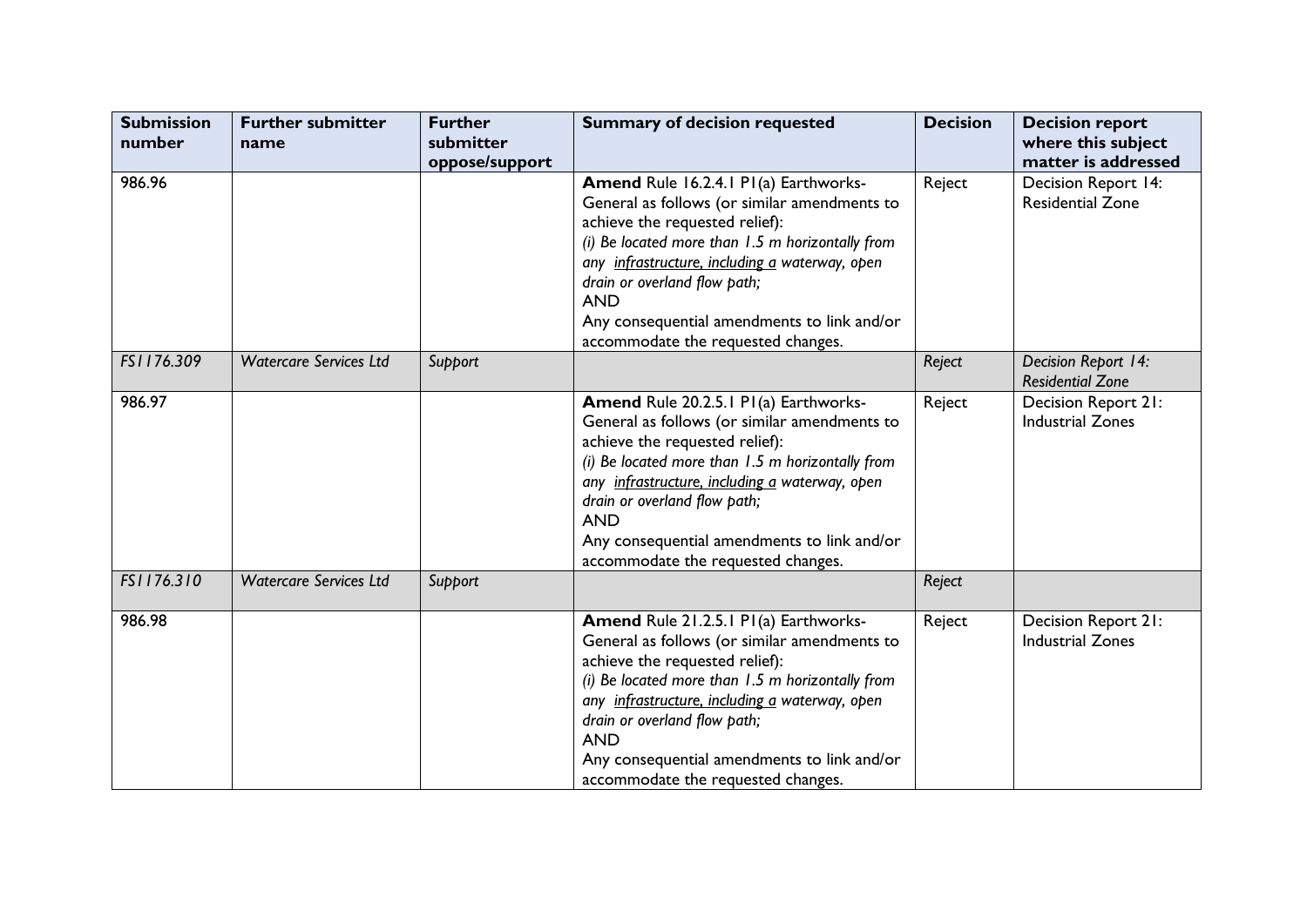| Submission number | Further submitter name | Further submitter oppose/support | Summary of decision requested | Decision | Decision report where this subject matter is addressed |
|---|---|---|---|---|---|
| 986.96 | | | **Amend** Rule 16.2.4.1 P1(a) Earthworks-General as follows (or similar amendments to achieve the requested relief):<br>*(i) Be located more than 1.5 m horizontally from any <u>infrastructure, including a</u> waterway, open drain or overland flow path;*<br>AND<br>Any consequential amendments to link and/or accommodate the requested changes. | Reject | Decision Report 14: Residential Zone |
| *FS1176.309* | *Watercare Services Ltd* | *Support* | | *Reject* | *Decision Report 14: Residential Zone* |
| 986.97 | | | **Amend** Rule 20.2.5.1 P1(a) Earthworks-General as follows (or similar amendments to achieve the requested relief):<br>*(i) Be located more than 1.5 m horizontally from any <u>infrastructure, including a</u> waterway, open drain or overland flow path;*<br>AND<br>Any consequential amendments to link and/or accommodate the requested changes. | Reject | Decision Report 21: Industrial Zones |
| *FS1176.310* | *Watercare Services Ltd* | *Support* | | *Reject* | |
| 986.98 | | | **Amend** Rule 21.2.5.1 P1(a) Earthworks-General as follows (or similar amendments to achieve the requested relief):<br>*(i) Be located more than 1.5 m horizontally from any <u>infrastructure, including a</u> waterway, open drain or overland flow path;*<br>AND<br>Any consequential amendments to link and/or accommodate the requested changes. | Reject | Decision Report 21: Industrial Zones |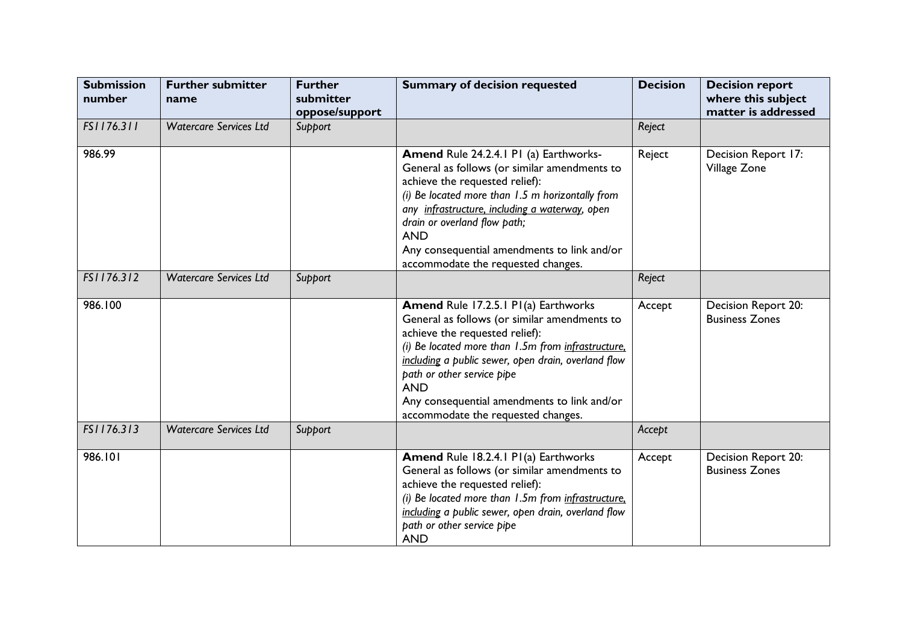| Submission number | Further submitter name | Further submitter oppose/support | Summary of decision requested | Decision | Decision report where this subject matter is addressed |
|---|---|---|---|---|---|
| *FS1176.311* | *Watercare Services Ltd* | *Support* | | *Reject* | |
| 986.99 | | | **Amend** Rule 24.2.4.1 P1 (a) Earthworks- General as follows (or similar amendments to achieve the requested relief):<br>*(i) Be located more than 1.5 m horizontally from any <u>infrastructure, including a waterway</u>, open drain or overland flow path;*<br>AND<br>Any consequential amendments to link and/or accommodate the requested changes. | Reject | Decision Report 17: Village Zone |
| *FS1176.312* | *Watercare Services Ltd* | *Support* | | *Reject* | |
| 986.100 | | | **Amend** Rule 17.2.5.1 P1(a) Earthworks General as follows (or similar amendments to achieve the requested relief):<br>*(i) Be located more than 1.5m from <u>infrastructure, including</u> a public sewer, open drain, overland flow path or other service pipe*<br>AND<br>Any consequential amendments to link and/or accommodate the requested changes. | Accept | Decision Report 20: Business Zones |
| *FS1176.313* | *Watercare Services Ltd* | *Support* | | *Accept* | |
| 986.101 | | | **Amend** Rule 18.2.4.1 P1(a) Earthworks General as follows (or similar amendments to achieve the requested relief):<br>*(i) Be located more than 1.5m from <u>infrastructure, including</u> a public sewer, open drain, overland flow path or other service pipe*<br>AND | Accept | Decision Report 20: Business Zones |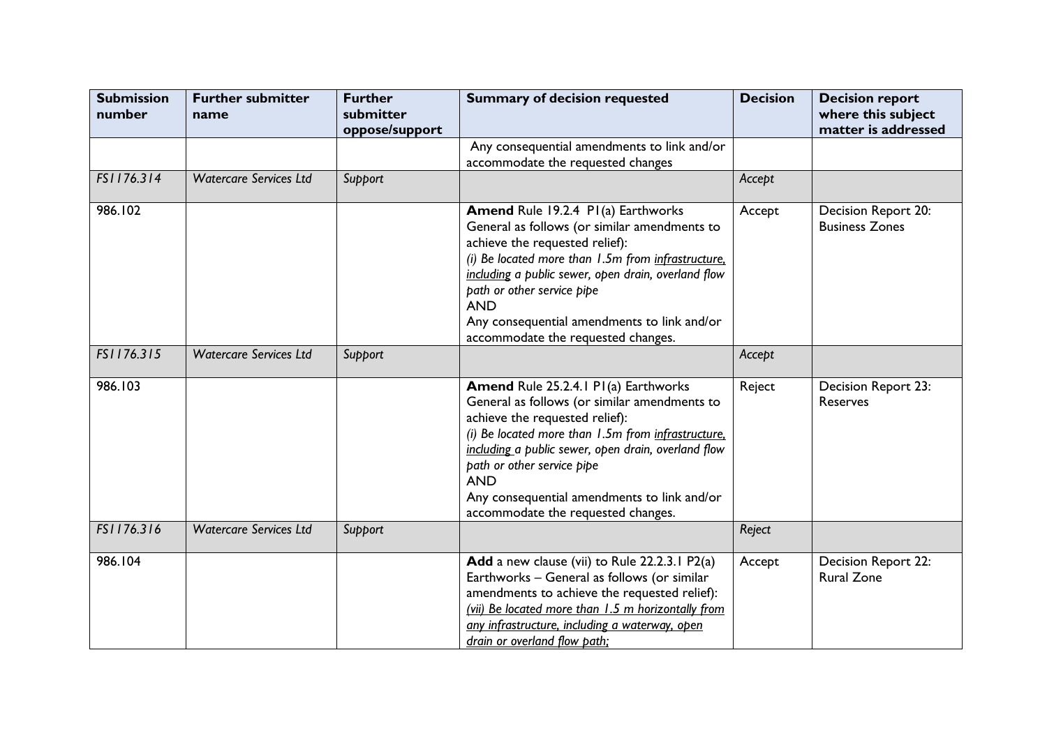| Submission number | Further submitter name | Further submitter oppose/support | Summary of decision requested | Decision | Decision report where this subject matter is addressed |
|---|---|---|---|---|---|
| | | | Any consequential amendments to link and/or accommodate the requested changes | | |
| *FS1176.314* | *Watercare Services Ltd* | *Support* | | *Accept* | |
| 986.102 | | | **Amend** Rule 19.2.4 P1(a) Earthworks General as follows (or similar amendments to achieve the requested relief):<br>*(i) Be located more than 1.5m from <u>infrastructure, including</u> a public sewer, open drain, overland flow path or other service pipe*<br>AND<br>Any consequential amendments to link and/or accommodate the requested changes. | Accept | Decision Report 20: Business Zones |
| *FS1176.315* | *Watercare Services Ltd* | *Support* | | *Accept* | |
| 986.103 | | | **Amend** Rule 25.2.4.1 P1(a) Earthworks General as follows (or similar amendments to achieve the requested relief):<br>*(i) Be located more than 1.5m from <u>infrastructure, including</u> a public sewer, open drain, overland flow path or other service pipe*<br>AND<br>Any consequential amendments to link and/or accommodate the requested changes. | Reject | Decision Report 23: Reserves |
| *FS1176.316* | *Watercare Services Ltd* | *Support* | | *Reject* | |
| 986.104 | | | **Add** a new clause (vii) to Rule 22.2.3.1 P2(a) Earthworks – General as follows (or similar amendments to achieve the requested relief):<br><u>*(vii) Be located more than 1.5 m horizontally from any infrastructure, including a waterway, open drain or overland flow path;*</u> | Accept | Decision Report 22: Rural Zone |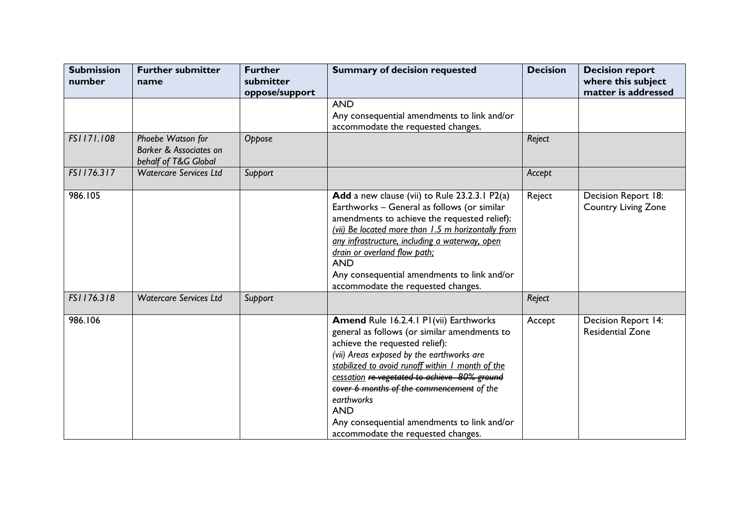| Submission number | Further submitter name | Further submitter oppose/support | Summary of decision requested | Decision | Decision report where this subject matter is addressed |
|---|---|---|---|---|---|
| | | | AND<br>Any consequential amendments to link and/or accommodate the requested changes. | | |
| *FS1171.108* | *Phoebe Watson for Barker & Associates on behalf of T&G Global* | *Oppose* | | *Reject* | |
| *FS1176.317* | *Watercare Services Ltd* | *Support* | | *Accept* | |
| 986.105 | | | **Add** a new clause (vii) to Rule 23.2.3.1 P2(a) Earthworks – General as follows (or similar amendments to achieve the requested relief):<br>*<u>(vii) Be located more than 1.5 m horizontally from any infrastructure, including a waterway, open drain or overland flow path;</u>*<br>AND<br>Any consequential amendments to link and/or accommodate the requested changes. | Reject | Decision Report 18: Country Living Zone |
| *FS1176.318* | *Watercare Services Ltd* | *Support* | | *Reject* | |
| 986.106 | | | **Amend** Rule 16.2.4.1 P1(vii) Earthworks general as follows (or similar amendments to achieve the requested relief):<br>*(vii) Areas exposed by the earthworks are <u>stabilized to avoid runoff within 1 month of the cessation</u> ~~re-vegetated to achieve 80% ground cover 6 months of the commencement~~ of the earthworks*<br>AND<br>Any consequential amendments to link and/or accommodate the requested changes. | Accept | Decision Report 14: Residential Zone |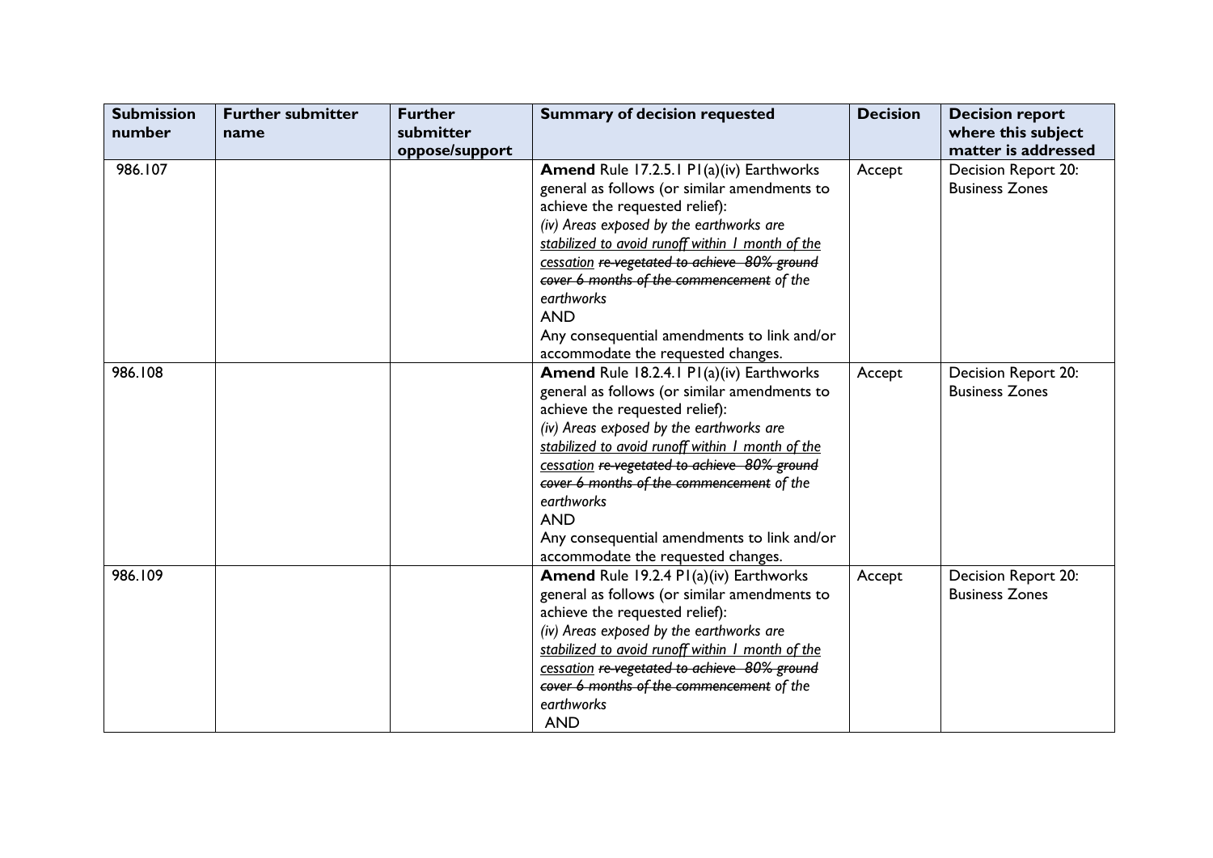| Submission number | Further submitter name | Further submitter oppose/support | Summary of decision requested | Decision | Decision report where this subject matter is addressed |
|---|---|---|---|---|---|
| 986.107 | | | **Amend** Rule 17.2.5.1 P1(a)(iv) Earthworks general as follows (or similar amendments to achieve the requested relief):<br>*(iv) Areas exposed by the earthworks are <u>stabilized to avoid runoff within 1 month of the cessation</u> ~~re-vegetated to achieve 80% ground cover 6 months of the commencement~~ of the earthworks*<br>AND<br>Any consequential amendments to link and/or accommodate the requested changes. | Accept | Decision Report 20: Business Zones |
| 986.108 | | | **Amend** Rule 18.2.4.1 P1(a)(iv) Earthworks general as follows (or similar amendments to achieve the requested relief):<br>*(iv) Areas exposed by the earthworks are <u>stabilized to avoid runoff within 1 month of the cessation</u> ~~re-vegetated to achieve 80% ground cover 6 months of the commencement~~ of the earthworks*<br>AND<br>Any consequential amendments to link and/or accommodate the requested changes. | Accept | Decision Report 20: Business Zones |
| 986.109 | | | **Amend** Rule 19.2.4 P1(a)(iv) Earthworks general as follows (or similar amendments to achieve the requested relief):<br>*(iv) Areas exposed by the earthworks are <u>stabilized to avoid runoff within 1 month of the cessation</u> ~~re-vegetated to achieve 80% ground cover 6 months of the commencement~~ of the earthworks*<br>AND | Accept | Decision Report 20: Business Zones |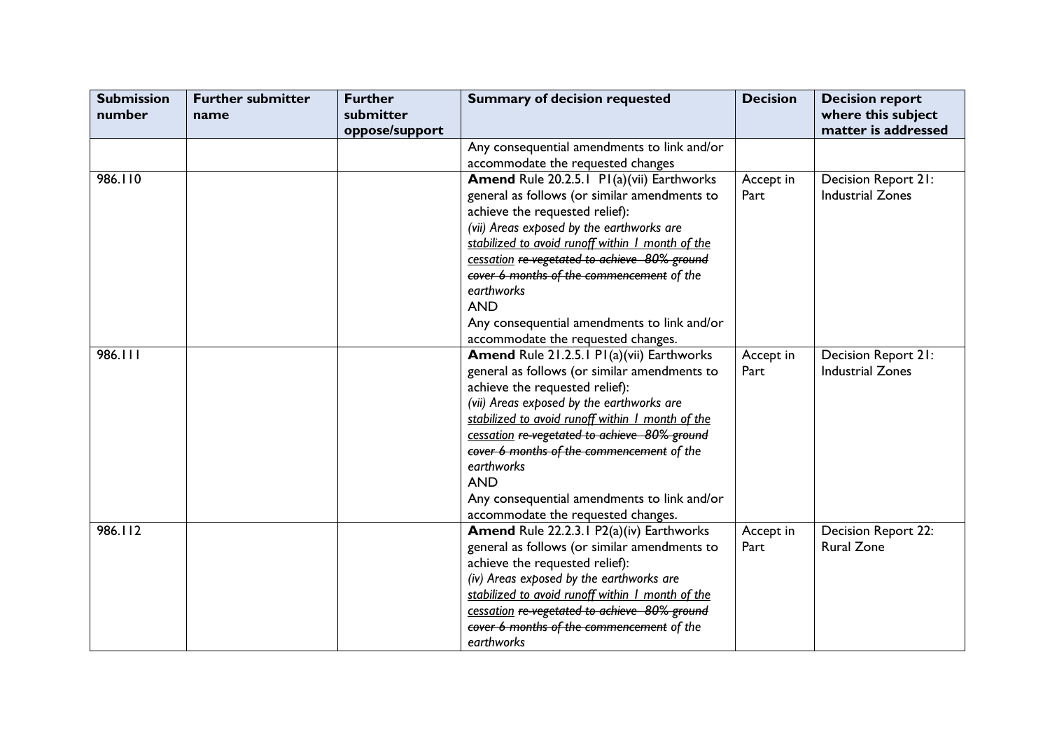| Submission number | Further submitter name | Further submitter oppose/support | Summary of decision requested | Decision | Decision report where this subject matter is addressed |
|---|---|---|---|---|---|
| | | | Any consequential amendments to link and/or accommodate the requested changes | | |
| 986.110 | | | **Amend** Rule 20.2.5.1 P1(a)(vii) Earthworks general as follows (or similar amendments to achieve the requested relief):<br>*(vii) Areas exposed by the earthworks are <u>stabilized to avoid runoff within 1 month of the cessation</u> ~~re-vegetated to achieve 80% ground cover 6 months of the commencement~~ of the earthworks*<br>AND<br>Any consequential amendments to link and/or accommodate the requested changes. | Accept in Part | Decision Report 21: Industrial Zones |
| 986.111 | | | **Amend** Rule 21.2.5.1 P1(a)(vii) Earthworks general as follows (or similar amendments to achieve the requested relief):<br>*(vii) Areas exposed by the earthworks are <u>stabilized to avoid runoff within 1 month of the cessation</u> ~~re-vegetated to achieve 80% ground cover 6 months of the commencement~~ of the earthworks*<br>AND<br>Any consequential amendments to link and/or accommodate the requested changes. | Accept in Part | Decision Report 21: Industrial Zones |
| 986.112 | | | **Amend** Rule 22.2.3.1 P2(a)(iv) Earthworks general as follows (or similar amendments to achieve the requested relief):<br>*(iv) Areas exposed by the earthworks are <u>stabilized to avoid runoff within 1 month of the cessation</u> ~~re-vegetated to achieve 80% ground cover 6 months of the commencement~~ of the earthworks* | Accept in Part | Decision Report 22: Rural Zone |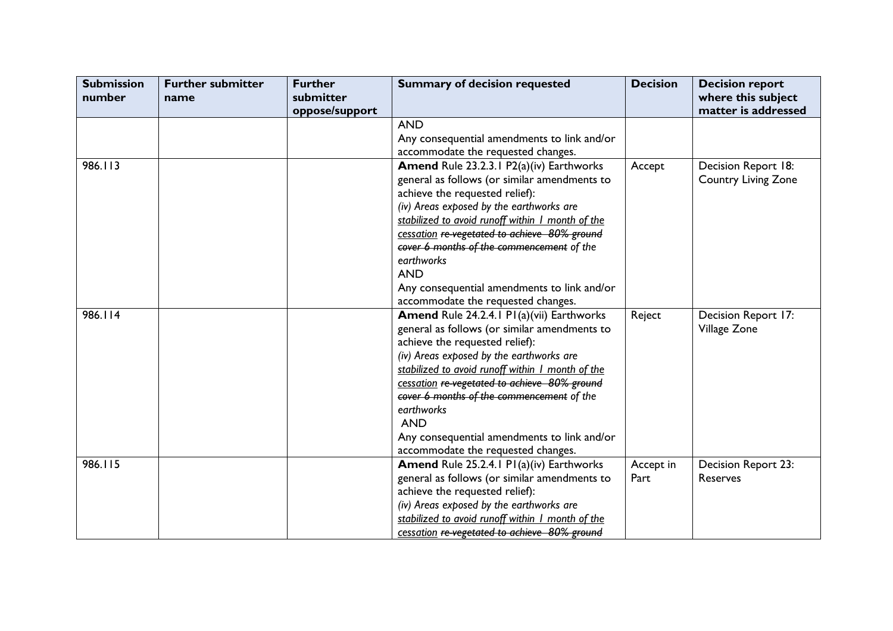| Submission number | Further submitter name | Further submitter oppose/support | Summary of decision requested | Decision | Decision report where this subject matter is addressed |
|---|---|---|---|---|---|
| | | | AND<br>Any consequential amendments to link and/or accommodate the requested changes. | | |
| 986.113 | | | **Amend** Rule 23.2.3.1 P2(a)(iv) Earthworks general as follows (or similar amendments to achieve the requested relief):<br>*(iv) Areas exposed by the earthworks are <u>stabilized to avoid runoff within 1 month of the cessation</u> ~~re-vegetated to achieve 80% ground cover 6 months of the commencement~~ of the earthworks*<br>AND<br>Any consequential amendments to link and/or accommodate the requested changes. | Accept | Decision Report 18: Country Living Zone |
| 986.114 | | | **Amend** Rule 24.2.4.1 P1(a)(vii) Earthworks general as follows (or similar amendments to achieve the requested relief):<br>*(iv) Areas exposed by the earthworks are <u>stabilized to avoid runoff within 1 month of the cessation</u> ~~re-vegetated to achieve 80% ground cover 6 months of the commencement~~ of the earthworks*<br>AND<br>Any consequential amendments to link and/or accommodate the requested changes. | Reject | Decision Report 17: Village Zone |
| 986.115 | | | **Amend** Rule 25.2.4.1 P1(a)(iv) Earthworks general as follows (or similar amendments to achieve the requested relief):<br>*(iv) Areas exposed by the earthworks are <u>stabilized to avoid runoff within 1 month of the cessation</u> ~~re-vegetated to achieve 80% ground~~* | Accept in Part | Decision Report 23: Reserves |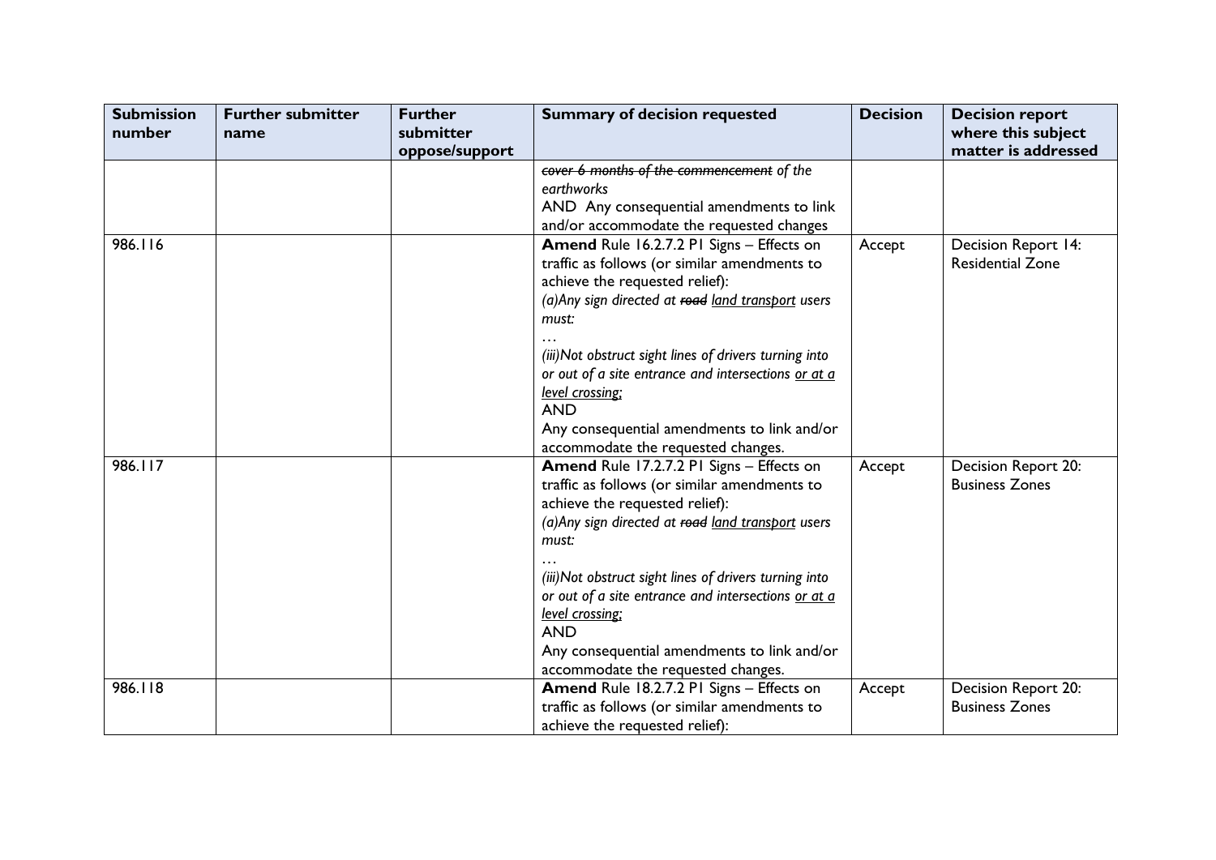| Submission number | Further submitter name | Further submitter oppose/support | Summary of decision requested | Decision | Decision report where this subject matter is addressed |
|---|---|---|---|---|---|
| | | | ~~*cover 6 months of the commencement*~~ *of the earthworks*<br>AND Any consequential amendments to link and/or accommodate the requested changes | | |
| 986.116 | | | **Amend** Rule 16.2.7.2 P1 Signs – Effects on traffic as follows (or similar amendments to achieve the requested relief):<br>*(a)Any sign directed at ~~road~~ <u>land transport</u> users must:*<br>…<br>*(iii)Not obstruct sight lines of drivers turning into or out of a site entrance and intersections <u>or at a level crossing</u>;*<br>AND<br>Any consequential amendments to link and/or accommodate the requested changes. | Accept | Decision Report 14: Residential Zone |
| 986.117 | | | **Amend** Rule 17.2.7.2 P1 Signs – Effects on traffic as follows (or similar amendments to achieve the requested relief):<br>*(a)Any sign directed at ~~road~~ <u>land transport</u> users must:*<br>…<br>*(iii)Not obstruct sight lines of drivers turning into or out of a site entrance and intersections <u>or at a level crossing</u>;*<br>AND<br>Any consequential amendments to link and/or accommodate the requested changes. | Accept | Decision Report 20: Business Zones |
| 986.118 | | | **Amend** Rule 18.2.7.2 P1 Signs – Effects on traffic as follows (or similar amendments to achieve the requested relief): | Accept | Decision Report 20: Business Zones |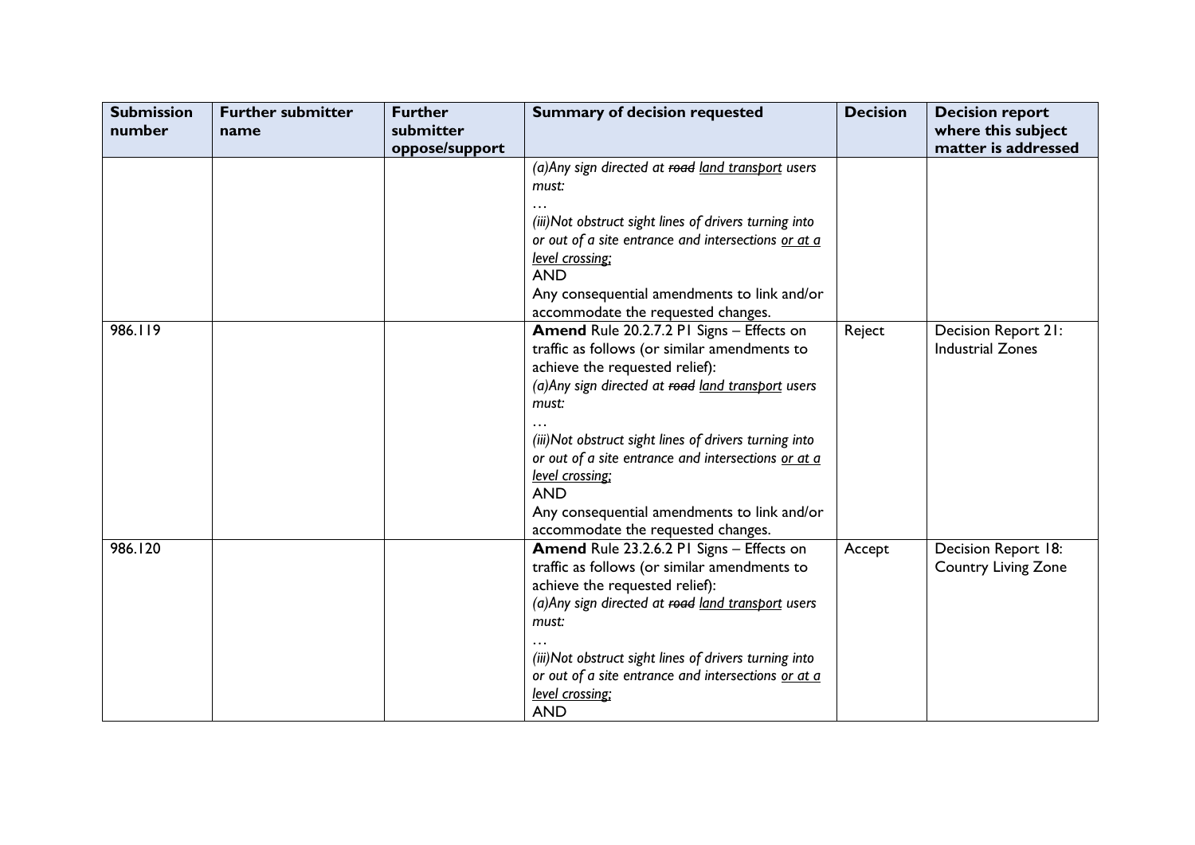| Submission number | Further submitter name | Further submitter oppose/support | Summary of decision requested | Decision | Decision report where this subject matter is addressed |
|---|---|---|---|---|---|
| | | | *(a)Any sign directed at ~~road~~ <u>land transport</u> users must:*<br>*…*<br>*(iii)Not obstruct sight lines of drivers turning into or out of a site entrance and intersections <u>or at a level crossing;</u>*<br>AND<br>Any consequential amendments to link and/or accommodate the requested changes. | | |
| 986.119 | | | **Amend** Rule 20.2.7.2 P1 Signs – Effects on traffic as follows (or similar amendments to achieve the requested relief):<br>*(a)Any sign directed at ~~road~~ <u>land transport</u> users must:*<br>*…*<br>*(iii)Not obstruct sight lines of drivers turning into or out of a site entrance and intersections <u>or at a level crossing;</u>*<br>AND<br>Any consequential amendments to link and/or accommodate the requested changes. | Reject | Decision Report 21: Industrial Zones |
| 986.120 | | | **Amend** Rule 23.2.6.2 P1 Signs – Effects on traffic as follows (or similar amendments to achieve the requested relief):<br>*(a)Any sign directed at ~~road~~ <u>land transport</u> users must:*<br>*…*<br>*(iii)Not obstruct sight lines of drivers turning into or out of a site entrance and intersections <u>or at a level crossing;</u>*<br>AND | Accept | Decision Report 18: Country Living Zone |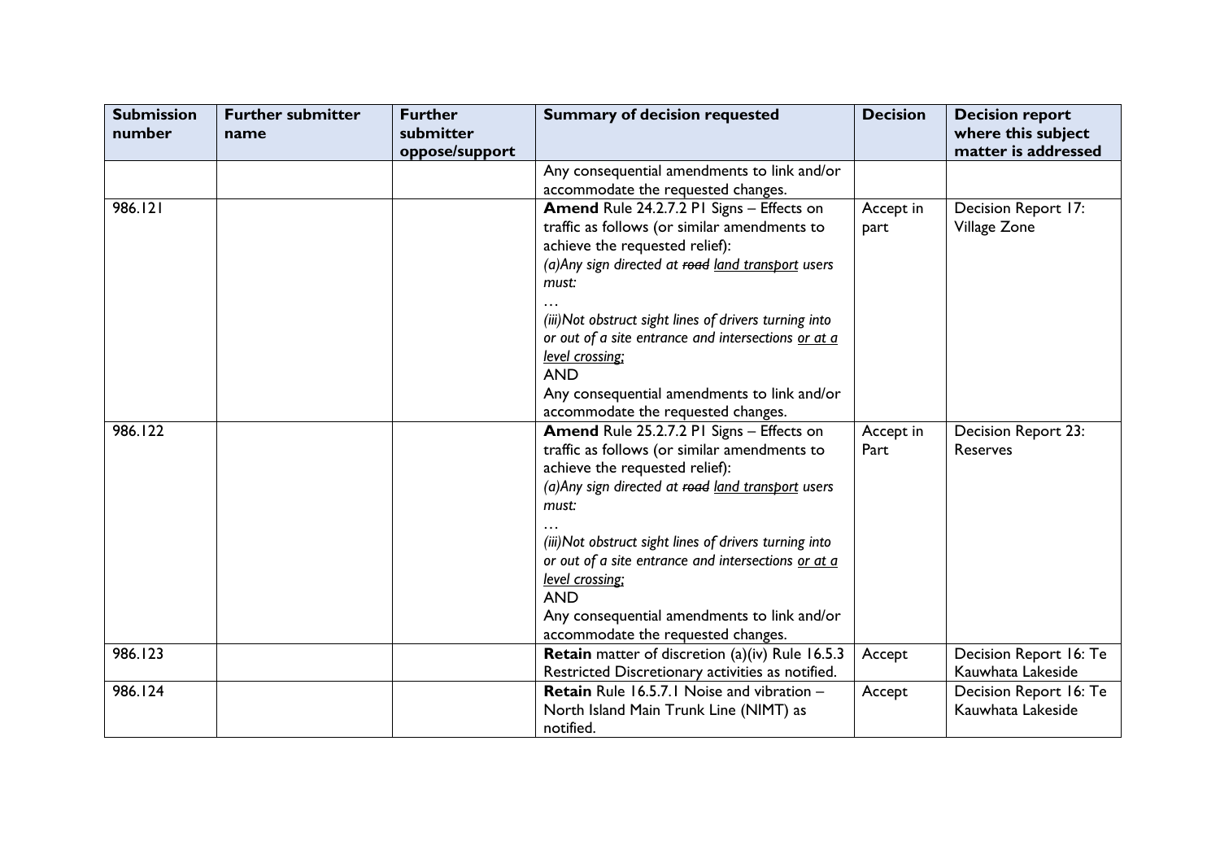| Submission number | Further submitter name | Further submitter oppose/support | Summary of decision requested | Decision | Decision report where this subject matter is addressed |
|---|---|---|---|---|---|
| | | | Any consequential amendments to link and/or accommodate the requested changes. | | |
| 986.121 | | | **Amend** Rule 24.2.7.2 P1 Signs – Effects on traffic as follows (or similar amendments to achieve the requested relief):<br>*(a)Any sign directed at ~~road~~ <u>land transport</u> users must:*<br>…<br>*(iii)Not obstruct sight lines of drivers turning into or out of a site entrance and intersections <u>or at a level crossing</u>;*<br>AND<br>Any consequential amendments to link and/or accommodate the requested changes. | Accept in part | Decision Report 17: Village Zone |
| 986.122 | | | **Amend** Rule 25.2.7.2 P1 Signs – Effects on traffic as follows (or similar amendments to achieve the requested relief):<br>*(a)Any sign directed at ~~road~~ <u>land transport</u> users must:*<br>…<br>*(iii)Not obstruct sight lines of drivers turning into or out of a site entrance and intersections <u>or at a level crossing</u>;*<br>AND<br>Any consequential amendments to link and/or accommodate the requested changes. | Accept in Part | Decision Report 23: Reserves |
| 986.123 | | | **Retain** matter of discretion (a)(iv) Rule 16.5.3 Restricted Discretionary activities as notified. | Accept | Decision Report 16: Te Kauwhata Lakeside |
| 986.124 | | | **Retain** Rule 16.5.7.1 Noise and vibration – North Island Main Trunk Line (NIMT) as notified. | Accept | Decision Report 16: Te Kauwhata Lakeside |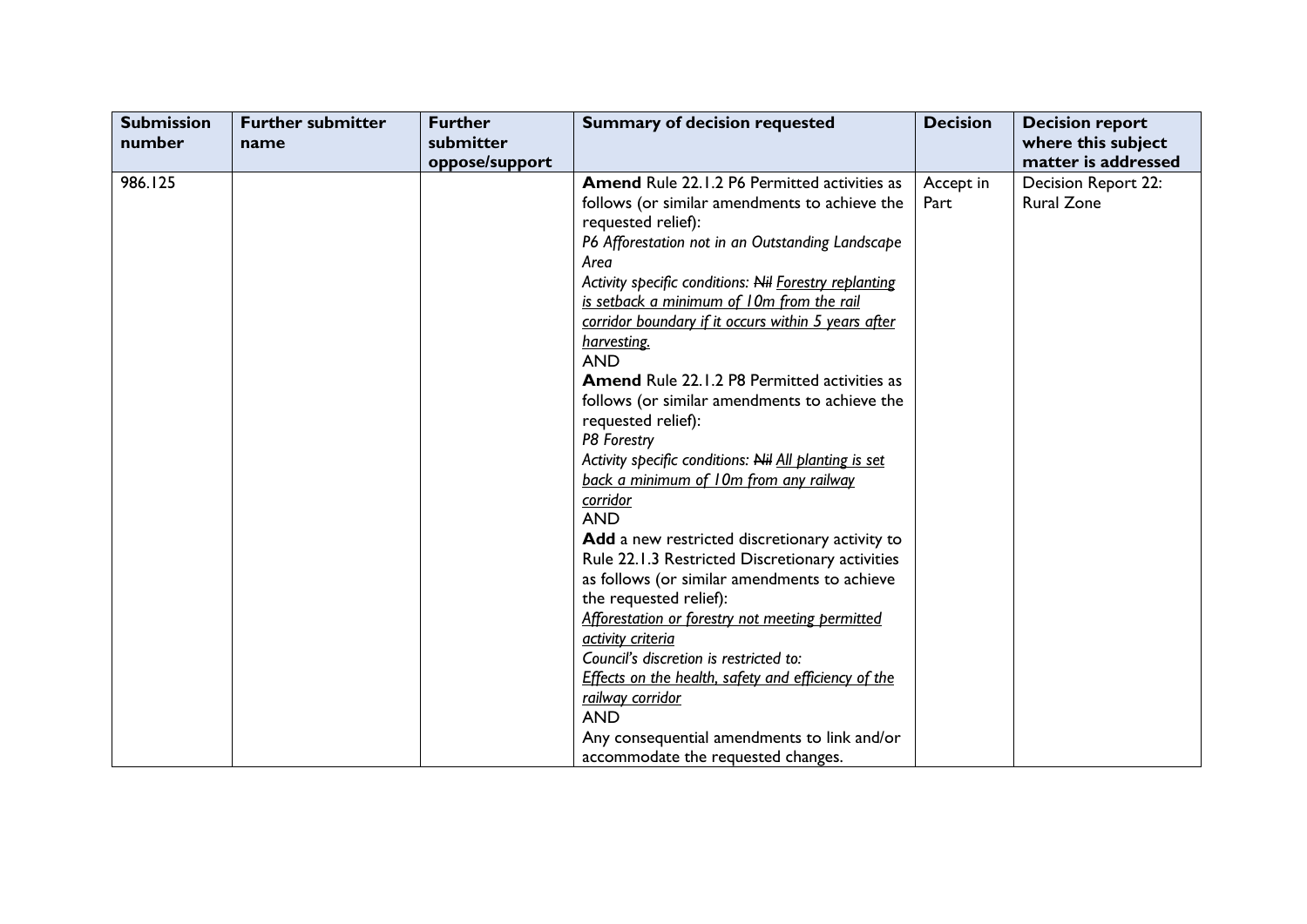| Submission number | Further submitter name | Further submitter oppose/support | Summary of decision requested | Decision | Decision report where this subject matter is addressed |
|---|---|---|---|---|---|
| 986.125 | | | **Amend** Rule 22.1.2 P6 Permitted activities as follows (or similar amendments to achieve the requested relief):<br>*P6 Afforestation not in an Outstanding Landscape Area*<br>*Activity specific conditions: ~~Nil~~ <u>Forestry replanting is setback a minimum of 10m from the rail corridor boundary if it occurs within 5 years after harvesting.</u>*<br>AND<br>**Amend** Rule 22.1.2 P8 Permitted activities as follows (or similar amendments to achieve the requested relief):<br>*P8 Forestry*<br>*Activity specific conditions: ~~Nil~~ <u>All planting is set back a minimum of 10m from any railway corridor</u>*<br>AND<br>**Add** a new restricted discretionary activity to Rule 22.1.3 Restricted Discretionary activities as follows (or similar amendments to achieve the requested relief):<br>*<u>Afforestation or forestry not meeting permitted activity criteria</u>*<br>*Council's discretion is restricted to:*<br>*<u>Effects on the health, safety and efficiency of the railway corridor</u>*<br>AND<br>Any consequential amendments to link and/or accommodate the requested changes. | Accept in Part | Decision Report 22: Rural Zone |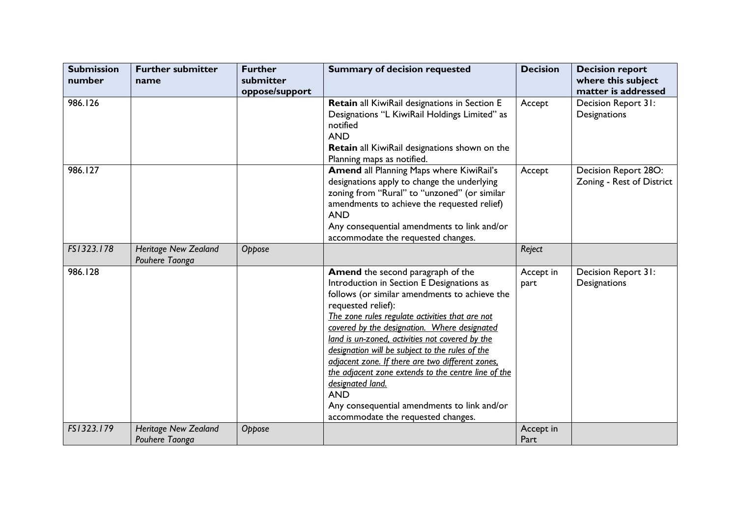| Submission number | Further submitter name | Further submitter oppose/support | Summary of decision requested | Decision | Decision report where this subject matter is addressed |
|---|---|---|---|---|---|
| 986.126 | | | **Retain** all KiwiRail designations in Section E Designations "L KiwiRail Holdings Limited" as notified<br>AND<br>**Retain** all KiwiRail designations shown on the Planning maps as notified. | Accept | Decision Report 31: Designations |
| 986.127 | | | **Amend** all Planning Maps where KiwiRail's designations apply to change the underlying zoning from "Rural" to "unzoned" (or similar amendments to achieve the requested relief)<br>AND<br>Any consequential amendments to link and/or accommodate the requested changes. | Accept | Decision Report 28O: Zoning - Rest of District |
| *FS1323.178* | *Heritage New Zealand Pouhere Taonga* | *Oppose* | | *Reject* | |
| 986.128 | | | **Amend** the second paragraph of the Introduction in Section E Designations as follows (or similar amendments to achieve the requested relief):<br>*The zone rules regulate activities that are not covered by the designation. Where designated land is un-zoned, activities not covered by the designation will be subject to the rules of the adjacent zone. If there are two different zones, the adjacent zone extends to the centre line of the designated land.*<br>AND<br>Any consequential amendments to link and/or accommodate the requested changes. | Accept in part | Decision Report 31: Designations |
| *FS1323.179* | *Heritage New Zealand Pouhere Taonga* | *Oppose* | | *Accept in Part* | |